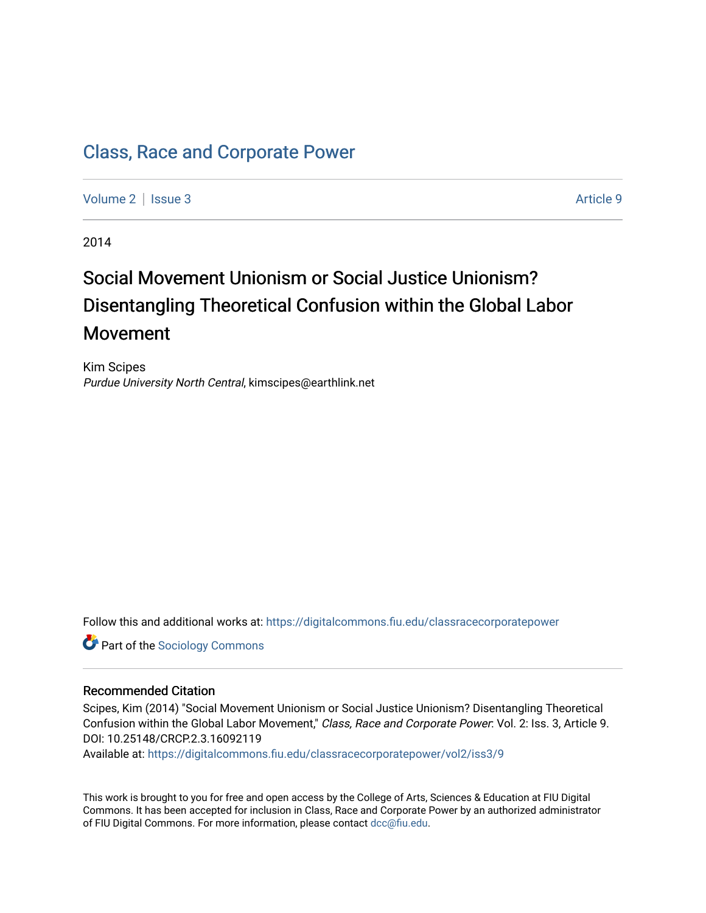# Class, Race and Corporate Power

Volume 2 | Issue 3 Article 9

2014

## Social Movement Unionism or Social Justice Unionism? Disentangling Theoretical Confusion within the Global Labor Movement

Kim Scipes
*Purdue University North Central*, kimscipes@earthlink.net

Follow this and additional works at: https://digitalcommons.fiu.edu/classracecorporatepower

Part of the Sociology Commons

### Recommended Citation

Scipes, Kim (2014) "Social Movement Unionism or Social Justice Unionism? Disentangling Theoretical Confusion within the Global Labor Movement," *Class, Race and Corporate Power*: Vol. 2: Iss. 3, Article 9.
DOI: 10.25148/CRCP.2.3.16092119
Available at: https://digitalcommons.fiu.edu/classracecorporatepower/vol2/iss3/9

This work is brought to you for free and open access by the College of Arts, Sciences & Education at FIU Digital Commons. It has been accepted for inclusion in Class, Race and Corporate Power by an authorized administrator of FIU Digital Commons. For more information, please contact dcc@fiu.edu.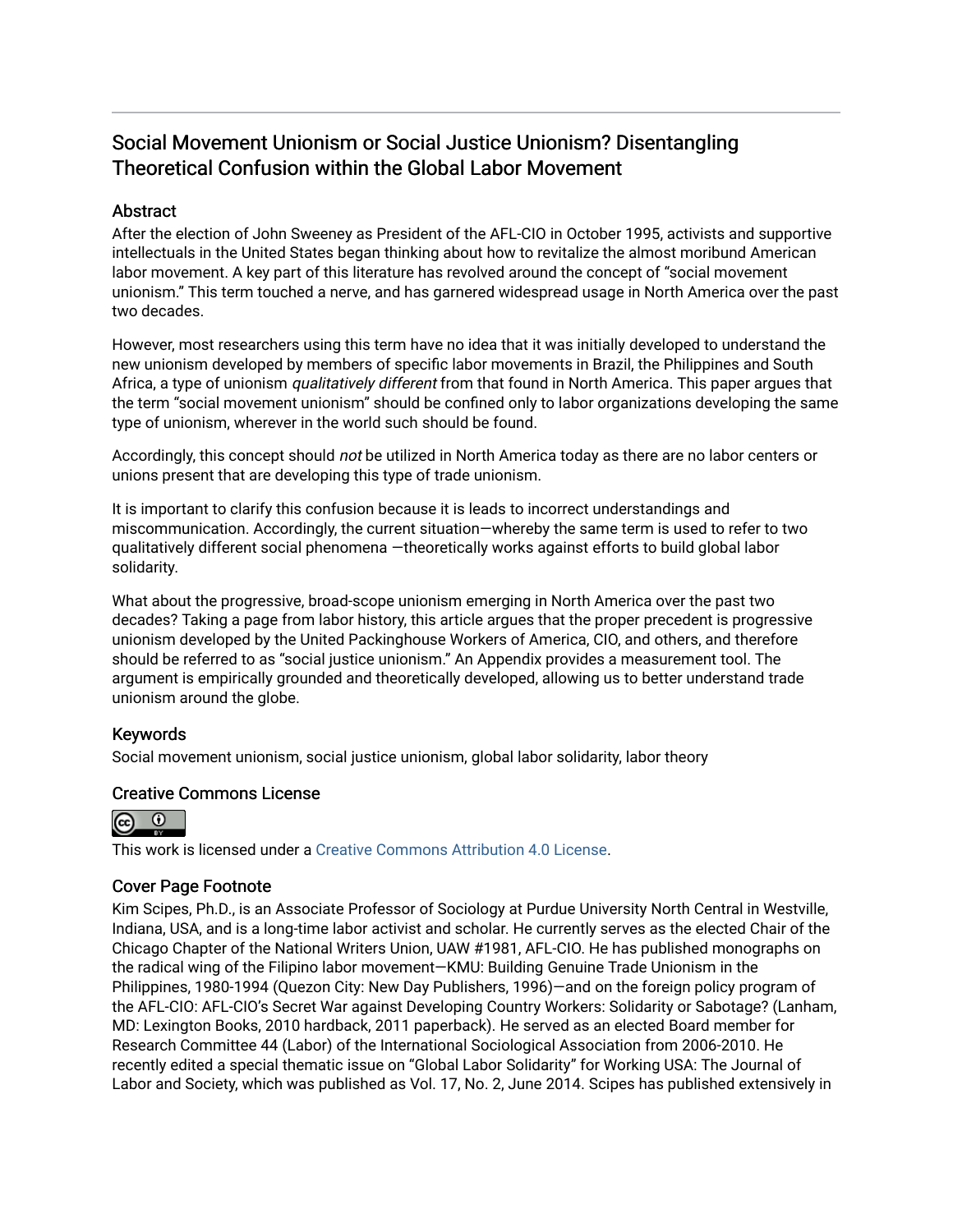# Social Movement Unionism or Social Justice Unionism? Disentangling Theoretical Confusion within the Global Labor Movement

## Abstract

After the election of John Sweeney as President of the AFL-CIO in October 1995, activists and supportive intellectuals in the United States began thinking about how to revitalize the almost moribund American labor movement. A key part of this literature has revolved around the concept of "social movement unionism." This term touched a nerve, and has garnered widespread usage in North America over the past two decades.

However, most researchers using this term have no idea that it was initially developed to understand the new unionism developed by members of specific labor movements in Brazil, the Philippines and South Africa, a type of unionism *qualitatively different* from that found in North America. This paper argues that the term "social movement unionism" should be confined only to labor organizations developing the same type of unionism, wherever in the world such should be found.

Accordingly, this concept should *not* be utilized in North America today as there are no labor centers or unions present that are developing this type of trade unionism.

It is important to clarify this confusion because it is leads to incorrect understandings and miscommunication. Accordingly, the current situation—whereby the same term is used to refer to two qualitatively different social phenomena —theoretically works against efforts to build global labor solidarity.

What about the progressive, broad-scope unionism emerging in North America over the past two decades? Taking a page from labor history, this article argues that the proper precedent is progressive unionism developed by the United Packinghouse Workers of America, CIO, and others, and therefore should be referred to as "social justice unionism." An Appendix provides a measurement tool. The argument is empirically grounded and theoretically developed, allowing us to better understand trade unionism around the globe.

## Keywords

Social movement unionism, social justice unionism, global labor solidarity, labor theory

## Creative Commons License

This work is licensed under a Creative Commons Attribution 4.0 License.

## Cover Page Footnote

Kim Scipes, Ph.D., is an Associate Professor of Sociology at Purdue University North Central in Westville, Indiana, USA, and is a long-time labor activist and scholar. He currently serves as the elected Chair of the Chicago Chapter of the National Writers Union, UAW #1981, AFL-CIO. He has published monographs on the radical wing of the Filipino labor movement—KMU: Building Genuine Trade Unionism in the Philippines, 1980-1994 (Quezon City: New Day Publishers, 1996)—and on the foreign policy program of the AFL-CIO: AFL-CIO's Secret War against Developing Country Workers: Solidarity or Sabotage? (Lanham, MD: Lexington Books, 2010 hardback, 2011 paperback). He served as an elected Board member for Research Committee 44 (Labor) of the International Sociological Association from 2006-2010. He recently edited a special thematic issue on "Global Labor Solidarity" for Working USA: The Journal of Labor and Society, which was published as Vol. 17, No. 2, June 2014. Scipes has published extensively in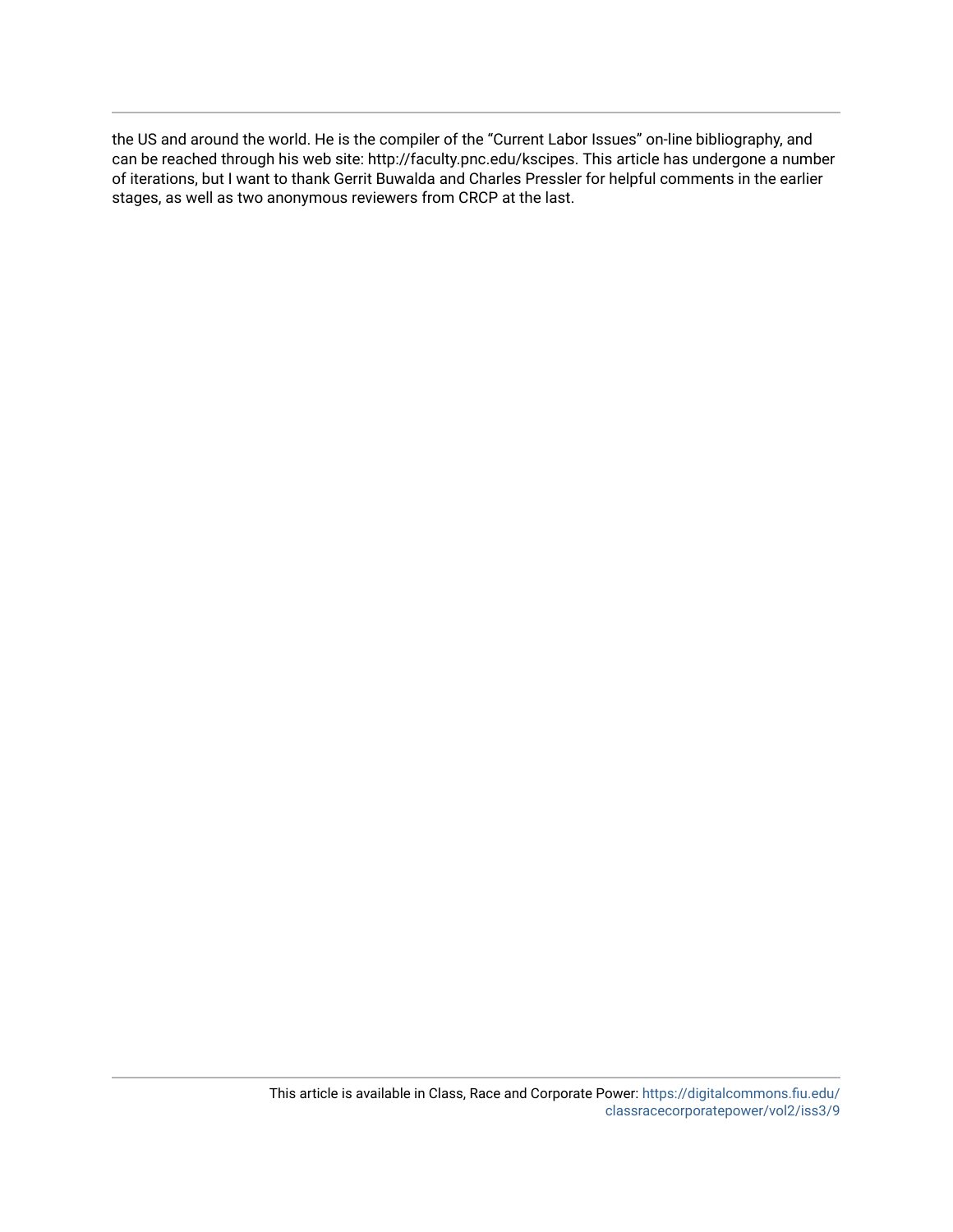the US and around the world. He is the compiler of the "Current Labor Issues" on-line bibliography, and can be reached through his web site: http://faculty.pnc.edu/kscipes. This article has undergone a number of iterations, but I want to thank Gerrit Buwalda and Charles Pressler for helpful comments in the earlier stages, as well as two anonymous reviewers from CRCP at the last.

This article is available in Class, Race and Corporate Power: https://digitalcommons.fiu.edu/classracecorporatepower/vol2/iss3/9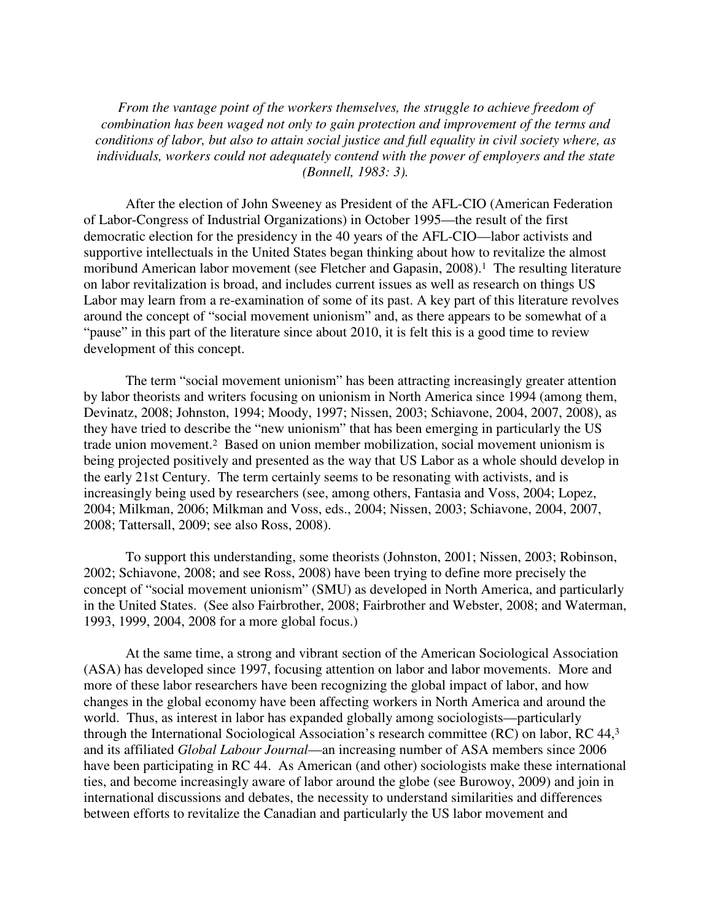*From the vantage point of the workers themselves, the struggle to achieve freedom of combination has been waged not only to gain protection and improvement of the terms and conditions of labor, but also to attain social justice and full equality in civil society where, as individuals, workers could not adequately contend with the power of employers and the state (Bonnell, 1983: 3).*

After the election of John Sweeney as President of the AFL-CIO (American Federation of Labor-Congress of Industrial Organizations) in October 1995—the result of the first democratic election for the presidency in the 40 years of the AFL-CIO—labor activists and supportive intellectuals in the United States began thinking about how to revitalize the almost moribund American labor movement (see Fletcher and Gapasin, 2008).[1] The resulting literature on labor revitalization is broad, and includes current issues as well as research on things US Labor may learn from a re-examination of some of its past. A key part of this literature revolves around the concept of "social movement unionism" and, as there appears to be somewhat of a "pause" in this part of the literature since about 2010, it is felt this is a good time to review development of this concept.

The term "social movement unionism" has been attracting increasingly greater attention by labor theorists and writers focusing on unionism in North America since 1994 (among them, Devinatz, 2008; Johnston, 1994; Moody, 1997; Nissen, 2003; Schiavone, 2004, 2007, 2008), as they have tried to describe the "new unionism" that has been emerging in particularly the US trade union movement.[2] Based on union member mobilization, social movement unionism is being projected positively and presented as the way that US Labor as a whole should develop in the early 21st Century. The term certainly seems to be resonating with activists, and is increasingly being used by researchers (see, among others, Fantasia and Voss, 2004; Lopez, 2004; Milkman, 2006; Milkman and Voss, eds., 2004; Nissen, 2003; Schiavone, 2004, 2007, 2008; Tattersall, 2009; see also Ross, 2008).

To support this understanding, some theorists (Johnston, 2001; Nissen, 2003; Robinson, 2002; Schiavone, 2008; and see Ross, 2008) have been trying to define more precisely the concept of "social movement unionism" (SMU) as developed in North America, and particularly in the United States. (See also Fairbrother, 2008; Fairbrother and Webster, 2008; and Waterman, 1993, 1999, 2004, 2008 for a more global focus.)

At the same time, a strong and vibrant section of the American Sociological Association (ASA) has developed since 1997, focusing attention on labor and labor movements. More and more of these labor researchers have been recognizing the global impact of labor, and how changes in the global economy have been affecting workers in North America and around the world. Thus, as interest in labor has expanded globally among sociologists—particularly through the International Sociological Association's research committee (RC) on labor, RC 44,[3] and its affiliated *Global Labour Journal*—an increasing number of ASA members since 2006 have been participating in RC 44. As American (and other) sociologists make these international ties, and become increasingly aware of labor around the globe (see Burowoy, 2009) and join in international discussions and debates, the necessity to understand similarities and differences between efforts to revitalize the Canadian and particularly the US labor movement and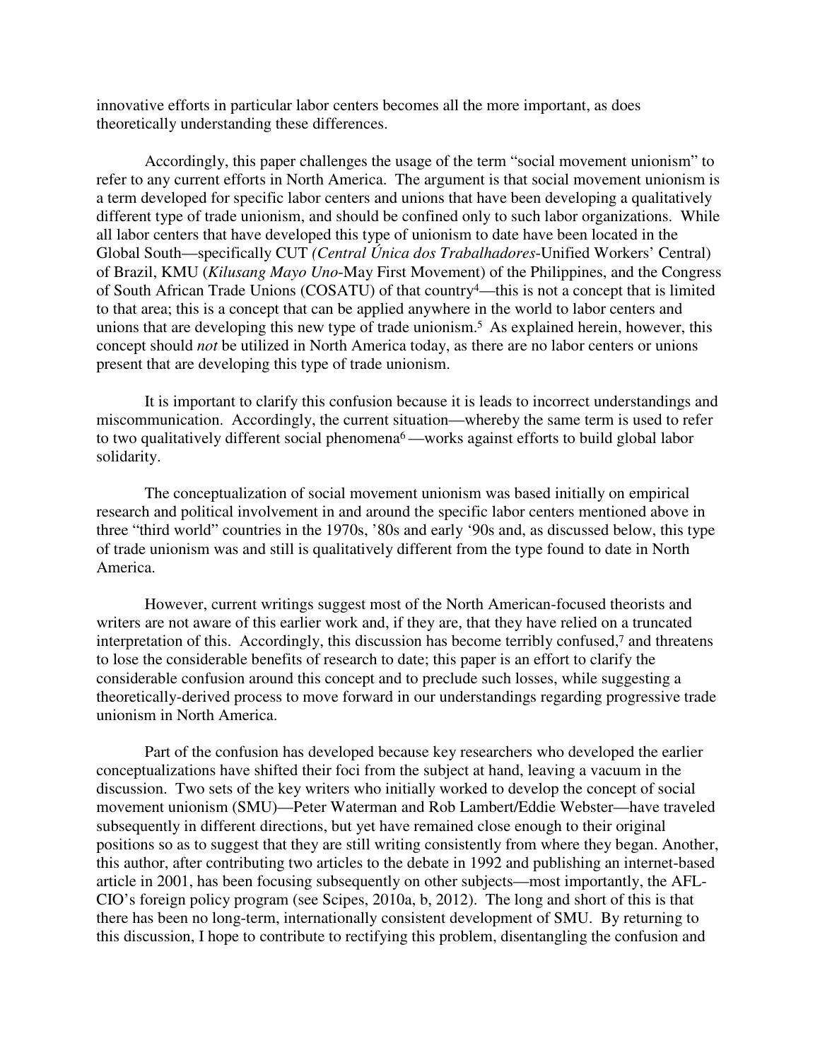innovative efforts in particular labor centers becomes all the more important, as does theoretically understanding these differences.

Accordingly, this paper challenges the usage of the term "social movement unionism" to refer to any current efforts in North America. The argument is that social movement unionism is a term developed for specific labor centers and unions that have been developing a qualitatively different type of trade unionism, and should be confined only to such labor organizations. While all labor centers that have developed this type of unionism to date have been located in the Global South—specifically CUT *(Central Única dos Trabalhadores*-Unified Workers' Central) of Brazil, KMU (*Kilusang Mayo Uno*-May First Movement) of the Philippines, and the Congress of South African Trade Unions (COSATU) of that country[4]—this is not a concept that is limited to that area; this is a concept that can be applied anywhere in the world to labor centers and unions that are developing this new type of trade unionism.[5] As explained herein, however, this concept should *not* be utilized in North America today, as there are no labor centers or unions present that are developing this type of trade unionism.

It is important to clarify this confusion because it is leads to incorrect understandings and miscommunication. Accordingly, the current situation—whereby the same term is used to refer to two qualitatively different social phenomena[6]—works against efforts to build global labor solidarity.

The conceptualization of social movement unionism was based initially on empirical research and political involvement in and around the specific labor centers mentioned above in three "third world" countries in the 1970s, '80s and early '90s and, as discussed below, this type of trade unionism was and still is qualitatively different from the type found to date in North America.

However, current writings suggest most of the North American-focused theorists and writers are not aware of this earlier work and, if they are, that they have relied on a truncated interpretation of this. Accordingly, this discussion has become terribly confused,[7] and threatens to lose the considerable benefits of research to date; this paper is an effort to clarify the considerable confusion around this concept and to preclude such losses, while suggesting a theoretically-derived process to move forward in our understandings regarding progressive trade unionism in North America.

Part of the confusion has developed because key researchers who developed the earlier conceptualizations have shifted their foci from the subject at hand, leaving a vacuum in the discussion. Two sets of the key writers who initially worked to develop the concept of social movement unionism (SMU)—Peter Waterman and Rob Lambert/Eddie Webster—have traveled subsequently in different directions, but yet have remained close enough to their original positions so as to suggest that they are still writing consistently from where they began. Another, this author, after contributing two articles to the debate in 1992 and publishing an internet-based article in 2001, has been focusing subsequently on other subjects—most importantly, the AFL-CIO's foreign policy program (see Scipes, 2010a, b, 2012). The long and short of this is that there has been no long-term, internationally consistent development of SMU. By returning to this discussion, I hope to contribute to rectifying this problem, disentangling the confusion and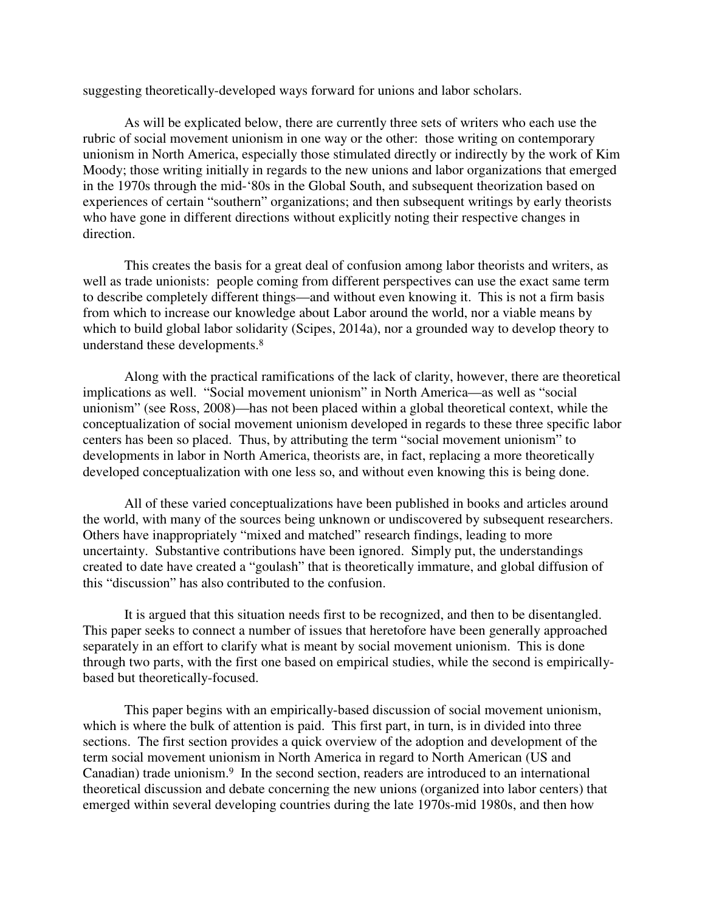suggesting theoretically-developed ways forward for unions and labor scholars.

As will be explicated below, there are currently three sets of writers who each use the rubric of social movement unionism in one way or the other: those writing on contemporary unionism in North America, especially those stimulated directly or indirectly by the work of Kim Moody; those writing initially in regards to the new unions and labor organizations that emerged in the 1970s through the mid-'80s in the Global South, and subsequent theorization based on experiences of certain "southern" organizations; and then subsequent writings by early theorists who have gone in different directions without explicitly noting their respective changes in direction.

This creates the basis for a great deal of confusion among labor theorists and writers, as well as trade unionists: people coming from different perspectives can use the exact same term to describe completely different things—and without even knowing it. This is not a firm basis from which to increase our knowledge about Labor around the world, nor a viable means by which to build global labor solidarity (Scipes, 2014a), nor a grounded way to develop theory to understand these developments.[8]

Along with the practical ramifications of the lack of clarity, however, there are theoretical implications as well. "Social movement unionism" in North America—as well as "social unionism" (see Ross, 2008)—has not been placed within a global theoretical context, while the conceptualization of social movement unionism developed in regards to these three specific labor centers has been so placed. Thus, by attributing the term "social movement unionism" to developments in labor in North America, theorists are, in fact, replacing a more theoretically developed conceptualization with one less so, and without even knowing this is being done.

All of these varied conceptualizations have been published in books and articles around the world, with many of the sources being unknown or undiscovered by subsequent researchers. Others have inappropriately "mixed and matched" research findings, leading to more uncertainty. Substantive contributions have been ignored. Simply put, the understandings created to date have created a "goulash" that is theoretically immature, and global diffusion of this "discussion" has also contributed to the confusion.

It is argued that this situation needs first to be recognized, and then to be disentangled. This paper seeks to connect a number of issues that heretofore have been generally approached separately in an effort to clarify what is meant by social movement unionism. This is done through two parts, with the first one based on empirical studies, while the second is empirically-based but theoretically-focused.

This paper begins with an empirically-based discussion of social movement unionism, which is where the bulk of attention is paid. This first part, in turn, is in divided into three sections. The first section provides a quick overview of the adoption and development of the term social movement unionism in North America in regard to North American (US and Canadian) trade unionism.[9] In the second section, readers are introduced to an international theoretical discussion and debate concerning the new unions (organized into labor centers) that emerged within several developing countries during the late 1970s-mid 1980s, and then how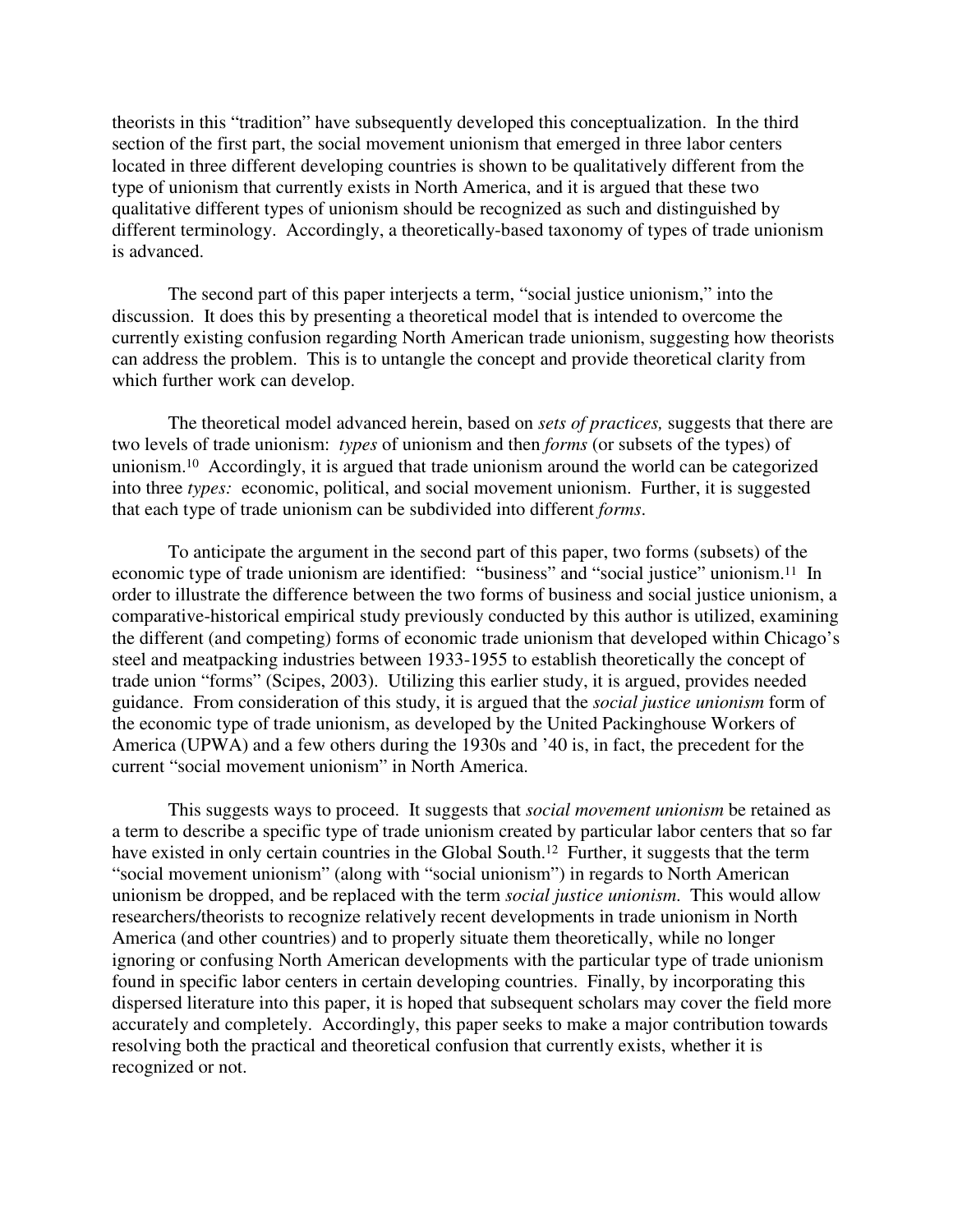theorists in this "tradition" have subsequently developed this conceptualization. In the third section of the first part, the social movement unionism that emerged in three labor centers located in three different developing countries is shown to be qualitatively different from the type of unionism that currently exists in North America, and it is argued that these two qualitative different types of unionism should be recognized as such and distinguished by different terminology. Accordingly, a theoretically-based taxonomy of types of trade unionism is advanced.

The second part of this paper interjects a term, "social justice unionism," into the discussion. It does this by presenting a theoretical model that is intended to overcome the currently existing confusion regarding North American trade unionism, suggesting how theorists can address the problem. This is to untangle the concept and provide theoretical clarity from which further work can develop.

The theoretical model advanced herein, based on *sets of practices,* suggests that there are two levels of trade unionism: *types* of unionism and then *forms* (or subsets of the types) of unionism.[10] Accordingly, it is argued that trade unionism around the world can be categorized into three *types:* economic, political, and social movement unionism. Further, it is suggested that each type of trade unionism can be subdivided into different *forms*.

To anticipate the argument in the second part of this paper, two forms (subsets) of the economic type of trade unionism are identified: "business" and "social justice" unionism.[11] In order to illustrate the difference between the two forms of business and social justice unionism, a comparative-historical empirical study previously conducted by this author is utilized, examining the different (and competing) forms of economic trade unionism that developed within Chicago's steel and meatpacking industries between 1933-1955 to establish theoretically the concept of trade union "forms" (Scipes, 2003). Utilizing this earlier study, it is argued, provides needed guidance. From consideration of this study, it is argued that the *social justice unionism* form of the economic type of trade unionism, as developed by the United Packinghouse Workers of America (UPWA) and a few others during the 1930s and '40 is, in fact, the precedent for the current "social movement unionism" in North America.

This suggests ways to proceed. It suggests that *social movement unionism* be retained as a term to describe a specific type of trade unionism created by particular labor centers that so far have existed in only certain countries in the Global South.[12] Further, it suggests that the term "social movement unionism" (along with "social unionism") in regards to North American unionism be dropped, and be replaced with the term *social justice unionism*. This would allow researchers/theorists to recognize relatively recent developments in trade unionism in North America (and other countries) and to properly situate them theoretically, while no longer ignoring or confusing North American developments with the particular type of trade unionism found in specific labor centers in certain developing countries. Finally, by incorporating this dispersed literature into this paper, it is hoped that subsequent scholars may cover the field more accurately and completely. Accordingly, this paper seeks to make a major contribution towards resolving both the practical and theoretical confusion that currently exists, whether it is recognized or not.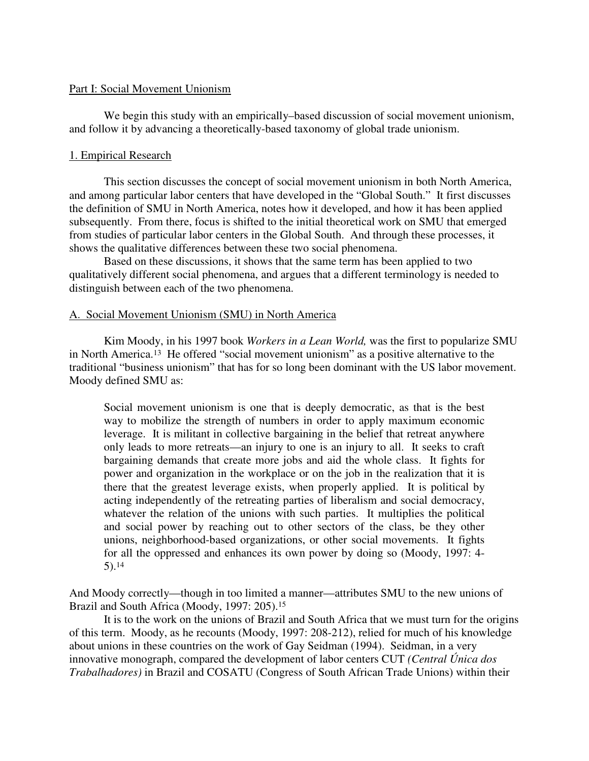## Part I: Social Movement Unionism

We begin this study with an empirically–based discussion of social movement unionism, and follow it by advancing a theoretically-based taxonomy of global trade unionism.

### 1. Empirical Research

This section discusses the concept of social movement unionism in both North America, and among particular labor centers that have developed in the "Global South." It first discusses the definition of SMU in North America, notes how it developed, and how it has been applied subsequently. From there, focus is shifted to the initial theoretical work on SMU that emerged from studies of particular labor centers in the Global South. And through these processes, it shows the qualitative differences between these two social phenomena.

Based on these discussions, it shows that the same term has been applied to two qualitatively different social phenomena, and argues that a different terminology is needed to distinguish between each of the two phenomena.

#### A. Social Movement Unionism (SMU) in North America

Kim Moody, in his 1997 book *Workers in a Lean World,* was the first to popularize SMU in North America.[13] He offered "social movement unionism" as a positive alternative to the traditional "business unionism" that has for so long been dominant with the US labor movement. Moody defined SMU as:

> Social movement unionism is one that is deeply democratic, as that is the best way to mobilize the strength of numbers in order to apply maximum economic leverage. It is militant in collective bargaining in the belief that retreat anywhere only leads to more retreats—an injury to one is an injury to all. It seeks to craft bargaining demands that create more jobs and aid the whole class. It fights for power and organization in the workplace or on the job in the realization that it is there that the greatest leverage exists, when properly applied. It is political by acting independently of the retreating parties of liberalism and social democracy, whatever the relation of the unions with such parties. It multiplies the political and social power by reaching out to other sectors of the class, be they other unions, neighborhood-based organizations, or other social movements. It fights for all the oppressed and enhances its own power by doing so (Moody, 1997: 4-5).[14]

And Moody correctly—though in too limited a manner—attributes SMU to the new unions of Brazil and South Africa (Moody, 1997: 205).[15]

It is to the work on the unions of Brazil and South Africa that we must turn for the origins of this term. Moody, as he recounts (Moody, 1997: 208-212), relied for much of his knowledge about unions in these countries on the work of Gay Seidman (1994). Seidman, in a very innovative monograph, compared the development of labor centers CUT *(Central Única dos Trabalhadores)* in Brazil and COSATU (Congress of South African Trade Unions) within their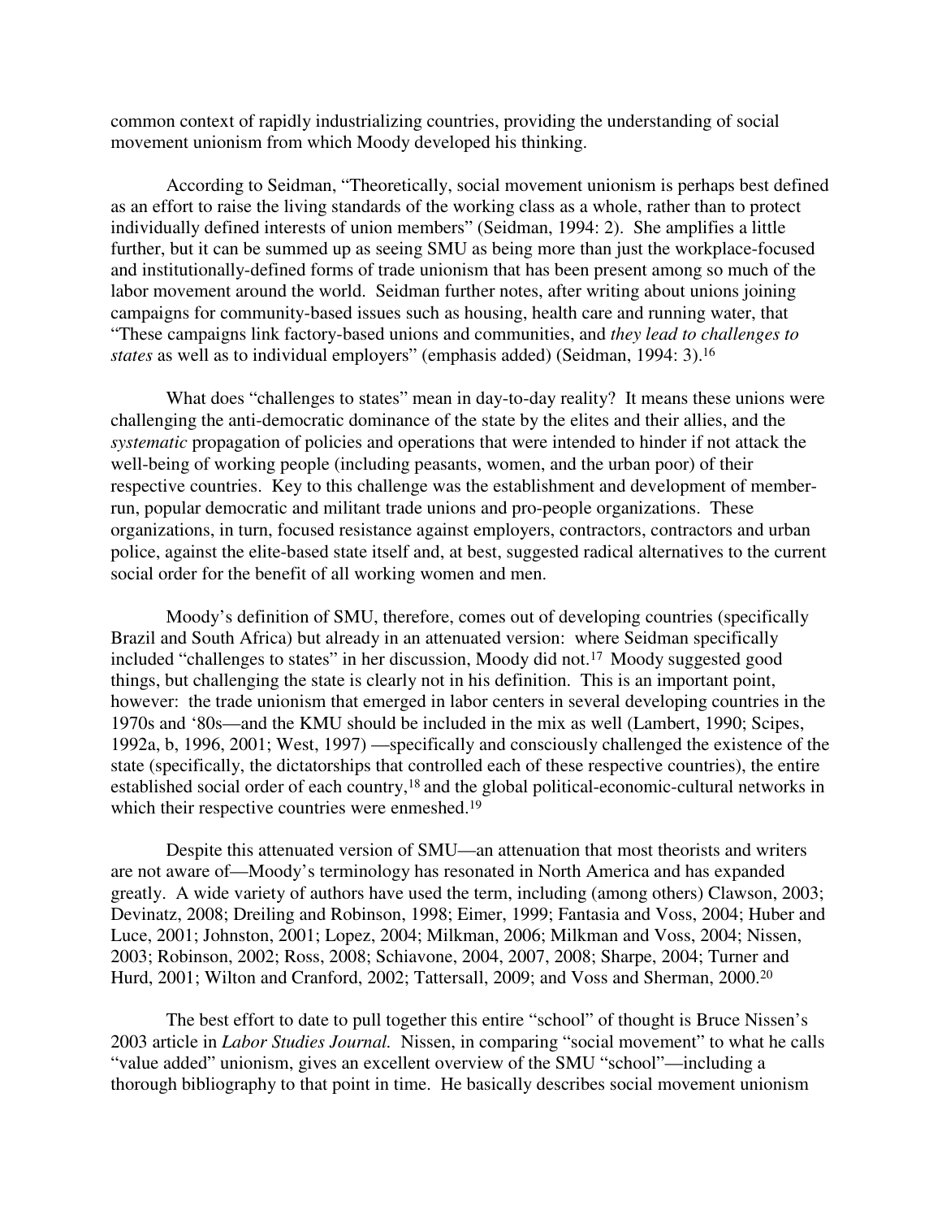common context of rapidly industrializing countries, providing the understanding of social movement unionism from which Moody developed his thinking.

According to Seidman, "Theoretically, social movement unionism is perhaps best defined as an effort to raise the living standards of the working class as a whole, rather than to protect individually defined interests of union members" (Seidman, 1994: 2). She amplifies a little further, but it can be summed up as seeing SMU as being more than just the workplace-focused and institutionally-defined forms of trade unionism that has been present among so much of the labor movement around the world. Seidman further notes, after writing about unions joining campaigns for community-based issues such as housing, health care and running water, that "These campaigns link factory-based unions and communities, and *they lead to challenges to states* as well as to individual employers" (emphasis added) (Seidman, 1994: 3).[16]

What does "challenges to states" mean in day-to-day reality? It means these unions were challenging the anti-democratic dominance of the state by the elites and their allies, and the *systematic* propagation of policies and operations that were intended to hinder if not attack the well-being of working people (including peasants, women, and the urban poor) of their respective countries. Key to this challenge was the establishment and development of member-run, popular democratic and militant trade unions and pro-people organizations. These organizations, in turn, focused resistance against employers, contractors, contractors and urban police, against the elite-based state itself and, at best, suggested radical alternatives to the current social order for the benefit of all working women and men.

Moody's definition of SMU, therefore, comes out of developing countries (specifically Brazil and South Africa) but already in an attenuated version: where Seidman specifically included "challenges to states" in her discussion, Moody did not.[17] Moody suggested good things, but challenging the state is clearly not in his definition. This is an important point, however: the trade unionism that emerged in labor centers in several developing countries in the 1970s and '80s—and the KMU should be included in the mix as well (Lambert, 1990; Scipes, 1992a, b, 1996, 2001; West, 1997) —specifically and consciously challenged the existence of the state (specifically, the dictatorships that controlled each of these respective countries), the entire established social order of each country,[18] and the global political-economic-cultural networks in which their respective countries were enmeshed.[19]

Despite this attenuated version of SMU—an attenuation that most theorists and writers are not aware of—Moody's terminology has resonated in North America and has expanded greatly. A wide variety of authors have used the term, including (among others) Clawson, 2003; Devinatz, 2008; Dreiling and Robinson, 1998; Eimer, 1999; Fantasia and Voss, 2004; Huber and Luce, 2001; Johnston, 2001; Lopez, 2004; Milkman, 2006; Milkman and Voss, 2004; Nissen, 2003; Robinson, 2002; Ross, 2008; Schiavone, 2004, 2007, 2008; Sharpe, 2004; Turner and Hurd, 2001; Wilton and Cranford, 2002; Tattersall, 2009; and Voss and Sherman, 2000.[20]

The best effort to date to pull together this entire "school" of thought is Bruce Nissen's 2003 article in *Labor Studies Journal.* Nissen, in comparing "social movement" to what he calls "value added" unionism, gives an excellent overview of the SMU "school"—including a thorough bibliography to that point in time. He basically describes social movement unionism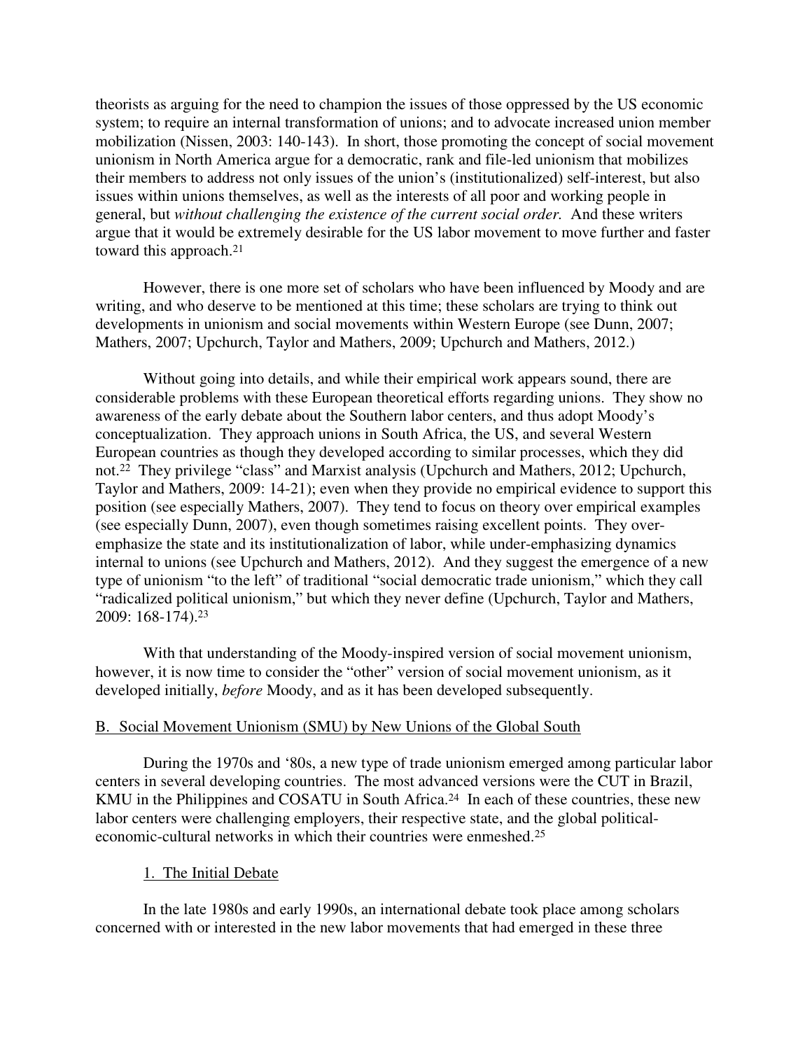theorists as arguing for the need to champion the issues of those oppressed by the US economic system; to require an internal transformation of unions; and to advocate increased union member mobilization (Nissen, 2003: 140-143). In short, those promoting the concept of social movement unionism in North America argue for a democratic, rank and file-led unionism that mobilizes their members to address not only issues of the union's (institutionalized) self-interest, but also issues within unions themselves, as well as the interests of all poor and working people in general, but *without challenging the existence of the current social order.* And these writers argue that it would be extremely desirable for the US labor movement to move further and faster toward this approach.[21]

However, there is one more set of scholars who have been influenced by Moody and are writing, and who deserve to be mentioned at this time; these scholars are trying to think out developments in unionism and social movements within Western Europe (see Dunn, 2007; Mathers, 2007; Upchurch, Taylor and Mathers, 2009; Upchurch and Mathers, 2012.)

Without going into details, and while their empirical work appears sound, there are considerable problems with these European theoretical efforts regarding unions. They show no awareness of the early debate about the Southern labor centers, and thus adopt Moody's conceptualization. They approach unions in South Africa, the US, and several Western European countries as though they developed according to similar processes, which they did not.[22] They privilege "class" and Marxist analysis (Upchurch and Mathers, 2012; Upchurch, Taylor and Mathers, 2009: 14-21); even when they provide no empirical evidence to support this position (see especially Mathers, 2007). They tend to focus on theory over empirical examples (see especially Dunn, 2007), even though sometimes raising excellent points. They over-emphasize the state and its institutionalization of labor, while under-emphasizing dynamics internal to unions (see Upchurch and Mathers, 2012). And they suggest the emergence of a new type of unionism "to the left" of traditional "social democratic trade unionism," which they call "radicalized political unionism," but which they never define (Upchurch, Taylor and Mathers, 2009: 168-174).[23]

With that understanding of the Moody-inspired version of social movement unionism, however, it is now time to consider the "other" version of social movement unionism, as it developed initially, *before* Moody, and as it has been developed subsequently.

## B. Social Movement Unionism (SMU) by New Unions of the Global South

During the 1970s and '80s, a new type of trade unionism emerged among particular labor centers in several developing countries. The most advanced versions were the CUT in Brazil, KMU in the Philippines and COSATU in South Africa.[24] In each of these countries, these new labor centers were challenging employers, their respective state, and the global political-economic-cultural networks in which their countries were enmeshed.[25]

### 1. The Initial Debate

In the late 1980s and early 1990s, an international debate took place among scholars concerned with or interested in the new labor movements that had emerged in these three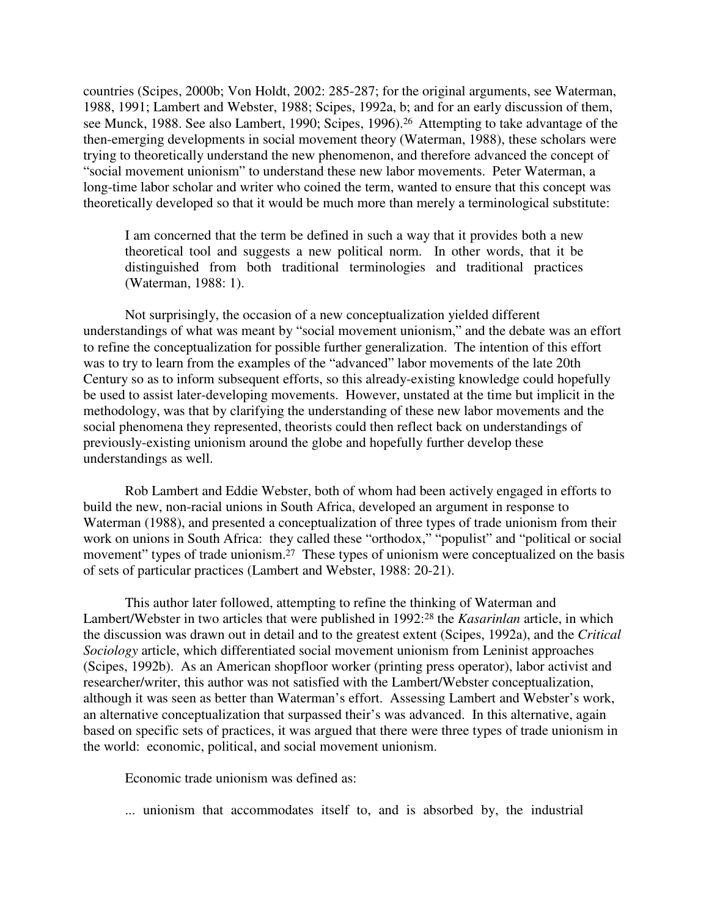countries (Scipes, 2000b; Von Holdt, 2002: 285-287; for the original arguments, see Waterman, 1988, 1991; Lambert and Webster, 1988; Scipes, 1992a, b; and for an early discussion of them, see Munck, 1988. See also Lambert, 1990; Scipes, 1996).[26] Attempting to take advantage of the then-emerging developments in social movement theory (Waterman, 1988), these scholars were trying to theoretically understand the new phenomenon, and therefore advanced the concept of "social movement unionism" to understand these new labor movements. Peter Waterman, a long-time labor scholar and writer who coined the term, wanted to ensure that this concept was theoretically developed so that it would be much more than merely a terminological substitute:

> I am concerned that the term be defined in such a way that it provides both a new theoretical tool and suggests a new political norm. In other words, that it be distinguished from both traditional terminologies and traditional practices (Waterman, 1988: 1).

Not surprisingly, the occasion of a new conceptualization yielded different understandings of what was meant by "social movement unionism," and the debate was an effort to refine the conceptualization for possible further generalization. The intention of this effort was to try to learn from the examples of the "advanced" labor movements of the late 20th Century so as to inform subsequent efforts, so this already-existing knowledge could hopefully be used to assist later-developing movements. However, unstated at the time but implicit in the methodology, was that by clarifying the understanding of these new labor movements and the social phenomena they represented, theorists could then reflect back on understandings of previously-existing unionism around the globe and hopefully further develop these understandings as well.

Rob Lambert and Eddie Webster, both of whom had been actively engaged in efforts to build the new, non-racial unions in South Africa, developed an argument in response to Waterman (1988), and presented a conceptualization of three types of trade unionism from their work on unions in South Africa: they called these "orthodox," "populist" and "political or social movement" types of trade unionism.[27] These types of unionism were conceptualized on the basis of sets of particular practices (Lambert and Webster, 1988: 20-21).

This author later followed, attempting to refine the thinking of Waterman and Lambert/Webster in two articles that were published in 1992:[28] the *Kasarinlan* article, in which the discussion was drawn out in detail and to the greatest extent (Scipes, 1992a), and the *Critical Sociology* article, which differentiated social movement unionism from Leninist approaches (Scipes, 1992b). As an American shopfloor worker (printing press operator), labor activist and researcher/writer, this author was not satisfied with the Lambert/Webster conceptualization, although it was seen as better than Waterman's effort. Assessing Lambert and Webster's work, an alternative conceptualization that surpassed their's was advanced. In this alternative, again based on specific sets of practices, it was argued that there were three types of trade unionism in the world: economic, political, and social movement unionism.

Economic trade unionism was defined as:

> ... unionism that accommodates itself to, and is absorbed by, the industrial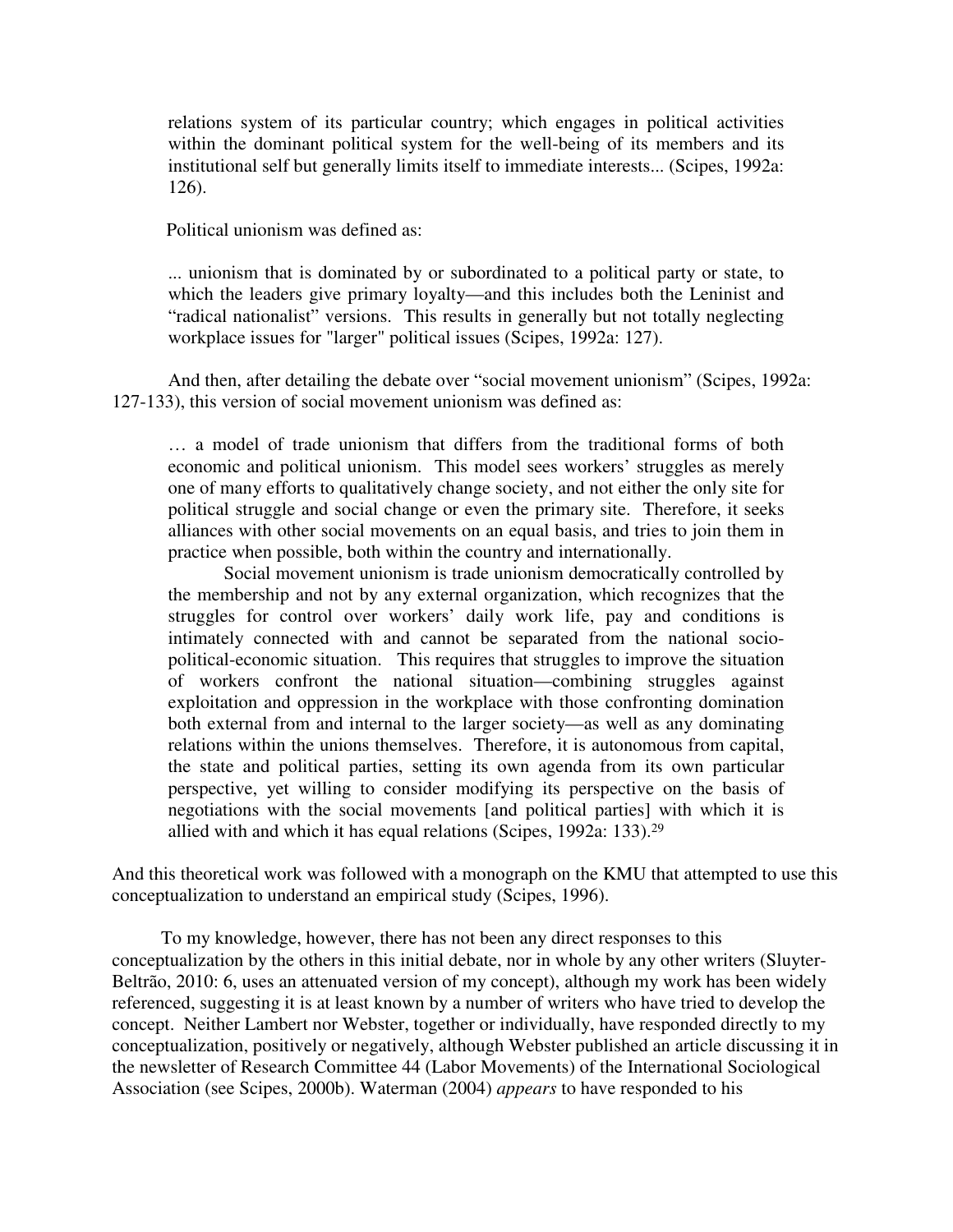> relations system of its particular country; which engages in political activities within the dominant political system for the well-being of its members and its institutional self but generally limits itself to immediate interests... (Scipes, 1992a: 126).

Political unionism was defined as:

> ... unionism that is dominated by or subordinated to a political party or state, to which the leaders give primary loyalty—and this includes both the Leninist and "radical nationalist" versions. This results in generally but not totally neglecting workplace issues for "larger" political issues (Scipes, 1992a: 127).

And then, after detailing the debate over "social movement unionism" (Scipes, 1992a: 127-133), this version of social movement unionism was defined as:

> … a model of trade unionism that differs from the traditional forms of both economic and political unionism. This model sees workers' struggles as merely one of many efforts to qualitatively change society, and not either the only site for political struggle and social change or even the primary site. Therefore, it seeks alliances with other social movements on an equal basis, and tries to join them in practice when possible, both within the country and internationally.
>
> Social movement unionism is trade unionism democratically controlled by the membership and not by any external organization, which recognizes that the struggles for control over workers' daily work life, pay and conditions is intimately connected with and cannot be separated from the national socio-political-economic situation. This requires that struggles to improve the situation of workers confront the national situation—combining struggles against exploitation and oppression in the workplace with those confronting domination both external from and internal to the larger society—as well as any dominating relations within the unions themselves. Therefore, it is autonomous from capital, the state and political parties, setting its own agenda from its own particular perspective, yet willing to consider modifying its perspective on the basis of negotiations with the social movements [and political parties] with which it is allied with and which it has equal relations (Scipes, 1992a: 133).[29]

And this theoretical work was followed with a monograph on the KMU that attempted to use this conceptualization to understand an empirical study (Scipes, 1996).

To my knowledge, however, there has not been any direct responses to this conceptualization by the others in this initial debate, nor in whole by any other writers (Sluyter-Beltrão, 2010: 6, uses an attenuated version of my concept), although my work has been widely referenced, suggesting it is at least known by a number of writers who have tried to develop the concept. Neither Lambert nor Webster, together or individually, have responded directly to my conceptualization, positively or negatively, although Webster published an article discussing it in the newsletter of Research Committee 44 (Labor Movements) of the International Sociological Association (see Scipes, 2000b). Waterman (2004) *appears* to have responded to his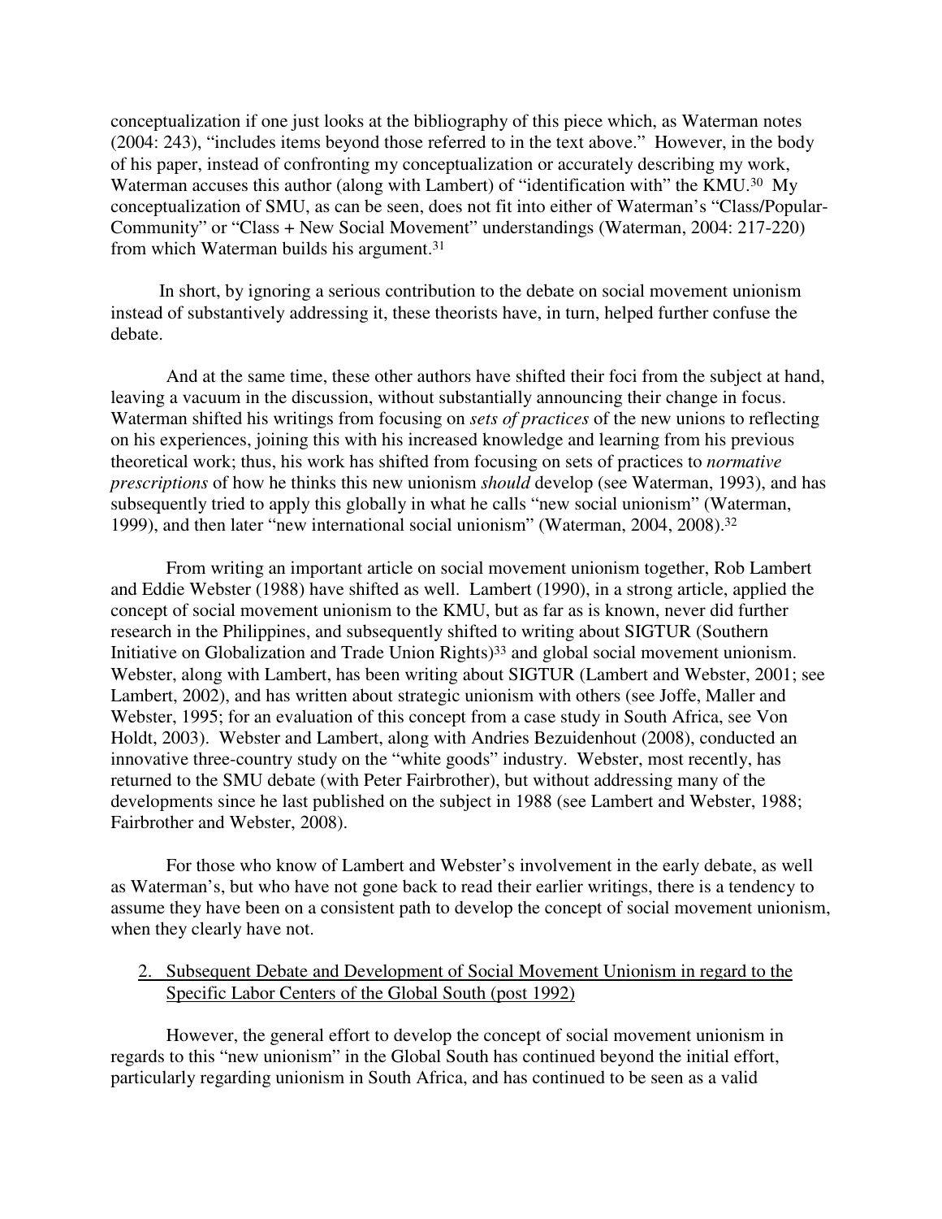conceptualization if one just looks at the bibliography of this piece which, as Waterman notes (2004: 243), "includes items beyond those referred to in the text above." However, in the body of his paper, instead of confronting my conceptualization or accurately describing my work, Waterman accuses this author (along with Lambert) of "identification with" the KMU.[30] My conceptualization of SMU, as can be seen, does not fit into either of Waterman's "Class/Popular-Community" or "Class + New Social Movement" understandings (Waterman, 2004: 217-220) from which Waterman builds his argument.[31]

In short, by ignoring a serious contribution to the debate on social movement unionism instead of substantively addressing it, these theorists have, in turn, helped further confuse the debate.

And at the same time, these other authors have shifted their foci from the subject at hand, leaving a vacuum in the discussion, without substantially announcing their change in focus. Waterman shifted his writings from focusing on *sets of practices* of the new unions to reflecting on his experiences, joining this with his increased knowledge and learning from his previous theoretical work; thus, his work has shifted from focusing on sets of practices to *normative prescriptions* of how he thinks this new unionism *should* develop (see Waterman, 1993), and has subsequently tried to apply this globally in what he calls "new social unionism" (Waterman, 1999), and then later "new international social unionism" (Waterman, 2004, 2008).[32]

From writing an important article on social movement unionism together, Rob Lambert and Eddie Webster (1988) have shifted as well. Lambert (1990), in a strong article, applied the concept of social movement unionism to the KMU, but as far as is known, never did further research in the Philippines, and subsequently shifted to writing about SIGTUR (Southern Initiative on Globalization and Trade Union Rights)[33] and global social movement unionism. Webster, along with Lambert, has been writing about SIGTUR (Lambert and Webster, 2001; see Lambert, 2002), and has written about strategic unionism with others (see Joffe, Maller and Webster, 1995; for an evaluation of this concept from a case study in South Africa, see Von Holdt, 2003). Webster and Lambert, along with Andries Bezuidenhout (2008), conducted an innovative three-country study on the "white goods" industry. Webster, most recently, has returned to the SMU debate (with Peter Fairbrother), but without addressing many of the developments since he last published on the subject in 1988 (see Lambert and Webster, 1988; Fairbrother and Webster, 2008).

For those who know of Lambert and Webster's involvement in the early debate, as well as Waterman's, but who have not gone back to read their earlier writings, there is a tendency to assume they have been on a consistent path to develop the concept of social movement unionism, when they clearly have not.

## 2. Subsequent Debate and Development of Social Movement Unionism in regard to the Specific Labor Centers of the Global South (post 1992)

However, the general effort to develop the concept of social movement unionism in regards to this "new unionism" in the Global South has continued beyond the initial effort, particularly regarding unionism in South Africa, and has continued to be seen as a valid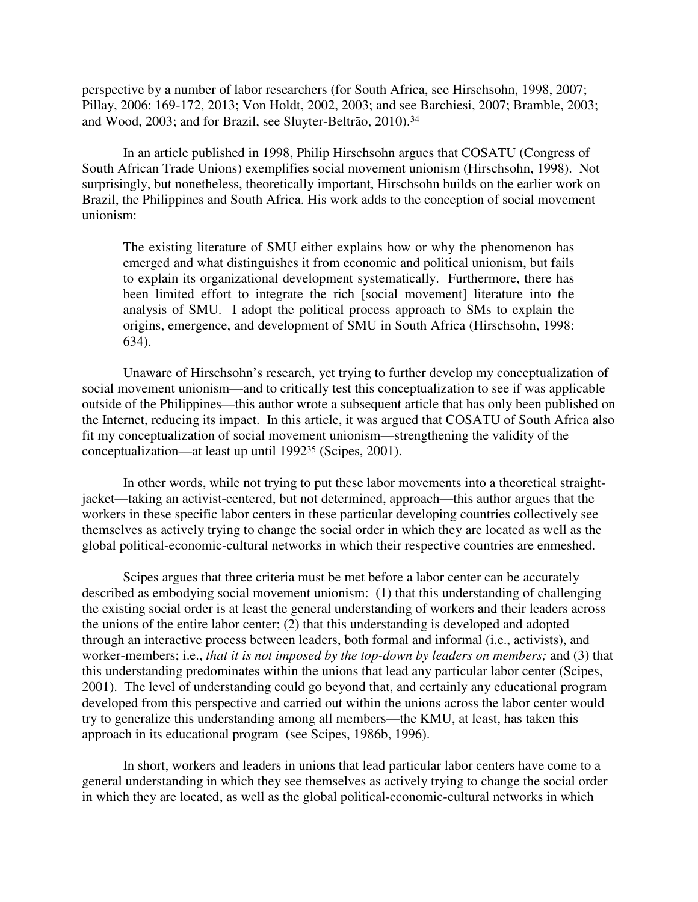perspective by a number of labor researchers (for South Africa, see Hirschsohn, 1998, 2007; Pillay, 2006: 169-172, 2013; Von Holdt, 2002, 2003; and see Barchiesi, 2007; Bramble, 2003; and Wood, 2003; and for Brazil, see Sluyter-Beltrão, 2010).[34]

In an article published in 1998, Philip Hirschsohn argues that COSATU (Congress of South African Trade Unions) exemplifies social movement unionism (Hirschsohn, 1998). Not surprisingly, but nonetheless, theoretically important, Hirschsohn builds on the earlier work on Brazil, the Philippines and South Africa. His work adds to the conception of social movement unionism:

> The existing literature of SMU either explains how or why the phenomenon has emerged and what distinguishes it from economic and political unionism, but fails to explain its organizational development systematically. Furthermore, there has been limited effort to integrate the rich [social movement] literature into the analysis of SMU. I adopt the political process approach to SMs to explain the origins, emergence, and development of SMU in South Africa (Hirschsohn, 1998: 634).

Unaware of Hirschsohn's research, yet trying to further develop my conceptualization of social movement unionism—and to critically test this conceptualization to see if was applicable outside of the Philippines—this author wrote a subsequent article that has only been published on the Internet, reducing its impact. In this article, it was argued that COSATU of South Africa also fit my conceptualization of social movement unionism—strengthening the validity of the conceptualization—at least up until 1992[35] (Scipes, 2001).

In other words, while not trying to put these labor movements into a theoretical straight-jacket—taking an activist-centered, but not determined, approach—this author argues that the workers in these specific labor centers in these particular developing countries collectively see themselves as actively trying to change the social order in which they are located as well as the global political-economic-cultural networks in which their respective countries are enmeshed.

Scipes argues that three criteria must be met before a labor center can be accurately described as embodying social movement unionism: (1) that this understanding of challenging the existing social order is at least the general understanding of workers and their leaders across the unions of the entire labor center; (2) that this understanding is developed and adopted through an interactive process between leaders, both formal and informal (i.e., activists), and worker-members; i.e., *that it is not imposed by the top-down by leaders on members;* and (3) that this understanding predominates within the unions that lead any particular labor center (Scipes, 2001). The level of understanding could go beyond that, and certainly any educational program developed from this perspective and carried out within the unions across the labor center would try to generalize this understanding among all members—the KMU, at least, has taken this approach in its educational program (see Scipes, 1986b, 1996).

In short, workers and leaders in unions that lead particular labor centers have come to a general understanding in which they see themselves as actively trying to change the social order in which they are located, as well as the global political-economic-cultural networks in which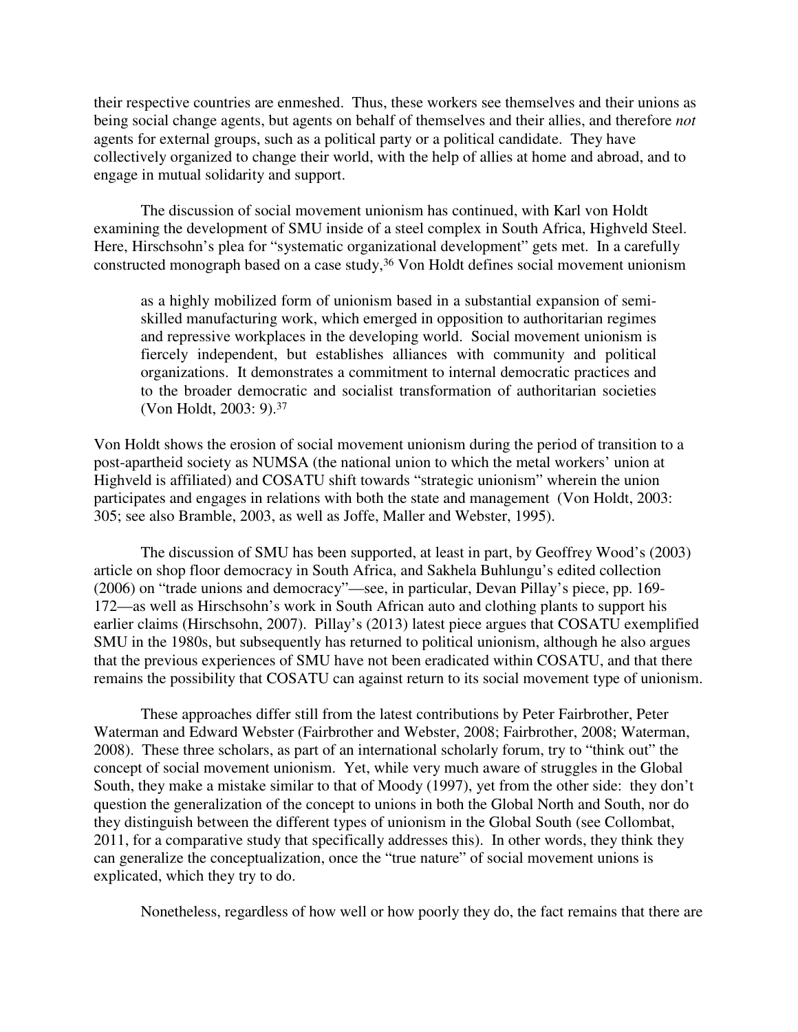their respective countries are enmeshed. Thus, these workers see themselves and their unions as being social change agents, but agents on behalf of themselves and their allies, and therefore *not* agents for external groups, such as a political party or a political candidate. They have collectively organized to change their world, with the help of allies at home and abroad, and to engage in mutual solidarity and support.

The discussion of social movement unionism has continued, with Karl von Holdt examining the development of SMU inside of a steel complex in South Africa, Highveld Steel. Here, Hirschsohn's plea for "systematic organizational development" gets met. In a carefully constructed monograph based on a case study,[36] Von Holdt defines social movement unionism

> as a highly mobilized form of unionism based in a substantial expansion of semi-skilled manufacturing work, which emerged in opposition to authoritarian regimes and repressive workplaces in the developing world. Social movement unionism is fiercely independent, but establishes alliances with community and political organizations. It demonstrates a commitment to internal democratic practices and to the broader democratic and socialist transformation of authoritarian societies (Von Holdt, 2003: 9).[37]

Von Holdt shows the erosion of social movement unionism during the period of transition to a post-apartheid society as NUMSA (the national union to which the metal workers' union at Highveld is affiliated) and COSATU shift towards "strategic unionism" wherein the union participates and engages in relations with both the state and management (Von Holdt, 2003: 305; see also Bramble, 2003, as well as Joffe, Maller and Webster, 1995).

The discussion of SMU has been supported, at least in part, by Geoffrey Wood's (2003) article on shop floor democracy in South Africa, and Sakhela Buhlungu's edited collection (2006) on "trade unions and democracy"—see, in particular, Devan Pillay's piece, pp. 169-172—as well as Hirschsohn's work in South African auto and clothing plants to support his earlier claims (Hirschsohn, 2007). Pillay's (2013) latest piece argues that COSATU exemplified SMU in the 1980s, but subsequently has returned to political unionism, although he also argues that the previous experiences of SMU have not been eradicated within COSATU, and that there remains the possibility that COSATU can against return to its social movement type of unionism.

These approaches differ still from the latest contributions by Peter Fairbrother, Peter Waterman and Edward Webster (Fairbrother and Webster, 2008; Fairbrother, 2008; Waterman, 2008). These three scholars, as part of an international scholarly forum, try to "think out" the concept of social movement unionism. Yet, while very much aware of struggles in the Global South, they make a mistake similar to that of Moody (1997), yet from the other side: they don't question the generalization of the concept to unions in both the Global North and South, nor do they distinguish between the different types of unionism in the Global South (see Collombat, 2011, for a comparative study that specifically addresses this). In other words, they think they can generalize the conceptualization, once the "true nature" of social movement unions is explicated, which they try to do.

Nonetheless, regardless of how well or how poorly they do, the fact remains that there are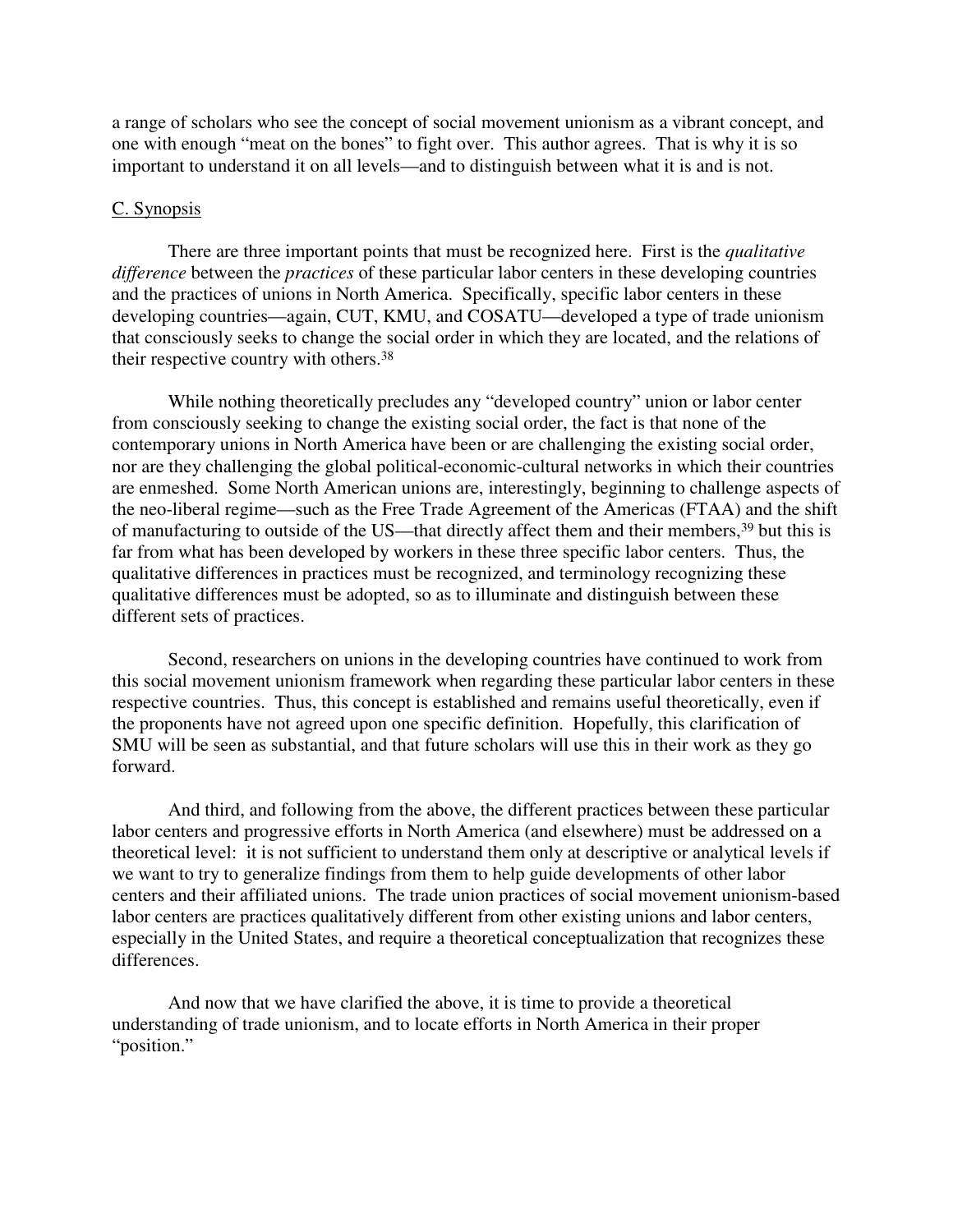a range of scholars who see the concept of social movement unionism as a vibrant concept, and one with enough "meat on the bones" to fight over. This author agrees. That is why it is so important to understand it on all levels—and to distinguish between what it is and is not.

## C. Synopsis

There are three important points that must be recognized here. First is the *qualitative difference* between the *practices* of these particular labor centers in these developing countries and the practices of unions in North America. Specifically, specific labor centers in these developing countries—again, CUT, KMU, and COSATU—developed a type of trade unionism that consciously seeks to change the social order in which they are located, and the relations of their respective country with others.[38]

While nothing theoretically precludes any "developed country" union or labor center from consciously seeking to change the existing social order, the fact is that none of the contemporary unions in North America have been or are challenging the existing social order, nor are they challenging the global political-economic-cultural networks in which their countries are enmeshed. Some North American unions are, interestingly, beginning to challenge aspects of the neo-liberal regime—such as the Free Trade Agreement of the Americas (FTAA) and the shift of manufacturing to outside of the US—that directly affect them and their members,[39] but this is far from what has been developed by workers in these three specific labor centers. Thus, the qualitative differences in practices must be recognized, and terminology recognizing these qualitative differences must be adopted, so as to illuminate and distinguish between these different sets of practices.

Second, researchers on unions in the developing countries have continued to work from this social movement unionism framework when regarding these particular labor centers in these respective countries. Thus, this concept is established and remains useful theoretically, even if the proponents have not agreed upon one specific definition. Hopefully, this clarification of SMU will be seen as substantial, and that future scholars will use this in their work as they go forward.

And third, and following from the above, the different practices between these particular labor centers and progressive efforts in North America (and elsewhere) must be addressed on a theoretical level: it is not sufficient to understand them only at descriptive or analytical levels if we want to try to generalize findings from them to help guide developments of other labor centers and their affiliated unions. The trade union practices of social movement unionism-based labor centers are practices qualitatively different from other existing unions and labor centers, especially in the United States, and require a theoretical conceptualization that recognizes these differences.

And now that we have clarified the above, it is time to provide a theoretical understanding of trade unionism, and to locate efforts in North America in their proper "position."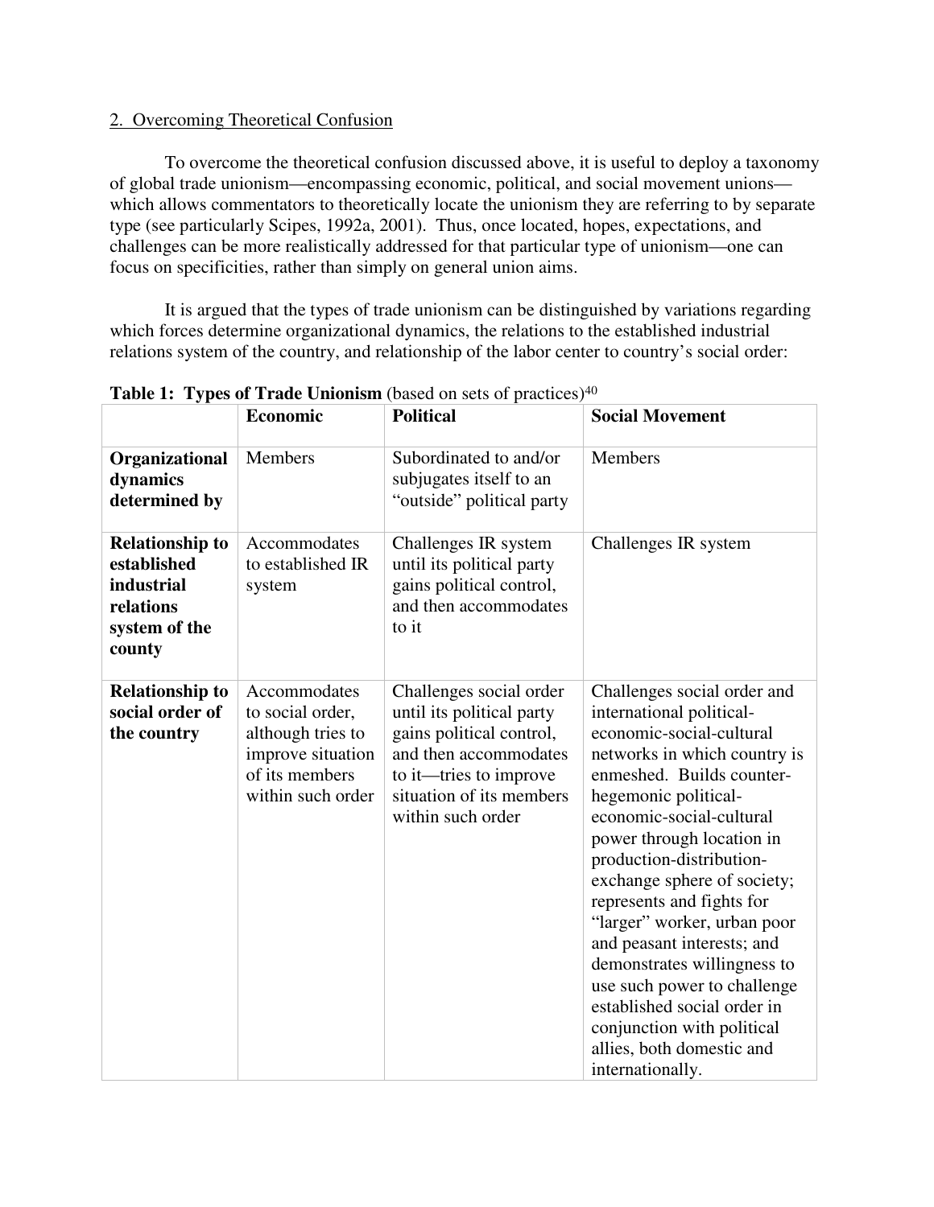2. Overcoming Theoretical Confusion

To overcome the theoretical confusion discussed above, it is useful to deploy a taxonomy of global trade unionism—encompassing economic, political, and social movement unions—which allows commentators to theoretically locate the unionism they are referring to by separate type (see particularly Scipes, 1992a, 2001). Thus, once located, hopes, expectations, and challenges can be more realistically addressed for that particular type of unionism—one can focus on specificities, rather than simply on general union aims.

It is argued that the types of trade unionism can be distinguished by variations regarding which forces determine organizational dynamics, the relations to the established industrial relations system of the country, and relationship of the labor center to country's social order:

**Table 1: Types of Trade Unionism** (based on sets of practices)[40]

| | **Economic** | **Political** | **Social Movement** |
|---|---|---|---|
| **Organizational dynamics determined by** | Members | Subordinated to and/or subjugates itself to an "outside" political party | Members |
| **Relationship to established industrial relations system of the county** | Accommodates to established IR system | Challenges IR system until its political party gains political control, and then accommodates to it | Challenges IR system |
| **Relationship to social order of the country** | Accommodates to social order, although tries to improve situation of its members within such order | Challenges social order until its political party gains political control, and then accommodates to it—tries to improve situation of its members within such order | Challenges social order and international political-economic-social-cultural networks in which country is enmeshed. Builds counter-hegemonic political-economic-social-cultural power through location in production-distribution-exchange sphere of society; represents and fights for "larger" worker, urban poor and peasant interests; and demonstrates willingness to use such power to challenge established social order in conjunction with political allies, both domestic and internationally. |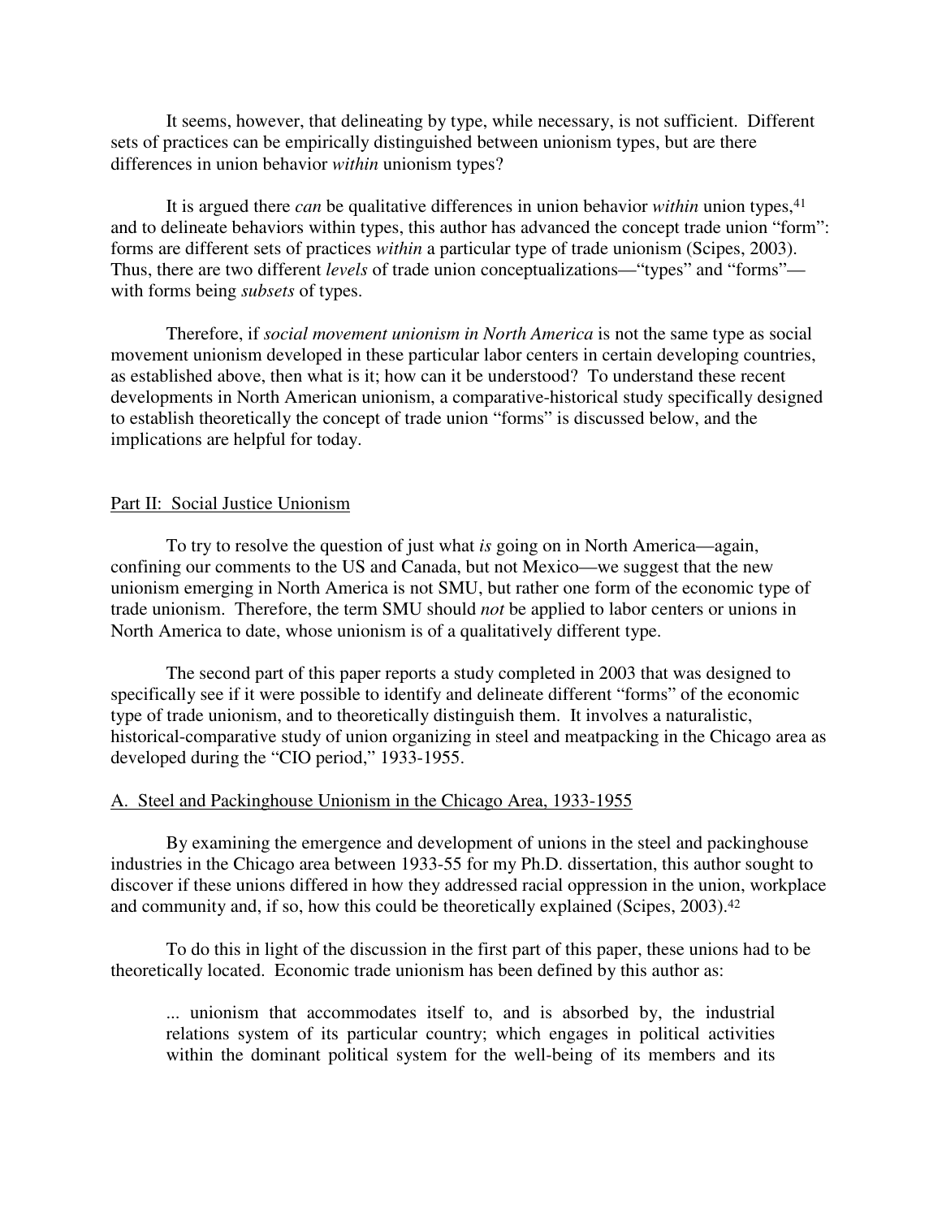It seems, however, that delineating by type, while necessary, is not sufficient. Different sets of practices can be empirically distinguished between unionism types, but are there differences in union behavior *within* unionism types?

It is argued there *can* be qualitative differences in union behavior *within* union types,[41] and to delineate behaviors within types, this author has advanced the concept trade union "form": forms are different sets of practices *within* a particular type of trade unionism (Scipes, 2003). Thus, there are two different *levels* of trade union conceptualizations—"types" and "forms"—with forms being *subsets* of types.

Therefore, if *social movement unionism in North America* is not the same type as social movement unionism developed in these particular labor centers in certain developing countries, as established above, then what is it; how can it be understood? To understand these recent developments in North American unionism, a comparative-historical study specifically designed to establish theoretically the concept of trade union "forms" is discussed below, and the implications are helpful for today.

## Part II: Social Justice Unionism

To try to resolve the question of just what *is* going on in North America—again, confining our comments to the US and Canada, but not Mexico—we suggest that the new unionism emerging in North America is not SMU, but rather one form of the economic type of trade unionism. Therefore, the term SMU should *not* be applied to labor centers or unions in North America to date, whose unionism is of a qualitatively different type.

The second part of this paper reports a study completed in 2003 that was designed to specifically see if it were possible to identify and delineate different "forms" of the economic type of trade unionism, and to theoretically distinguish them. It involves a naturalistic, historical-comparative study of union organizing in steel and meatpacking in the Chicago area as developed during the "CIO period," 1933-1955.

### A. Steel and Packinghouse Unionism in the Chicago Area, 1933-1955

By examining the emergence and development of unions in the steel and packinghouse industries in the Chicago area between 1933-55 for my Ph.D. dissertation, this author sought to discover if these unions differed in how they addressed racial oppression in the union, workplace and community and, if so, how this could be theoretically explained (Scipes, 2003).[42]

To do this in light of the discussion in the first part of this paper, these unions had to be theoretically located. Economic trade unionism has been defined by this author as:

> ... unionism that accommodates itself to, and is absorbed by, the industrial relations system of its particular country; which engages in political activities within the dominant political system for the well-being of its members and its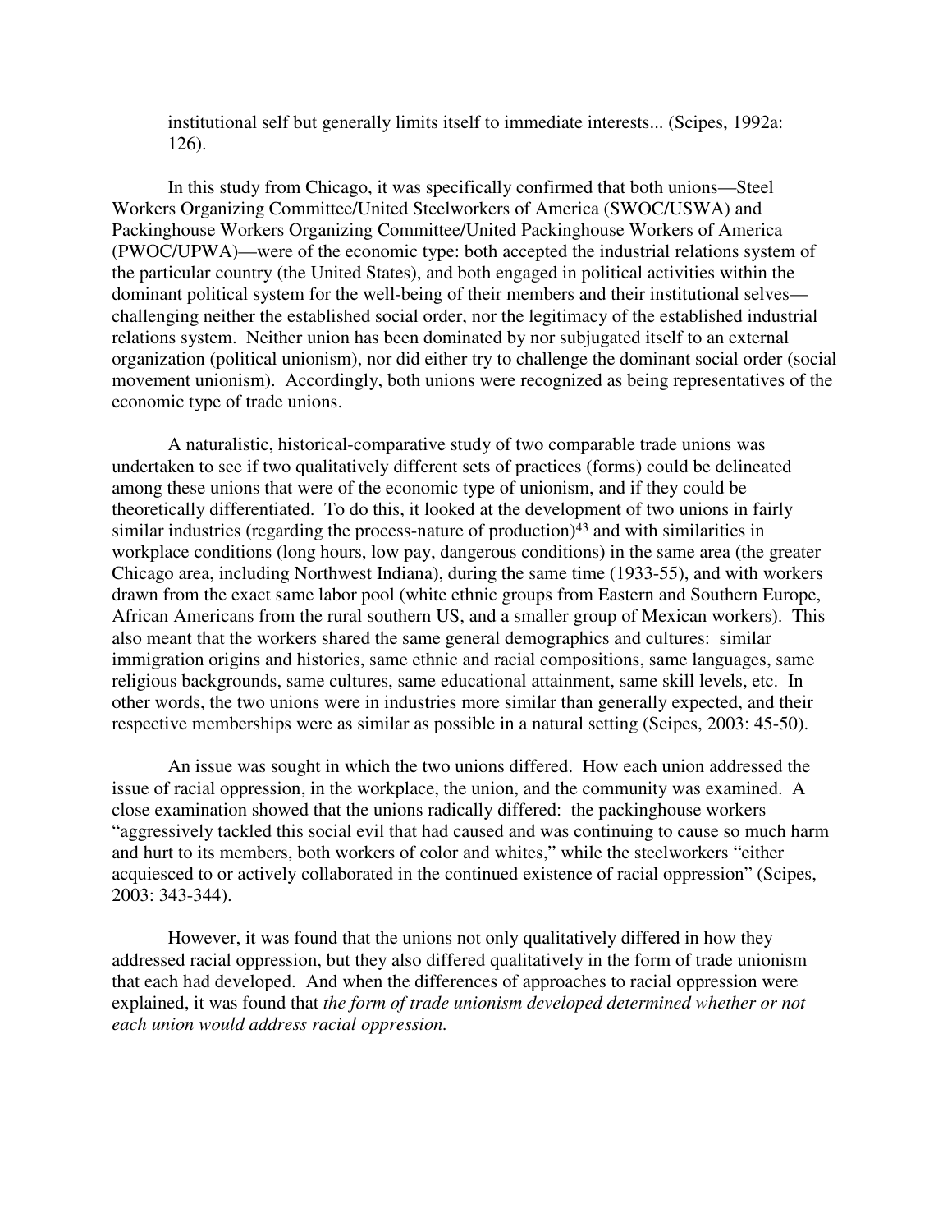> institutional self but generally limits itself to immediate interests... (Scipes, 1992a: 126).

In this study from Chicago, it was specifically confirmed that both unions—Steel Workers Organizing Committee/United Steelworkers of America (SWOC/USWA) and Packinghouse Workers Organizing Committee/United Packinghouse Workers of America (PWOC/UPWA)—were of the economic type: both accepted the industrial relations system of the particular country (the United States), and both engaged in political activities within the dominant political system for the well-being of their members and their institutional selves—challenging neither the established social order, nor the legitimacy of the established industrial relations system. Neither union has been dominated by nor subjugated itself to an external organization (political unionism), nor did either try to challenge the dominant social order (social movement unionism). Accordingly, both unions were recognized as being representatives of the economic type of trade unions.

A naturalistic, historical-comparative study of two comparable trade unions was undertaken to see if two qualitatively different sets of practices (forms) could be delineated among these unions that were of the economic type of unionism, and if they could be theoretically differentiated. To do this, it looked at the development of two unions in fairly similar industries (regarding the process-nature of production)[43] and with similarities in workplace conditions (long hours, low pay, dangerous conditions) in the same area (the greater Chicago area, including Northwest Indiana), during the same time (1933-55), and with workers drawn from the exact same labor pool (white ethnic groups from Eastern and Southern Europe, African Americans from the rural southern US, and a smaller group of Mexican workers). This also meant that the workers shared the same general demographics and cultures: similar immigration origins and histories, same ethnic and racial compositions, same languages, same religious backgrounds, same cultures, same educational attainment, same skill levels, etc. In other words, the two unions were in industries more similar than generally expected, and their respective memberships were as similar as possible in a natural setting (Scipes, 2003: 45-50).

An issue was sought in which the two unions differed. How each union addressed the issue of racial oppression, in the workplace, the union, and the community was examined. A close examination showed that the unions radically differed: the packinghouse workers "aggressively tackled this social evil that had caused and was continuing to cause so much harm and hurt to its members, both workers of color and whites," while the steelworkers "either acquiesced to or actively collaborated in the continued existence of racial oppression" (Scipes, 2003: 343-344).

However, it was found that the unions not only qualitatively differed in how they addressed racial oppression, but they also differed qualitatively in the form of trade unionism that each had developed. And when the differences of approaches to racial oppression were explained, it was found that *the form of trade unionism developed determined whether or not each union would address racial oppression.*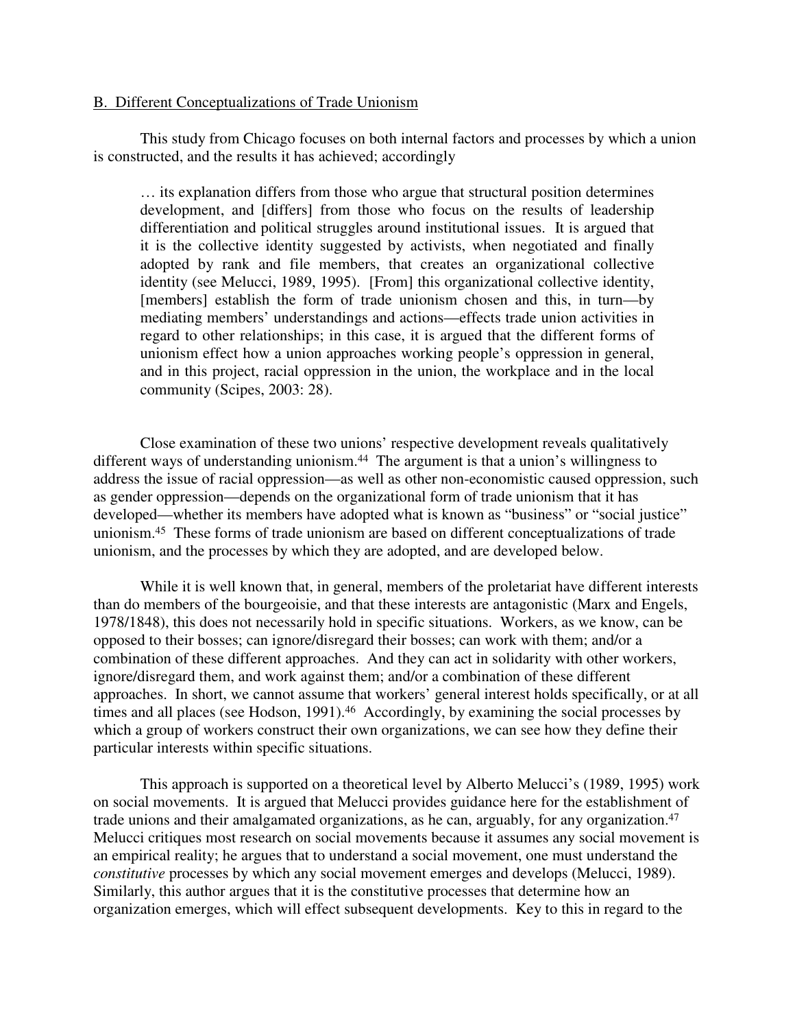B. Different Conceptualizations of Trade Unionism

This study from Chicago focuses on both internal factors and processes by which a union is constructed, and the results it has achieved; accordingly

> … its explanation differs from those who argue that structural position determines development, and [differs] from those who focus on the results of leadership differentiation and political struggles around institutional issues. It is argued that it is the collective identity suggested by activists, when negotiated and finally adopted by rank and file members, that creates an organizational collective identity (see Melucci, 1989, 1995). [From] this organizational collective identity, [members] establish the form of trade unionism chosen and this, in turn—by mediating members' understandings and actions—effects trade union activities in regard to other relationships; in this case, it is argued that the different forms of unionism effect how a union approaches working people's oppression in general, and in this project, racial oppression in the union, the workplace and in the local community (Scipes, 2003: 28).

Close examination of these two unions' respective development reveals qualitatively different ways of understanding unionism.[44] The argument is that a union's willingness to address the issue of racial oppression—as well as other non-economistic caused oppression, such as gender oppression—depends on the organizational form of trade unionism that it has developed—whether its members have adopted what is known as "business" or "social justice" unionism.[45] These forms of trade unionism are based on different conceptualizations of trade unionism, and the processes by which they are adopted, and are developed below.

While it is well known that, in general, members of the proletariat have different interests than do members of the bourgeoisie, and that these interests are antagonistic (Marx and Engels, 1978/1848), this does not necessarily hold in specific situations. Workers, as we know, can be opposed to their bosses; can ignore/disregard their bosses; can work with them; and/or a combination of these different approaches. And they can act in solidarity with other workers, ignore/disregard them, and work against them; and/or a combination of these different approaches. In short, we cannot assume that workers' general interest holds specifically, or at all times and all places (see Hodson, 1991).[46] Accordingly, by examining the social processes by which a group of workers construct their own organizations, we can see how they define their particular interests within specific situations.

This approach is supported on a theoretical level by Alberto Melucci's (1989, 1995) work on social movements. It is argued that Melucci provides guidance here for the establishment of trade unions and their amalgamated organizations, as he can, arguably, for any organization.[47] Melucci critiques most research on social movements because it assumes any social movement is an empirical reality; he argues that to understand a social movement, one must understand the *constitutive* processes by which any social movement emerges and develops (Melucci, 1989). Similarly, this author argues that it is the constitutive processes that determine how an organization emerges, which will effect subsequent developments. Key to this in regard to the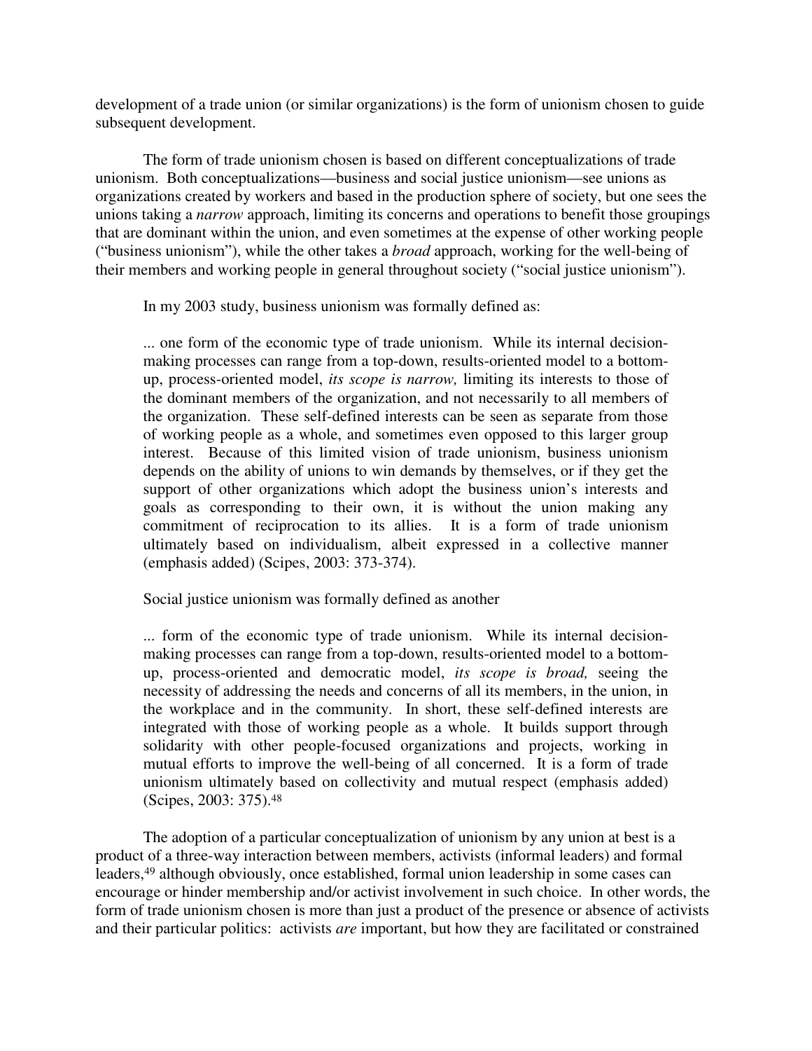development of a trade union (or similar organizations) is the form of unionism chosen to guide subsequent development.

The form of trade unionism chosen is based on different conceptualizations of trade unionism. Both conceptualizations—business and social justice unionism—see unions as organizations created by workers and based in the production sphere of society, but one sees the unions taking a *narrow* approach, limiting its concerns and operations to benefit those groupings that are dominant within the union, and even sometimes at the expense of other working people ("business unionism"), while the other takes a *broad* approach, working for the well-being of their members and working people in general throughout society ("social justice unionism").

In my 2003 study, business unionism was formally defined as:

> ... one form of the economic type of trade unionism. While its internal decision-making processes can range from a top-down, results-oriented model to a bottom-up, process-oriented model, *its scope is narrow,* limiting its interests to those of the dominant members of the organization, and not necessarily to all members of the organization. These self-defined interests can be seen as separate from those of working people as a whole, and sometimes even opposed to this larger group interest. Because of this limited vision of trade unionism, business unionism depends on the ability of unions to win demands by themselves, or if they get the support of other organizations which adopt the business union's interests and goals as corresponding to their own, it is without the union making any commitment of reciprocation to its allies. It is a form of trade unionism ultimately based on individualism, albeit expressed in a collective manner (emphasis added) (Scipes, 2003: 373-374).

Social justice unionism was formally defined as another

> ... form of the economic type of trade unionism. While its internal decision-making processes can range from a top-down, results-oriented model to a bottom-up, process-oriented and democratic model, *its scope is broad,* seeing the necessity of addressing the needs and concerns of all its members, in the union, in the workplace and in the community. In short, these self-defined interests are integrated with those of working people as a whole. It builds support through solidarity with other people-focused organizations and projects, working in mutual efforts to improve the well-being of all concerned. It is a form of trade unionism ultimately based on collectivity and mutual respect (emphasis added) (Scipes, 2003: 375).[48]

The adoption of a particular conceptualization of unionism by any union at best is a product of a three-way interaction between members, activists (informal leaders) and formal leaders,[49] although obviously, once established, formal union leadership in some cases can encourage or hinder membership and/or activist involvement in such choice. In other words, the form of trade unionism chosen is more than just a product of the presence or absence of activists and their particular politics: activists *are* important, but how they are facilitated or constrained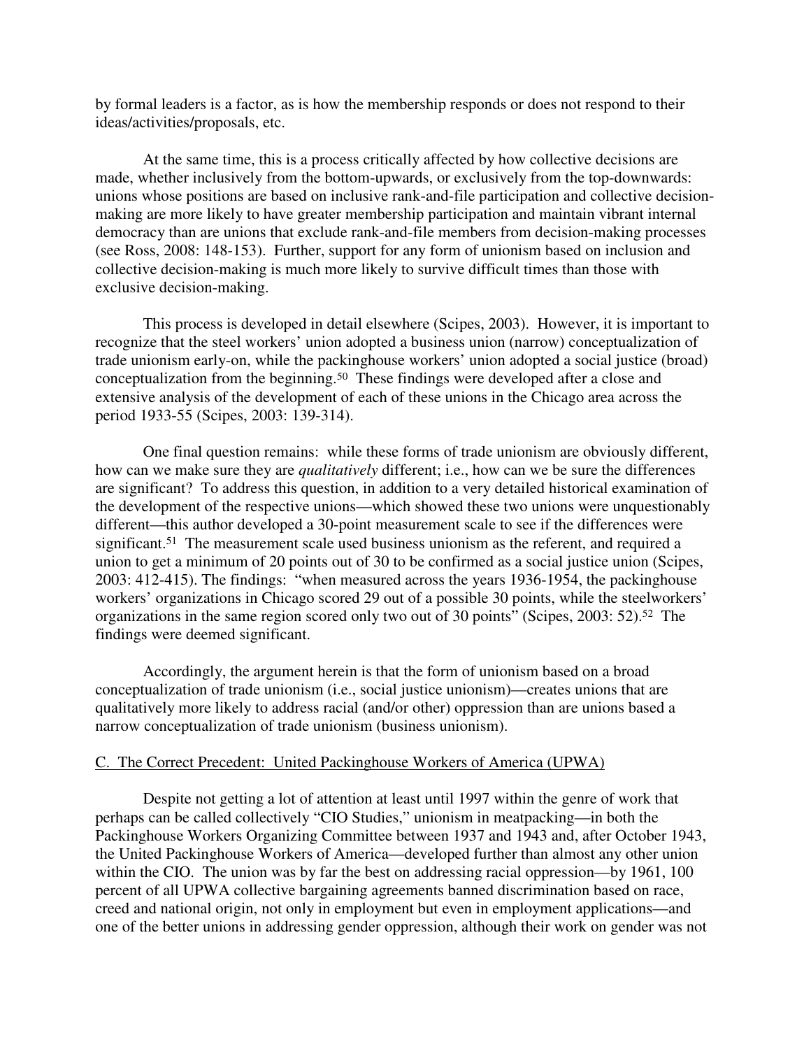by formal leaders is a factor, as is how the membership responds or does not respond to their ideas/activities/proposals, etc.

At the same time, this is a process critically affected by how collective decisions are made, whether inclusively from the bottom-upwards, or exclusively from the top-downwards: unions whose positions are based on inclusive rank-and-file participation and collective decision-making are more likely to have greater membership participation and maintain vibrant internal democracy than are unions that exclude rank-and-file members from decision-making processes (see Ross, 2008: 148-153). Further, support for any form of unionism based on inclusion and collective decision-making is much more likely to survive difficult times than those with exclusive decision-making.

This process is developed in detail elsewhere (Scipes, 2003). However, it is important to recognize that the steel workers' union adopted a business union (narrow) conceptualization of trade unionism early-on, while the packinghouse workers' union adopted a social justice (broad) conceptualization from the beginning.[50] These findings were developed after a close and extensive analysis of the development of each of these unions in the Chicago area across the period 1933-55 (Scipes, 2003: 139-314).

One final question remains: while these forms of trade unionism are obviously different, how can we make sure they are *qualitatively* different; i.e., how can we be sure the differences are significant? To address this question, in addition to a very detailed historical examination of the development of the respective unions—which showed these two unions were unquestionably different—this author developed a 30-point measurement scale to see if the differences were significant.[51] The measurement scale used business unionism as the referent, and required a union to get a minimum of 20 points out of 30 to be confirmed as a social justice union (Scipes, 2003: 412-415). The findings: "when measured across the years 1936-1954, the packinghouse workers' organizations in Chicago scored 29 out of a possible 30 points, while the steelworkers' organizations in the same region scored only two out of 30 points" (Scipes, 2003: 52).[52] The findings were deemed significant.

Accordingly, the argument herein is that the form of unionism based on a broad conceptualization of trade unionism (i.e., social justice unionism)—creates unions that are qualitatively more likely to address racial (and/or other) oppression than are unions based a narrow conceptualization of trade unionism (business unionism).

## C. The Correct Precedent: United Packinghouse Workers of America (UPWA)

Despite not getting a lot of attention at least until 1997 within the genre of work that perhaps can be called collectively "CIO Studies," unionism in meatpacking—in both the Packinghouse Workers Organizing Committee between 1937 and 1943 and, after October 1943, the United Packinghouse Workers of America—developed further than almost any other union within the CIO. The union was by far the best on addressing racial oppression—by 1961, 100 percent of all UPWA collective bargaining agreements banned discrimination based on race, creed and national origin, not only in employment but even in employment applications—and one of the better unions in addressing gender oppression, although their work on gender was not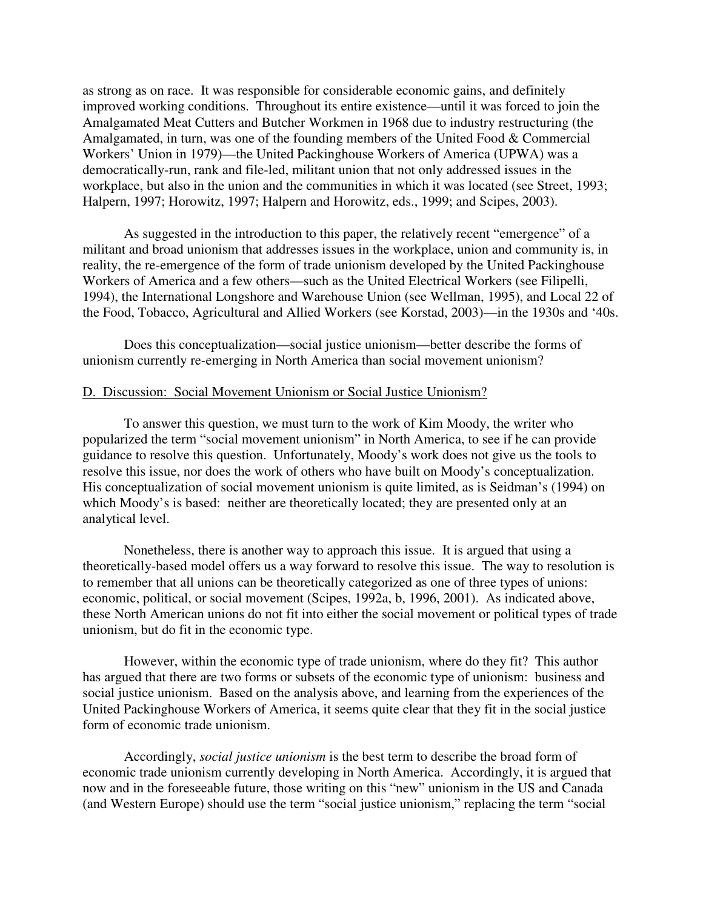as strong as on race. It was responsible for considerable economic gains, and definitely improved working conditions. Throughout its entire existence—until it was forced to join the Amalgamated Meat Cutters and Butcher Workmen in 1968 due to industry restructuring (the Amalgamated, in turn, was one of the founding members of the United Food & Commercial Workers' Union in 1979)—the United Packinghouse Workers of America (UPWA) was a democratically-run, rank and file-led, militant union that not only addressed issues in the workplace, but also in the union and the communities in which it was located (see Street, 1993; Halpern, 1997; Horowitz, 1997; Halpern and Horowitz, eds., 1999; and Scipes, 2003).

As suggested in the introduction to this paper, the relatively recent "emergence" of a militant and broad unionism that addresses issues in the workplace, union and community is, in reality, the re-emergence of the form of trade unionism developed by the United Packinghouse Workers of America and a few others—such as the United Electrical Workers (see Filipelli, 1994), the International Longshore and Warehouse Union (see Wellman, 1995), and Local 22 of the Food, Tobacco, Agricultural and Allied Workers (see Korstad, 2003)—in the 1930s and '40s.

Does this conceptualization—social justice unionism—better describe the forms of unionism currently re-emerging in North America than social movement unionism?

## D. Discussion: Social Movement Unionism or Social Justice Unionism?

To answer this question, we must turn to the work of Kim Moody, the writer who popularized the term "social movement unionism" in North America, to see if he can provide guidance to resolve this question. Unfortunately, Moody's work does not give us the tools to resolve this issue, nor does the work of others who have built on Moody's conceptualization. His conceptualization of social movement unionism is quite limited, as is Seidman's (1994) on which Moody's is based: neither are theoretically located; they are presented only at an analytical level.

Nonetheless, there is another way to approach this issue. It is argued that using a theoretically-based model offers us a way forward to resolve this issue. The way to resolution is to remember that all unions can be theoretically categorized as one of three types of unions: economic, political, or social movement (Scipes, 1992a, b, 1996, 2001). As indicated above, these North American unions do not fit into either the social movement or political types of trade unionism, but do fit in the economic type.

However, within the economic type of trade unionism, where do they fit? This author has argued that there are two forms or subsets of the economic type of unionism: business and social justice unionism. Based on the analysis above, and learning from the experiences of the United Packinghouse Workers of America, it seems quite clear that they fit in the social justice form of economic trade unionism.

Accordingly, *social justice unionism* is the best term to describe the broad form of economic trade unionism currently developing in North America. Accordingly, it is argued that now and in the foreseeable future, those writing on this "new" unionism in the US and Canada (and Western Europe) should use the term "social justice unionism," replacing the term "social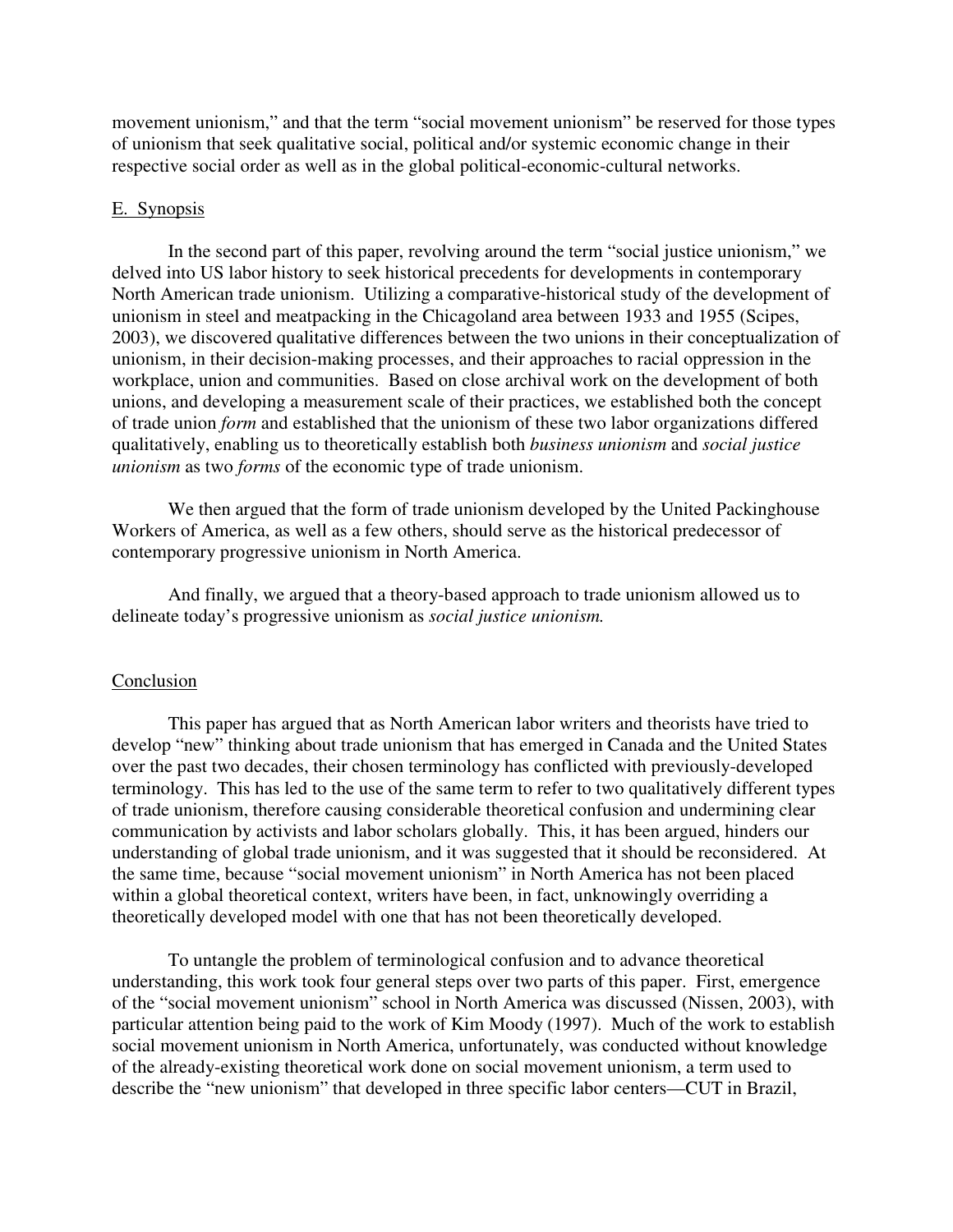movement unionism," and that the term "social movement unionism" be reserved for those types of unionism that seek qualitative social, political and/or systemic economic change in their respective social order as well as in the global political-economic-cultural networks.

### E. Synopsis

In the second part of this paper, revolving around the term "social justice unionism," we delved into US labor history to seek historical precedents for developments in contemporary North American trade unionism. Utilizing a comparative-historical study of the development of unionism in steel and meatpacking in the Chicagoland area between 1933 and 1955 (Scipes, 2003), we discovered qualitative differences between the two unions in their conceptualization of unionism, in their decision-making processes, and their approaches to racial oppression in the workplace, union and communities. Based on close archival work on the development of both unions, and developing a measurement scale of their practices, we established both the concept of trade union *form* and established that the unionism of these two labor organizations differed qualitatively, enabling us to theoretically establish both *business unionism* and *social justice unionism* as two *forms* of the economic type of trade unionism.

We then argued that the form of trade unionism developed by the United Packinghouse Workers of America, as well as a few others, should serve as the historical predecessor of contemporary progressive unionism in North America.

And finally, we argued that a theory-based approach to trade unionism allowed us to delineate today's progressive unionism as *social justice unionism.*

## Conclusion

This paper has argued that as North American labor writers and theorists have tried to develop "new" thinking about trade unionism that has emerged in Canada and the United States over the past two decades, their chosen terminology has conflicted with previously-developed terminology. This has led to the use of the same term to refer to two qualitatively different types of trade unionism, therefore causing considerable theoretical confusion and undermining clear communication by activists and labor scholars globally. This, it has been argued, hinders our understanding of global trade unionism, and it was suggested that it should be reconsidered. At the same time, because "social movement unionism" in North America has not been placed within a global theoretical context, writers have been, in fact, unknowingly overriding a theoretically developed model with one that has not been theoretically developed.

To untangle the problem of terminological confusion and to advance theoretical understanding, this work took four general steps over two parts of this paper. First, emergence of the "social movement unionism" school in North America was discussed (Nissen, 2003), with particular attention being paid to the work of Kim Moody (1997). Much of the work to establish social movement unionism in North America, unfortunately, was conducted without knowledge of the already-existing theoretical work done on social movement unionism, a term used to describe the "new unionism" that developed in three specific labor centers—CUT in Brazil,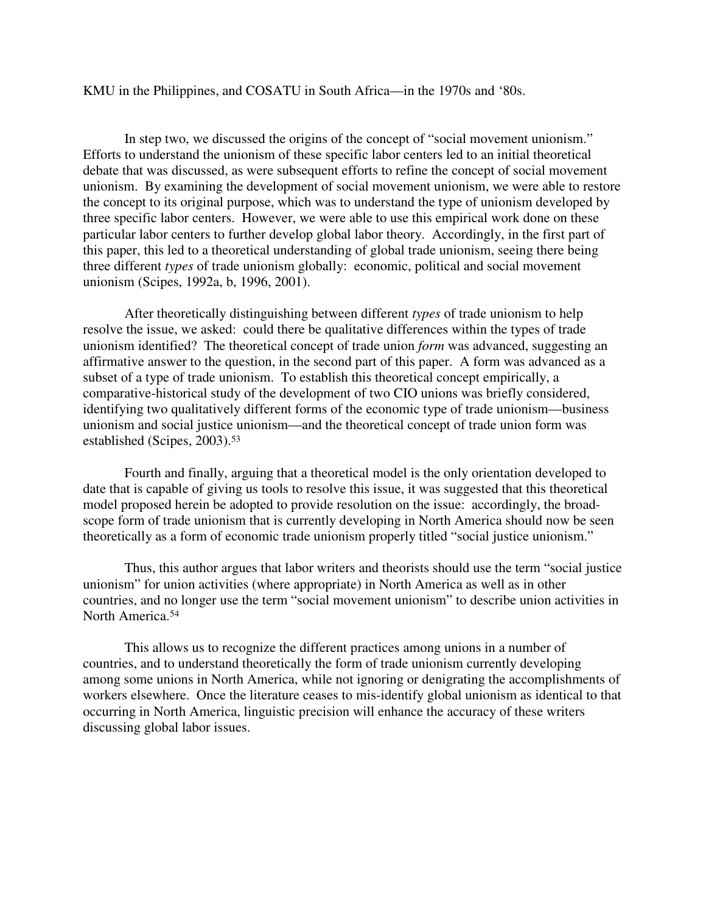KMU in the Philippines, and COSATU in South Africa—in the 1970s and '80s.

In step two, we discussed the origins of the concept of "social movement unionism." Efforts to understand the unionism of these specific labor centers led to an initial theoretical debate that was discussed, as were subsequent efforts to refine the concept of social movement unionism. By examining the development of social movement unionism, we were able to restore the concept to its original purpose, which was to understand the type of unionism developed by three specific labor centers. However, we were able to use this empirical work done on these particular labor centers to further develop global labor theory. Accordingly, in the first part of this paper, this led to a theoretical understanding of global trade unionism, seeing there being three different *types* of trade unionism globally: economic, political and social movement unionism (Scipes, 1992a, b, 1996, 2001).

After theoretically distinguishing between different *types* of trade unionism to help resolve the issue, we asked: could there be qualitative differences within the types of trade unionism identified? The theoretical concept of trade union *form* was advanced, suggesting an affirmative answer to the question, in the second part of this paper. A form was advanced as a subset of a type of trade unionism. To establish this theoretical concept empirically, a comparative-historical study of the development of two CIO unions was briefly considered, identifying two qualitatively different forms of the economic type of trade unionism—business unionism and social justice unionism—and the theoretical concept of trade union form was established (Scipes, 2003).[53]

Fourth and finally, arguing that a theoretical model is the only orientation developed to date that is capable of giving us tools to resolve this issue, it was suggested that this theoretical model proposed herein be adopted to provide resolution on the issue: accordingly, the broad-scope form of trade unionism that is currently developing in North America should now be seen theoretically as a form of economic trade unionism properly titled "social justice unionism."

Thus, this author argues that labor writers and theorists should use the term "social justice unionism" for union activities (where appropriate) in North America as well as in other countries, and no longer use the term "social movement unionism" to describe union activities in North America.[54]

This allows us to recognize the different practices among unions in a number of countries, and to understand theoretically the form of trade unionism currently developing among some unions in North America, while not ignoring or denigrating the accomplishments of workers elsewhere. Once the literature ceases to mis-identify global unionism as identical to that occurring in North America, linguistic precision will enhance the accuracy of these writers discussing global labor issues.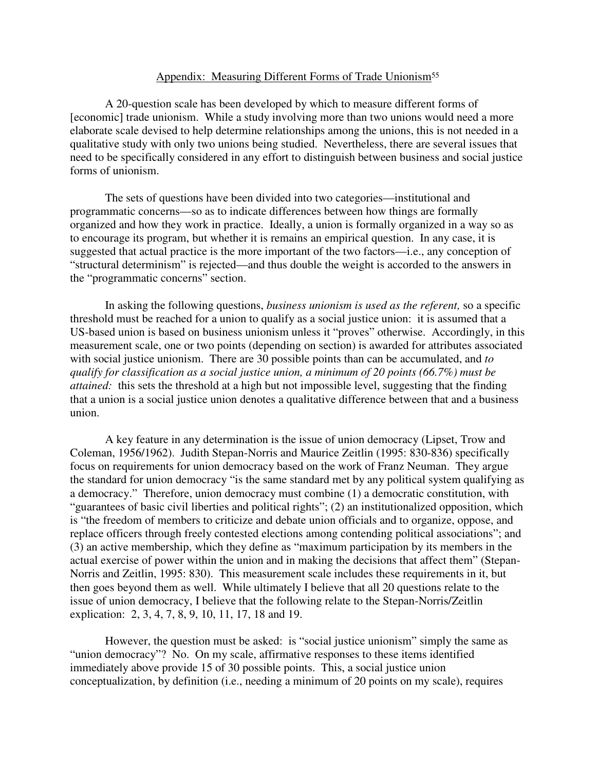## Appendix: Measuring Different Forms of Trade Unionism[55]

A 20-question scale has been developed by which to measure different forms of [economic] trade unionism. While a study involving more than two unions would need a more elaborate scale devised to help determine relationships among the unions, this is not needed in a qualitative study with only two unions being studied. Nevertheless, there are several issues that need to be specifically considered in any effort to distinguish between business and social justice forms of unionism.

The sets of questions have been divided into two categories—institutional and programmatic concerns—so as to indicate differences between how things are formally organized and how they work in practice. Ideally, a union is formally organized in a way so as to encourage its program, but whether it is remains an empirical question. In any case, it is suggested that actual practice is the more important of the two factors—i.e., any conception of "structural determinism" is rejected—and thus double the weight is accorded to the answers in the "programmatic concerns" section.

In asking the following questions, *business unionism is used as the referent,* so a specific threshold must be reached for a union to qualify as a social justice union: it is assumed that a US-based union is based on business unionism unless it "proves" otherwise. Accordingly, in this measurement scale, one or two points (depending on section) is awarded for attributes associated with social justice unionism. There are 30 possible points than can be accumulated, and *to qualify for classification as a social justice union, a minimum of 20 points (66.7%) must be attained:* this sets the threshold at a high but not impossible level, suggesting that the finding that a union is a social justice union denotes a qualitative difference between that and a business union.

A key feature in any determination is the issue of union democracy (Lipset, Trow and Coleman, 1956/1962). Judith Stepan-Norris and Maurice Zeitlin (1995: 830-836) specifically focus on requirements for union democracy based on the work of Franz Neuman. They argue the standard for union democracy "is the same standard met by any political system qualifying as a democracy." Therefore, union democracy must combine (1) a democratic constitution, with "guarantees of basic civil liberties and political rights"; (2) an institutionalized opposition, which is "the freedom of members to criticize and debate union officials and to organize, oppose, and replace officers through freely contested elections among contending political associations"; and (3) an active membership, which they define as "maximum participation by its members in the actual exercise of power within the union and in making the decisions that affect them" (Stepan-Norris and Zeitlin, 1995: 830). This measurement scale includes these requirements in it, but then goes beyond them as well. While ultimately I believe that all 20 questions relate to the issue of union democracy, I believe that the following relate to the Stepan-Norris/Zeitlin explication: 2, 3, 4, 7, 8, 9, 10, 11, 17, 18 and 19.

However, the question must be asked: is "social justice unionism" simply the same as "union democracy"? No. On my scale, affirmative responses to these items identified immediately above provide 15 of 30 possible points. This, a social justice union conceptualization, by definition (i.e., needing a minimum of 20 points on my scale), requires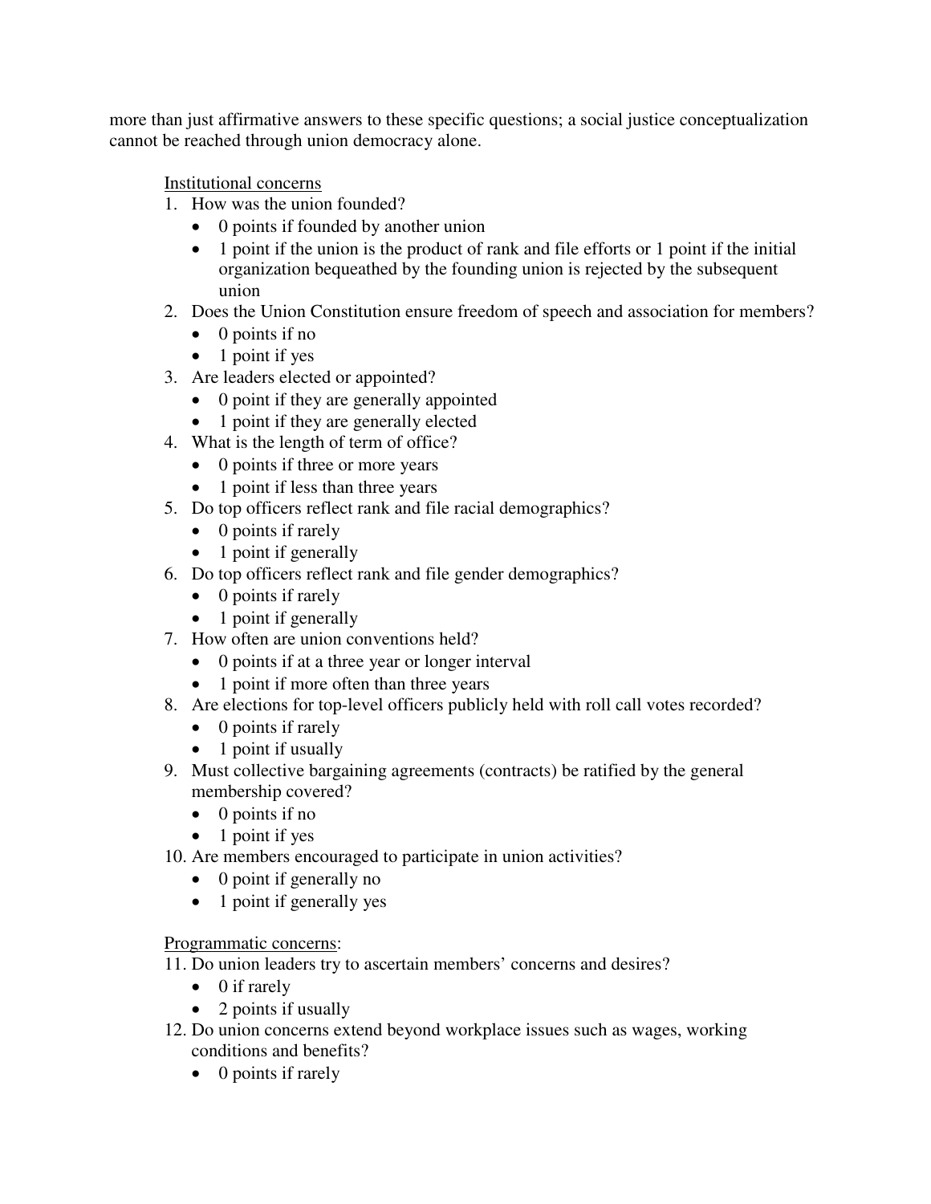more than just affirmative answers to these specific questions; a social justice conceptualization cannot be reached through union democracy alone.

Institutional concerns

1. How was the union founded?
   - 0 points if founded by another union
   - 1 point if the union is the product of rank and file efforts or 1 point if the initial organization bequeathed by the founding union is rejected by the subsequent union
2. Does the Union Constitution ensure freedom of speech and association for members?
   - 0 points if no
   - 1 point if yes
3. Are leaders elected or appointed?
   - 0 point if they are generally appointed
   - 1 point if they are generally elected
4. What is the length of term of office?
   - 0 points if three or more years
   - 1 point if less than three years
5. Do top officers reflect rank and file racial demographics?
   - 0 points if rarely
   - 1 point if generally
6. Do top officers reflect rank and file gender demographics?
   - 0 points if rarely
   - 1 point if generally
7. How often are union conventions held?
   - 0 points if at a three year or longer interval
   - 1 point if more often than three years
8. Are elections for top-level officers publicly held with roll call votes recorded?
   - 0 points if rarely
   - 1 point if usually
9. Must collective bargaining agreements (contracts) be ratified by the general membership covered?
   - 0 points if no
   - 1 point if yes
10. Are members encouraged to participate in union activities?
    - 0 point if generally no
    - 1 point if generally yes

Programmatic concerns:

11. Do union leaders try to ascertain members' concerns and desires?
    - 0 if rarely
    - 2 points if usually
12. Do union concerns extend beyond workplace issues such as wages, working conditions and benefits?
    - 0 points if rarely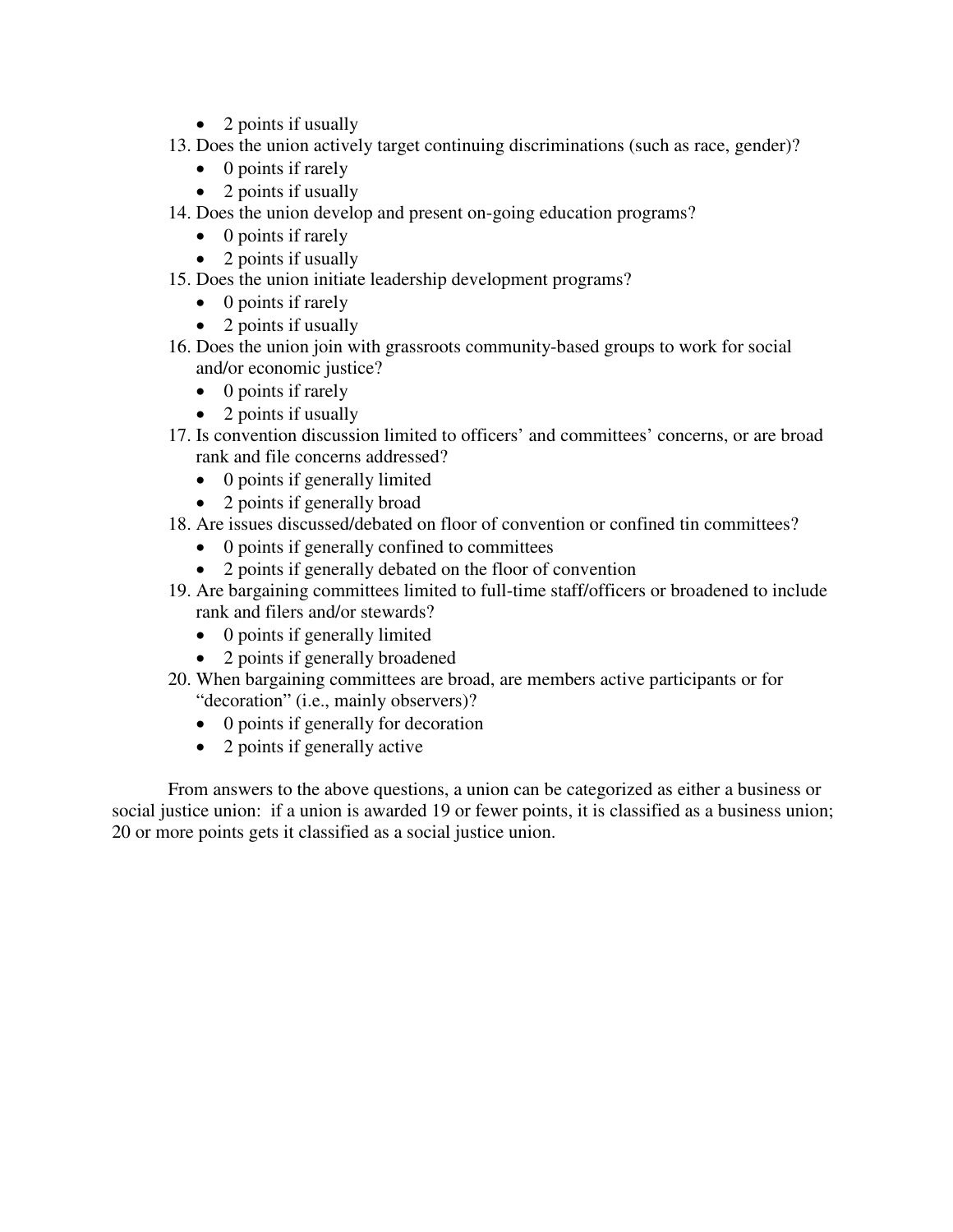- 2 points if usually

13. Does the union actively target continuing discriminations (such as race, gender)?
    - 0 points if rarely
    - 2 points if usually
14. Does the union develop and present on-going education programs?
    - 0 points if rarely
    - 2 points if usually
15. Does the union initiate leadership development programs?
    - 0 points if rarely
    - 2 points if usually
16. Does the union join with grassroots community-based groups to work for social and/or economic justice?
    - 0 points if rarely
    - 2 points if usually
17. Is convention discussion limited to officers' and committees' concerns, or are broad rank and file concerns addressed?
    - 0 points if generally limited
    - 2 points if generally broad
18. Are issues discussed/debated on floor of convention or confined tin committees?
    - 0 points if generally confined to committees
    - 2 points if generally debated on the floor of convention
19. Are bargaining committees limited to full-time staff/officers or broadened to include rank and filers and/or stewards?
    - 0 points if generally limited
    - 2 points if generally broadened
20. When bargaining committees are broad, are members active participants or for "decoration" (i.e., mainly observers)?
    - 0 points if generally for decoration
    - 2 points if generally active

From answers to the above questions, a union can be categorized as either a business or social justice union: if a union is awarded 19 or fewer points, it is classified as a business union; 20 or more points gets it classified as a social justice union.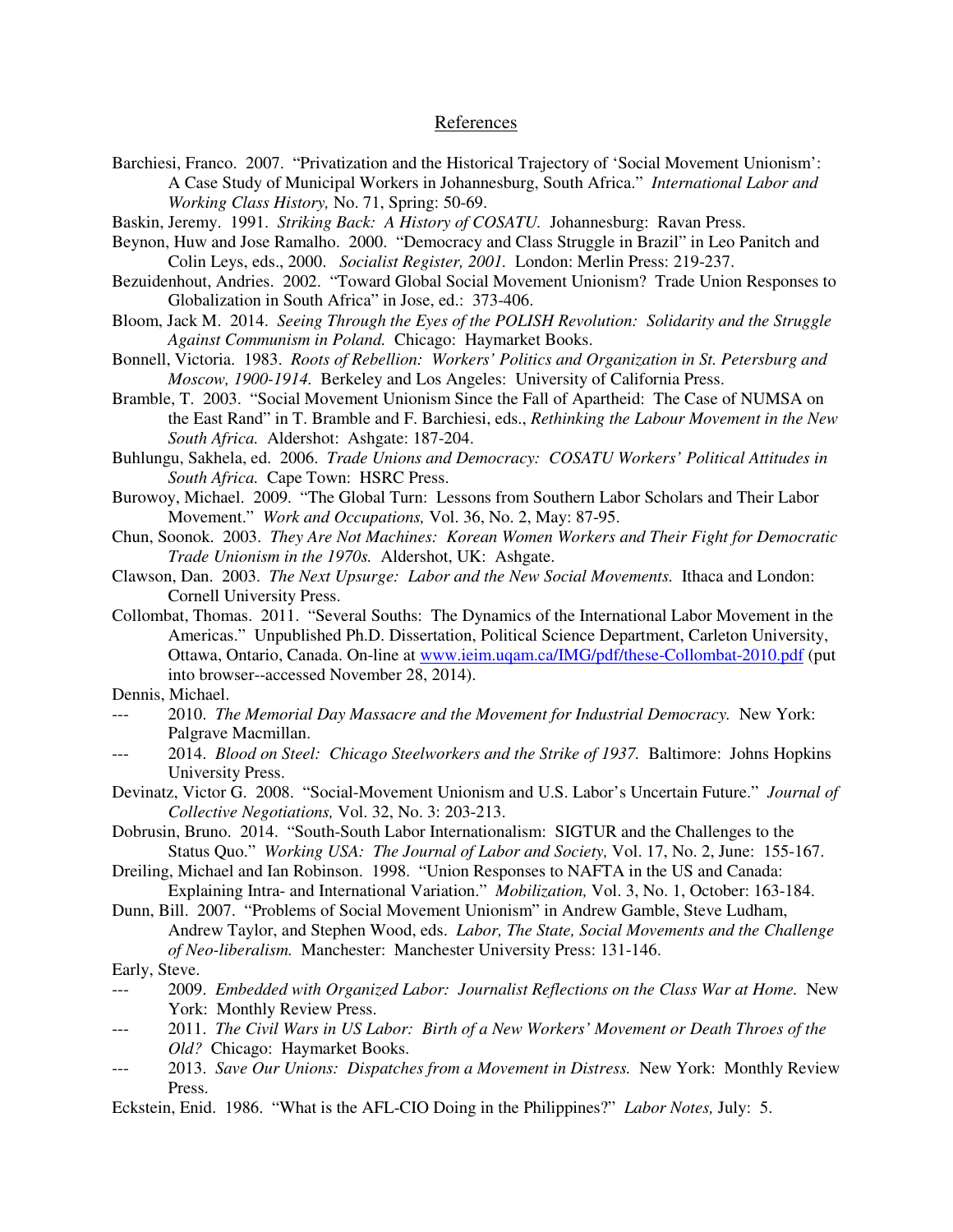## References

Barchiesi, Franco. 2007. "Privatization and the Historical Trajectory of 'Social Movement Unionism': A Case Study of Municipal Workers in Johannesburg, South Africa." *International Labor and Working Class History,* No. 71, Spring: 50-69.

Baskin, Jeremy. 1991. *Striking Back: A History of COSATU.* Johannesburg: Ravan Press.

Beynon, Huw and Jose Ramalho. 2000. "Democracy and Class Struggle in Brazil" in Leo Panitch and Colin Leys, eds., 2000. *Socialist Register, 2001.* London: Merlin Press: 219-237.

Bezuidenhout, Andries. 2002. "Toward Global Social Movement Unionism? Trade Union Responses to Globalization in South Africa" in Jose, ed.: 373-406.

Bloom, Jack M. 2014. *Seeing Through the Eyes of the POLISH Revolution: Solidarity and the Struggle Against Communism in Poland.* Chicago: Haymarket Books.

Bonnell, Victoria. 1983. *Roots of Rebellion: Workers' Politics and Organization in St. Petersburg and Moscow, 1900-1914.* Berkeley and Los Angeles: University of California Press.

Bramble, T. 2003. "Social Movement Unionism Since the Fall of Apartheid: The Case of NUMSA on the East Rand" in T. Bramble and F. Barchiesi, eds., *Rethinking the Labour Movement in the New South Africa.* Aldershot: Ashgate: 187-204.

Buhlungu, Sakhela, ed. 2006. *Trade Unions and Democracy: COSATU Workers' Political Attitudes in South Africa.* Cape Town: HSRC Press.

Burowoy, Michael. 2009. "The Global Turn: Lessons from Southern Labor Scholars and Their Labor Movement." *Work and Occupations,* Vol. 36, No. 2, May: 87-95.

Chun, Soonok. 2003. *They Are Not Machines: Korean Women Workers and Their Fight for Democratic Trade Unionism in the 1970s.* Aldershot, UK: Ashgate.

Clawson, Dan. 2003. *The Next Upsurge: Labor and the New Social Movements.* Ithaca and London: Cornell University Press.

Collombat, Thomas. 2011. "Several Souths: The Dynamics of the International Labor Movement in the Americas." Unpublished Ph.D. Dissertation, Political Science Department, Carleton University, Ottawa, Ontario, Canada. On-line at www.ieim.uqam.ca/IMG/pdf/these-Collombat-2010.pdf (put into browser--accessed November 28, 2014).

Dennis, Michael.

--- 2010. *The Memorial Day Massacre and the Movement for Industrial Democracy.* New York: Palgrave Macmillan.

--- 2014. *Blood on Steel: Chicago Steelworkers and the Strike of 1937.* Baltimore: Johns Hopkins University Press.

Devinatz, Victor G. 2008. "Social-Movement Unionism and U.S. Labor's Uncertain Future." *Journal of Collective Negotiations,* Vol. 32, No. 3: 203-213.

Dobrusin, Bruno. 2014. "South-South Labor Internationalism: SIGTUR and the Challenges to the Status Quo." *Working USA: The Journal of Labor and Society,* Vol. 17, No. 2, June: 155-167.

Dreiling, Michael and Ian Robinson. 1998. "Union Responses to NAFTA in the US and Canada: Explaining Intra- and International Variation." *Mobilization,* Vol. 3, No. 1, October: 163-184.

Dunn, Bill. 2007. "Problems of Social Movement Unionism" in Andrew Gamble, Steve Ludham, Andrew Taylor, and Stephen Wood, eds. *Labor, The State, Social Movements and the Challenge of Neo-liberalism.* Manchester: Manchester University Press: 131-146.

Early, Steve.

--- 2009. *Embedded with Organized Labor: Journalist Reflections on the Class War at Home.* New York: Monthly Review Press.

--- 2011. *The Civil Wars in US Labor: Birth of a New Workers' Movement or Death Throes of the Old?* Chicago: Haymarket Books.

--- 2013. *Save Our Unions: Dispatches from a Movement in Distress.* New York: Monthly Review Press.

Eckstein, Enid. 1986. "What is the AFL-CIO Doing in the Philippines?" *Labor Notes,* July: 5.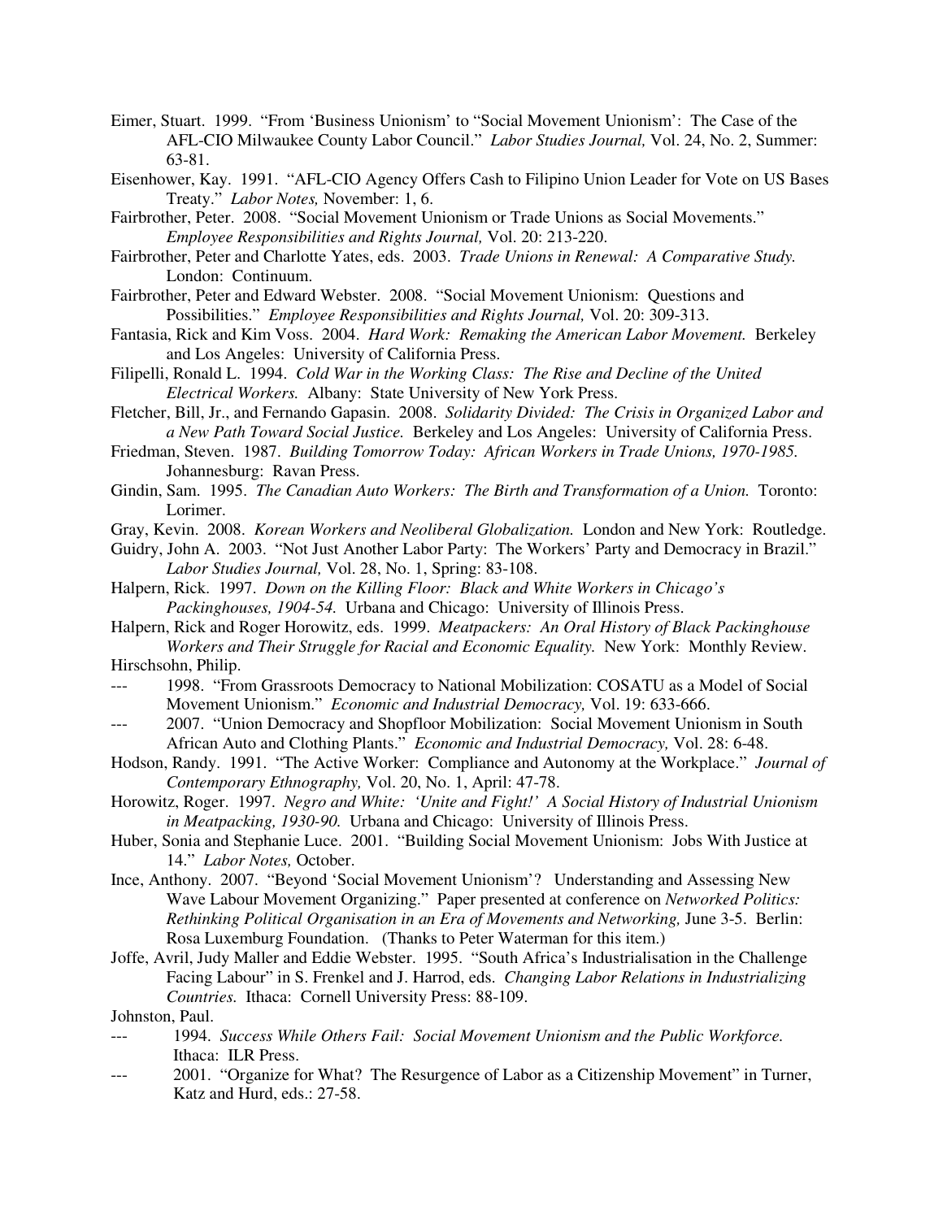Eimer, Stuart. 1999. "From 'Business Unionism' to "Social Movement Unionism': The Case of the AFL-CIO Milwaukee County Labor Council." *Labor Studies Journal,* Vol. 24, No. 2, Summer: 63-81.

Eisenhower, Kay. 1991. "AFL-CIO Agency Offers Cash to Filipino Union Leader for Vote on US Bases Treaty." *Labor Notes,* November: 1, 6.

Fairbrother, Peter. 2008. "Social Movement Unionism or Trade Unions as Social Movements." *Employee Responsibilities and Rights Journal,* Vol. 20: 213-220.

Fairbrother, Peter and Charlotte Yates, eds. 2003. *Trade Unions in Renewal: A Comparative Study.* London: Continuum.

Fairbrother, Peter and Edward Webster. 2008. "Social Movement Unionism: Questions and Possibilities." *Employee Responsibilities and Rights Journal,* Vol. 20: 309-313.

Fantasia, Rick and Kim Voss. 2004. *Hard Work: Remaking the American Labor Movement.* Berkeley and Los Angeles: University of California Press.

Filipelli, Ronald L. 1994. *Cold War in the Working Class: The Rise and Decline of the United Electrical Workers.* Albany: State University of New York Press.

Fletcher, Bill, Jr., and Fernando Gapasin. 2008. *Solidarity Divided: The Crisis in Organized Labor and a New Path Toward Social Justice.* Berkeley and Los Angeles: University of California Press.

Friedman, Steven. 1987. *Building Tomorrow Today: African Workers in Trade Unions, 1970-1985.* Johannesburg: Ravan Press.

Gindin, Sam. 1995. *The Canadian Auto Workers: The Birth and Transformation of a Union.* Toronto: Lorimer.

Gray, Kevin. 2008. *Korean Workers and Neoliberal Globalization.* London and New York: Routledge.

Guidry, John A. 2003. "Not Just Another Labor Party: The Workers' Party and Democracy in Brazil." *Labor Studies Journal,* Vol. 28, No. 1, Spring: 83-108.

Halpern, Rick. 1997. *Down on the Killing Floor: Black and White Workers in Chicago's Packinghouses, 1904-54.* Urbana and Chicago: University of Illinois Press.

Halpern, Rick and Roger Horowitz, eds. 1999. *Meatpackers: An Oral History of Black Packinghouse Workers and Their Struggle for Racial and Economic Equality.* New York: Monthly Review.

Hirschsohn, Philip.

--- 1998. "From Grassroots Democracy to National Mobilization: COSATU as a Model of Social Movement Unionism." *Economic and Industrial Democracy,* Vol. 19: 633-666.

--- 2007. "Union Democracy and Shopfloor Mobilization: Social Movement Unionism in South African Auto and Clothing Plants." *Economic and Industrial Democracy,* Vol. 28: 6-48.

Hodson, Randy. 1991. "The Active Worker: Compliance and Autonomy at the Workplace." *Journal of Contemporary Ethnography,* Vol. 20, No. 1, April: 47-78.

Horowitz, Roger. 1997. *Negro and White: 'Unite and Fight!' A Social History of Industrial Unionism in Meatpacking, 1930-90.* Urbana and Chicago: University of Illinois Press.

Huber, Sonia and Stephanie Luce. 2001. "Building Social Movement Unionism: Jobs With Justice at 14." *Labor Notes,* October.

Ince, Anthony. 2007. "Beyond 'Social Movement Unionism'? Understanding and Assessing New Wave Labour Movement Organizing." Paper presented at conference on *Networked Politics: Rethinking Political Organisation in an Era of Movements and Networking,* June 3-5. Berlin: Rosa Luxemburg Foundation. (Thanks to Peter Waterman for this item.)

Joffe, Avril, Judy Maller and Eddie Webster. 1995. "South Africa's Industrialisation in the Challenge Facing Labour" in S. Frenkel and J. Harrod, eds. *Changing Labor Relations in Industrializing Countries.* Ithaca: Cornell University Press: 88-109.

Johnston, Paul.

--- 1994. *Success While Others Fail: Social Movement Unionism and the Public Workforce.* Ithaca: ILR Press.

--- 2001. "Organize for What? The Resurgence of Labor as a Citizenship Movement" in Turner, Katz and Hurd, eds.: 27-58.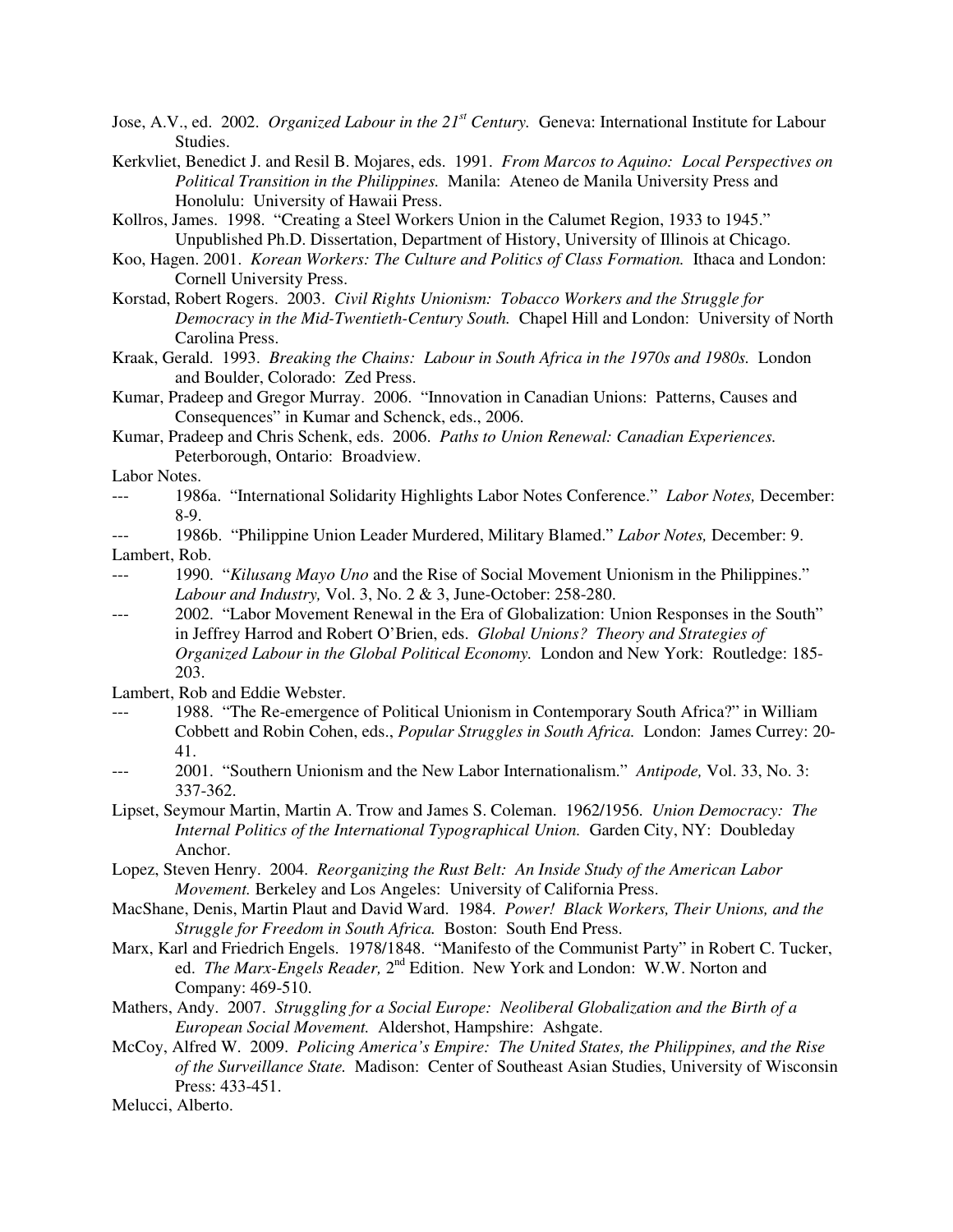Jose, A.V., ed. 2002. *Organized Labour in the 21st Century.* Geneva: International Institute for Labour Studies.

Kerkvliet, Benedict J. and Resil B. Mojares, eds. 1991. *From Marcos to Aquino: Local Perspectives on Political Transition in the Philippines.* Manila: Ateneo de Manila University Press and Honolulu: University of Hawaii Press.

Kollros, James. 1998. "Creating a Steel Workers Union in the Calumet Region, 1933 to 1945." Unpublished Ph.D. Dissertation, Department of History, University of Illinois at Chicago.

Koo, Hagen. 2001. *Korean Workers: The Culture and Politics of Class Formation.* Ithaca and London: Cornell University Press.

Korstad, Robert Rogers. 2003. *Civil Rights Unionism: Tobacco Workers and the Struggle for Democracy in the Mid-Twentieth-Century South.* Chapel Hill and London: University of North Carolina Press.

Kraak, Gerald. 1993. *Breaking the Chains: Labour in South Africa in the 1970s and 1980s.* London and Boulder, Colorado: Zed Press.

Kumar, Pradeep and Gregor Murray. 2006. "Innovation in Canadian Unions: Patterns, Causes and Consequences" in Kumar and Schenck, eds., 2006.

Kumar, Pradeep and Chris Schenk, eds. 2006. *Paths to Union Renewal: Canadian Experiences.* Peterborough, Ontario: Broadview.

Labor Notes.

--- 1986a. "International Solidarity Highlights Labor Notes Conference." *Labor Notes,* December: 8-9.

--- 1986b. "Philippine Union Leader Murdered, Military Blamed." *Labor Notes,* December: 9.

Lambert, Rob.

--- 1990. "*Kilusang Mayo Uno* and the Rise of Social Movement Unionism in the Philippines." *Labour and Industry,* Vol. 3, No. 2 & 3, June-October: 258-280.

--- 2002. "Labor Movement Renewal in the Era of Globalization: Union Responses in the South" in Jeffrey Harrod and Robert O'Brien, eds. *Global Unions? Theory and Strategies of Organized Labour in the Global Political Economy.* London and New York: Routledge: 185-203.

Lambert, Rob and Eddie Webster.

--- 1988. "The Re-emergence of Political Unionism in Contemporary South Africa?" in William Cobbett and Robin Cohen, eds., *Popular Struggles in South Africa.* London: James Currey: 20-41.

--- 2001. "Southern Unionism and the New Labor Internationalism." *Antipode,* Vol. 33, No. 3: 337-362.

Lipset, Seymour Martin, Martin A. Trow and James S. Coleman. 1962/1956. *Union Democracy: The Internal Politics of the International Typographical Union.* Garden City, NY: Doubleday Anchor.

Lopez, Steven Henry. 2004. *Reorganizing the Rust Belt: An Inside Study of the American Labor Movement.* Berkeley and Los Angeles: University of California Press.

MacShane, Denis, Martin Plaut and David Ward. 1984. *Power! Black Workers, Their Unions, and the Struggle for Freedom in South Africa.* Boston: South End Press.

Marx, Karl and Friedrich Engels. 1978/1848. "Manifesto of the Communist Party" in Robert C. Tucker, ed. *The Marx-Engels Reader,* 2nd Edition. New York and London: W.W. Norton and Company: 469-510.

Mathers, Andy. 2007. *Struggling for a Social Europe: Neoliberal Globalization and the Birth of a European Social Movement.* Aldershot, Hampshire: Ashgate.

McCoy, Alfred W. 2009. *Policing America's Empire: The United States, the Philippines, and the Rise of the Surveillance State.* Madison: Center of Southeast Asian Studies, University of Wisconsin Press: 433-451.

Melucci, Alberto.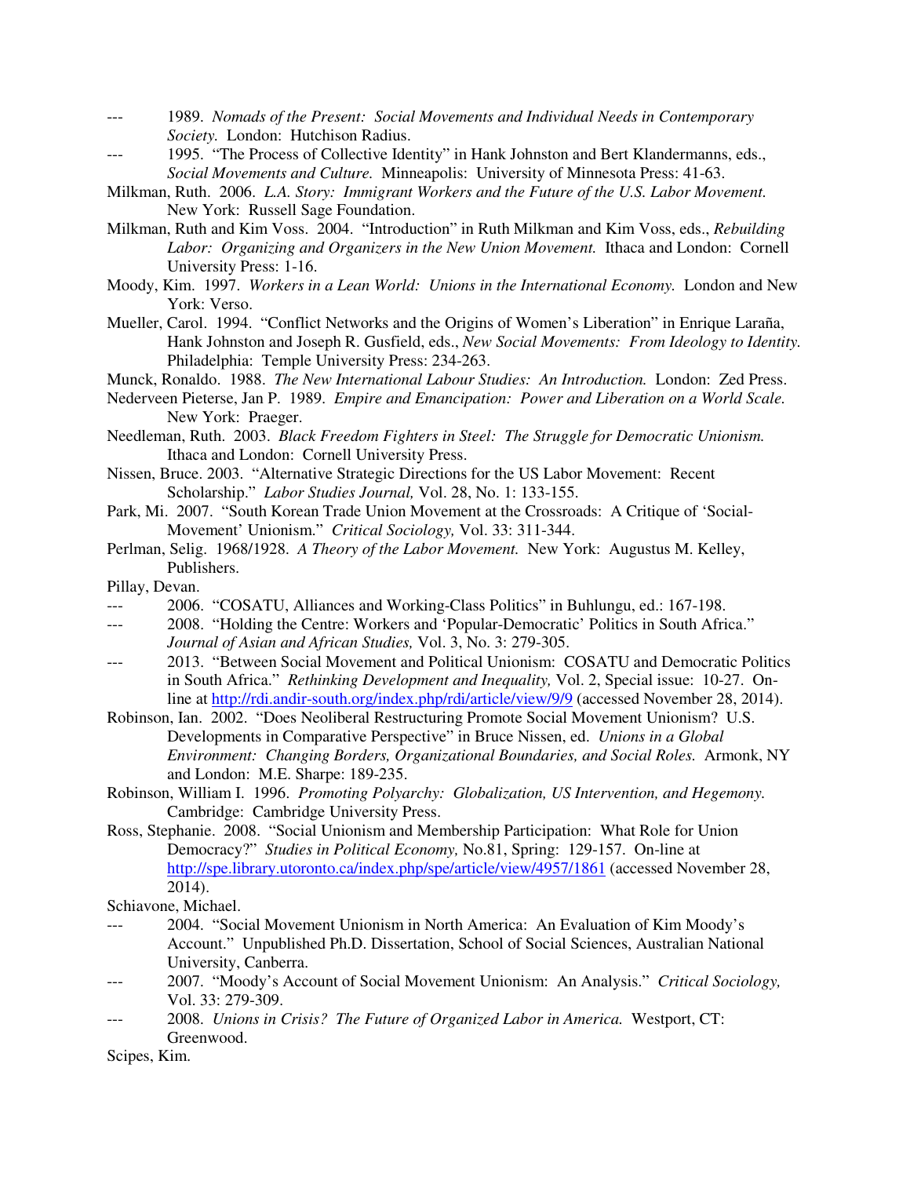--- 1989. *Nomads of the Present: Social Movements and Individual Needs in Contemporary Society.* London: Hutchison Radius.

--- 1995. "The Process of Collective Identity" in Hank Johnston and Bert Klandermanns, eds., *Social Movements and Culture.* Minneapolis: University of Minnesota Press: 41-63.

Milkman, Ruth. 2006. *L.A. Story: Immigrant Workers and the Future of the U.S. Labor Movement.* New York: Russell Sage Foundation.

Milkman, Ruth and Kim Voss. 2004. "Introduction" in Ruth Milkman and Kim Voss, eds., *Rebuilding Labor: Organizing and Organizers in the New Union Movement.* Ithaca and London: Cornell University Press: 1-16.

Moody, Kim. 1997. *Workers in a Lean World: Unions in the International Economy.* London and New York: Verso.

Mueller, Carol. 1994. "Conflict Networks and the Origins of Women's Liberation" in Enrique Laraña, Hank Johnston and Joseph R. Gusfield, eds., *New Social Movements: From Ideology to Identity.* Philadelphia: Temple University Press: 234-263.

Munck, Ronaldo. 1988. *The New International Labour Studies: An Introduction.* London: Zed Press.

Nederveen Pieterse, Jan P. 1989. *Empire and Emancipation: Power and Liberation on a World Scale.* New York: Praeger.

Needleman, Ruth. 2003. *Black Freedom Fighters in Steel: The Struggle for Democratic Unionism.* Ithaca and London: Cornell University Press.

Nissen, Bruce. 2003. "Alternative Strategic Directions for the US Labor Movement: Recent Scholarship." *Labor Studies Journal,* Vol. 28, No. 1: 133-155.

Park, Mi. 2007. "South Korean Trade Union Movement at the Crossroads: A Critique of 'Social-Movement' Unionism." *Critical Sociology,* Vol. 33: 311-344.

Perlman, Selig. 1968/1928. *A Theory of the Labor Movement.* New York: Augustus M. Kelley, Publishers.

Pillay, Devan.

--- 2006. "COSATU, Alliances and Working-Class Politics" in Buhlungu, ed.: 167-198.

--- 2008. "Holding the Centre: Workers and 'Popular-Democratic' Politics in South Africa." *Journal of Asian and African Studies,* Vol. 3, No. 3: 279-305.

--- 2013. "Between Social Movement and Political Unionism: COSATU and Democratic Politics in South Africa." *Rethinking Development and Inequality,* Vol. 2, Special issue: 10-27. On-line at http://rdi.andir-south.org/index.php/rdi/article/view/9/9 (accessed November 28, 2014).

Robinson, Ian. 2002. "Does Neoliberal Restructuring Promote Social Movement Unionism? U.S. Developments in Comparative Perspective" in Bruce Nissen, ed. *Unions in a Global Environment: Changing Borders, Organizational Boundaries, and Social Roles.* Armonk, NY and London: M.E. Sharpe: 189-235.

Robinson, William I. 1996. *Promoting Polyarchy: Globalization, US Intervention, and Hegemony.* Cambridge: Cambridge University Press.

Ross, Stephanie. 2008. "Social Unionism and Membership Participation: What Role for Union Democracy?" *Studies in Political Economy,* No.81, Spring: 129-157. On-line at http://spe.library.utoronto.ca/index.php/spe/article/view/4957/1861 (accessed November 28, 2014).

Schiavone, Michael.

--- 2004. "Social Movement Unionism in North America: An Evaluation of Kim Moody's Account." Unpublished Ph.D. Dissertation, School of Social Sciences, Australian National University, Canberra.

--- 2007. "Moody's Account of Social Movement Unionism: An Analysis." *Critical Sociology,* Vol. 33: 279-309.

--- 2008. *Unions in Crisis? The Future of Organized Labor in America.* Westport, CT: Greenwood.

Scipes, Kim.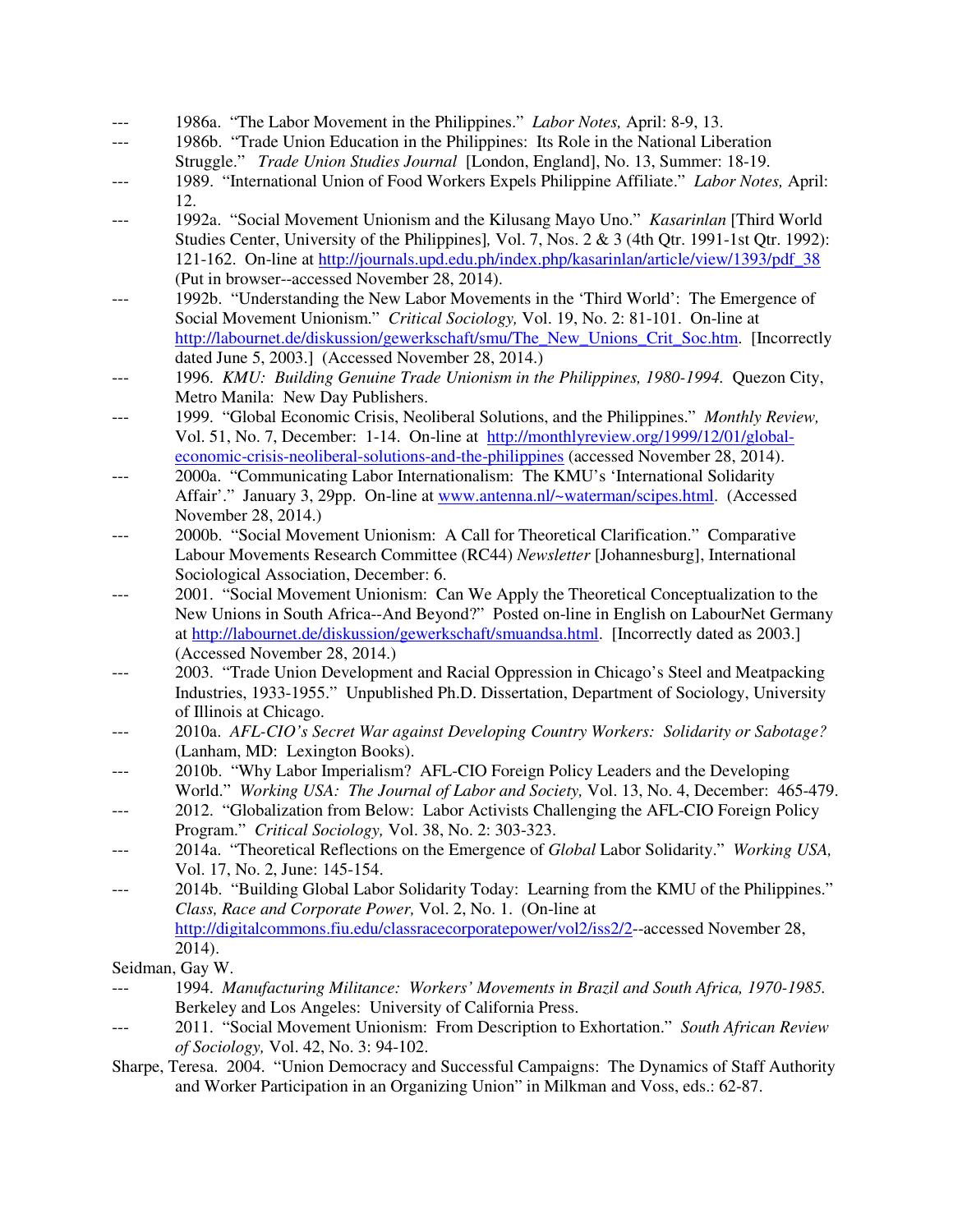--- 1986a. "The Labor Movement in the Philippines." *Labor Notes,* April: 8-9, 13.

--- 1986b. "Trade Union Education in the Philippines: Its Role in the National Liberation Struggle." *Trade Union Studies Journal* [London, England], No. 13, Summer: 18-19.

--- 1989. "International Union of Food Workers Expels Philippine Affiliate." *Labor Notes,* April: 12.

--- 1992a. "Social Movement Unionism and the Kilusang Mayo Uno." *Kasarinlan* [Third World Studies Center, University of the Philippines], Vol. 7, Nos. 2 & 3 (4th Qtr. 1991-1st Qtr. 1992): 121-162. On-line at http://journals.upd.edu.ph/index.php/kasarinlan/article/view/1393/pdf_38 (Put in browser--accessed November 28, 2014).

--- 1992b. "Understanding the New Labor Movements in the 'Third World': The Emergence of Social Movement Unionism." *Critical Sociology,* Vol. 19, No. 2: 81-101. On-line at http://labournet.de/diskussion/gewerkschaft/smu/The_New_Unions_Crit_Soc.htm. [Incorrectly dated June 5, 2003.] (Accessed November 28, 2014.)

--- 1996. *KMU: Building Genuine Trade Unionism in the Philippines, 1980-1994.* Quezon City, Metro Manila: New Day Publishers.

--- 1999. "Global Economic Crisis, Neoliberal Solutions, and the Philippines." *Monthly Review,* Vol. 51, No. 7, December: 1-14. On-line at http://monthlyreview.org/1999/12/01/global-economic-crisis-neoliberal-solutions-and-the-philippines (accessed November 28, 2014).

--- 2000a. "Communicating Labor Internationalism: The KMU's 'International Solidarity Affair'." January 3, 29pp. On-line at www.antenna.nl/~waterman/scipes.html. (Accessed November 28, 2014.)

--- 2000b. "Social Movement Unionism: A Call for Theoretical Clarification." Comparative Labour Movements Research Committee (RC44) *Newsletter* [Johannesburg], International Sociological Association, December: 6.

--- 2001. "Social Movement Unionism: Can We Apply the Theoretical Conceptualization to the New Unions in South Africa--And Beyond?" Posted on-line in English on LabourNet Germany at http://labournet.de/diskussion/gewerkschaft/smuandsa.html. [Incorrectly dated as 2003.] (Accessed November 28, 2014.)

--- 2003. "Trade Union Development and Racial Oppression in Chicago's Steel and Meatpacking Industries, 1933-1955." Unpublished Ph.D. Dissertation, Department of Sociology, University of Illinois at Chicago.

--- 2010a. *AFL-CIO's Secret War against Developing Country Workers: Solidarity or Sabotage?* (Lanham, MD: Lexington Books).

--- 2010b. "Why Labor Imperialism? AFL-CIO Foreign Policy Leaders and the Developing World." *Working USA: The Journal of Labor and Society,* Vol. 13, No. 4, December: 465-479.

--- 2012. "Globalization from Below: Labor Activists Challenging the AFL-CIO Foreign Policy Program." *Critical Sociology,* Vol. 38, No. 2: 303-323.

--- 2014a. "Theoretical Reflections on the Emergence of *Global* Labor Solidarity." *Working USA,* Vol. 17, No. 2, June: 145-154.

--- 2014b. "Building Global Labor Solidarity Today: Learning from the KMU of the Philippines." *Class, Race and Corporate Power,* Vol. 2, No. 1. (On-line at http://digitalcommons.fiu.edu/classracecorporatepower/vol2/iss2/2--accessed November 28, 2014).

Seidman, Gay W.

--- 1994. *Manufacturing Militance: Workers' Movements in Brazil and South Africa, 1970-1985.* Berkeley and Los Angeles: University of California Press.

--- 2011. "Social Movement Unionism: From Description to Exhortation." *South African Review of Sociology,* Vol. 42, No. 3: 94-102.

Sharpe, Teresa. 2004. "Union Democracy and Successful Campaigns: The Dynamics of Staff Authority and Worker Participation in an Organizing Union" in Milkman and Voss, eds.: 62-87.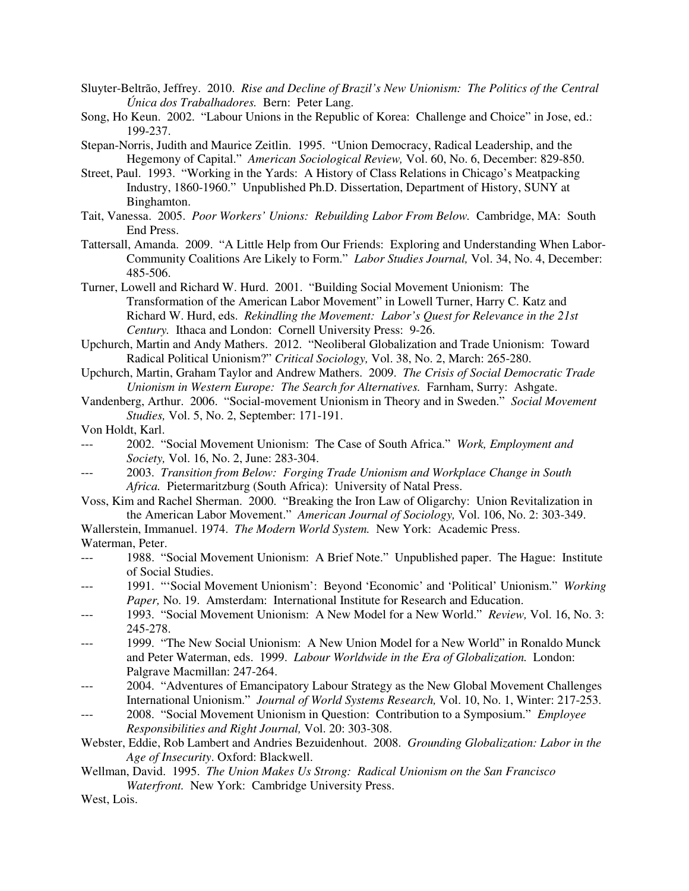Sluyter-Beltrão, Jeffrey. 2010. *Rise and Decline of Brazil's New Unionism: The Politics of the Central Única dos Trabalhadores.* Bern: Peter Lang.

Song, Ho Keun. 2002. "Labour Unions in the Republic of Korea: Challenge and Choice" in Jose, ed.: 199-237.

Stepan-Norris, Judith and Maurice Zeitlin. 1995. "Union Democracy, Radical Leadership, and the Hegemony of Capital." *American Sociological Review,* Vol. 60, No. 6, December: 829-850.

Street, Paul. 1993. "Working in the Yards: A History of Class Relations in Chicago's Meatpacking Industry, 1860-1960." Unpublished Ph.D. Dissertation, Department of History, SUNY at Binghamton.

Tait, Vanessa. 2005. *Poor Workers' Unions: Rebuilding Labor From Below.* Cambridge, MA: South End Press.

Tattersall, Amanda. 2009. "A Little Help from Our Friends: Exploring and Understanding When Labor-Community Coalitions Are Likely to Form." *Labor Studies Journal,* Vol. 34, No. 4, December: 485-506.

Turner, Lowell and Richard W. Hurd. 2001. "Building Social Movement Unionism: The Transformation of the American Labor Movement" in Lowell Turner, Harry C. Katz and Richard W. Hurd, eds. *Rekindling the Movement: Labor's Quest for Relevance in the 21st Century.* Ithaca and London: Cornell University Press: 9-26.

Upchurch, Martin and Andy Mathers. 2012. "Neoliberal Globalization and Trade Unionism: Toward Radical Political Unionism?" *Critical Sociology,* Vol. 38, No. 2, March: 265-280.

Upchurch, Martin, Graham Taylor and Andrew Mathers. 2009. *The Crisis of Social Democratic Trade Unionism in Western Europe: The Search for Alternatives.* Farnham, Surry: Ashgate.

Vandenberg, Arthur. 2006. "Social-movement Unionism in Theory and in Sweden." *Social Movement Studies,* Vol. 5, No. 2, September: 171-191.

Von Holdt, Karl.

--- 2002. "Social Movement Unionism: The Case of South Africa." *Work, Employment and Society,* Vol. 16, No. 2, June: 283-304.

--- 2003. *Transition from Below: Forging Trade Unionism and Workplace Change in South Africa.* Pietermaritzburg (South Africa): University of Natal Press.

Voss, Kim and Rachel Sherman. 2000. "Breaking the Iron Law of Oligarchy: Union Revitalization in the American Labor Movement." *American Journal of Sociology,* Vol. 106, No. 2: 303-349.

Wallerstein, Immanuel. 1974. *The Modern World System.* New York: Academic Press.

Waterman, Peter.

--- 1988. "Social Movement Unionism: A Brief Note." Unpublished paper. The Hague: Institute of Social Studies.

--- 1991. "'Social Movement Unionism': Beyond 'Economic' and 'Political' Unionism." *Working Paper,* No. 19. Amsterdam: International Institute for Research and Education.

--- 1993. "Social Movement Unionism: A New Model for a New World." *Review,* Vol. 16, No. 3: 245-278.

--- 1999. "The New Social Unionism: A New Union Model for a New World" in Ronaldo Munck and Peter Waterman, eds. 1999. *Labour Worldwide in the Era of Globalization.* London: Palgrave Macmillan: 247-264.

--- 2004. "Adventures of Emancipatory Labour Strategy as the New Global Movement Challenges International Unionism." *Journal of World Systems Research,* Vol. 10, No. 1, Winter: 217-253.

--- 2008. "Social Movement Unionism in Question: Contribution to a Symposium." *Employee Responsibilities and Right Journal,* Vol. 20: 303-308.

Webster, Eddie, Rob Lambert and Andries Bezuidenhout. 2008. *Grounding Globalization: Labor in the Age of Insecurity*. Oxford: Blackwell.

Wellman, David. 1995. *The Union Makes Us Strong: Radical Unionism on the San Francisco Waterfront.* New York: Cambridge University Press.

West, Lois.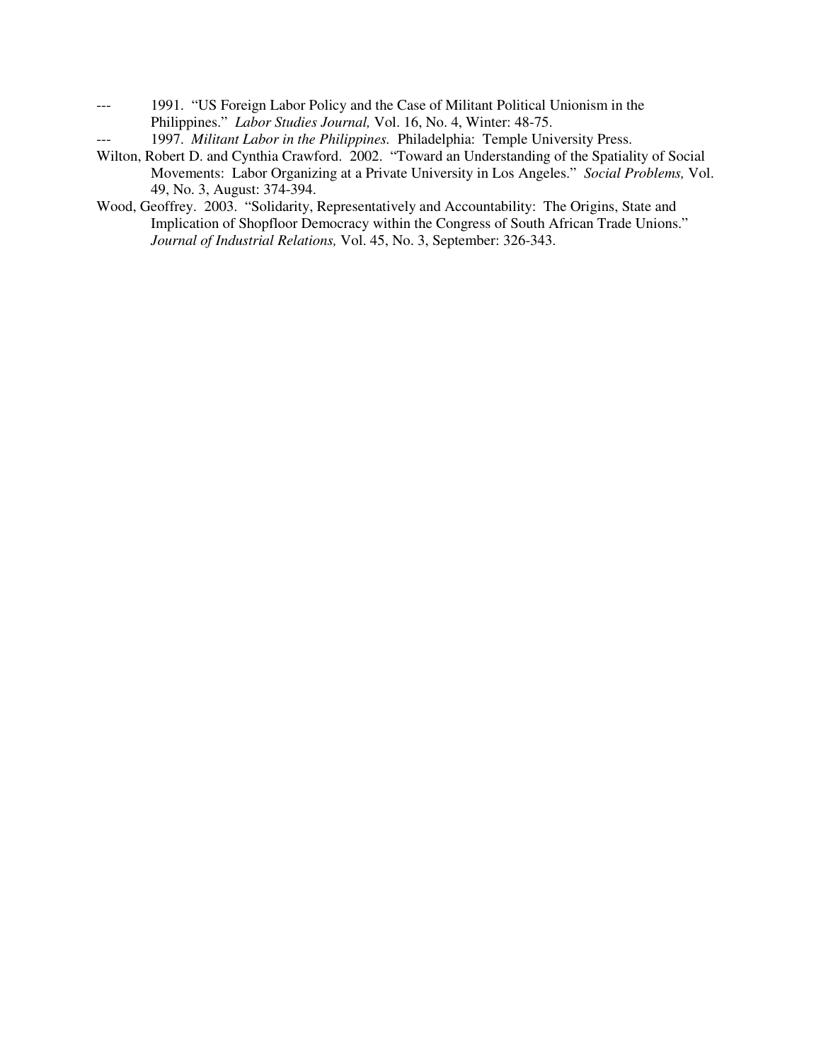--- 1991. "US Foreign Labor Policy and the Case of Militant Political Unionism in the Philippines." *Labor Studies Journal,* Vol. 16, No. 4, Winter: 48-75.

--- 1997. *Militant Labor in the Philippines.* Philadelphia: Temple University Press.

Wilton, Robert D. and Cynthia Crawford. 2002. "Toward an Understanding of the Spatiality of Social Movements: Labor Organizing at a Private University in Los Angeles." *Social Problems,* Vol. 49, No. 3, August: 374-394.

Wood, Geoffrey. 2003. "Solidarity, Representatively and Accountability: The Origins, State and Implication of Shopfloor Democracy within the Congress of South African Trade Unions." *Journal of Industrial Relations,* Vol. 45, No. 3, September: 326-343.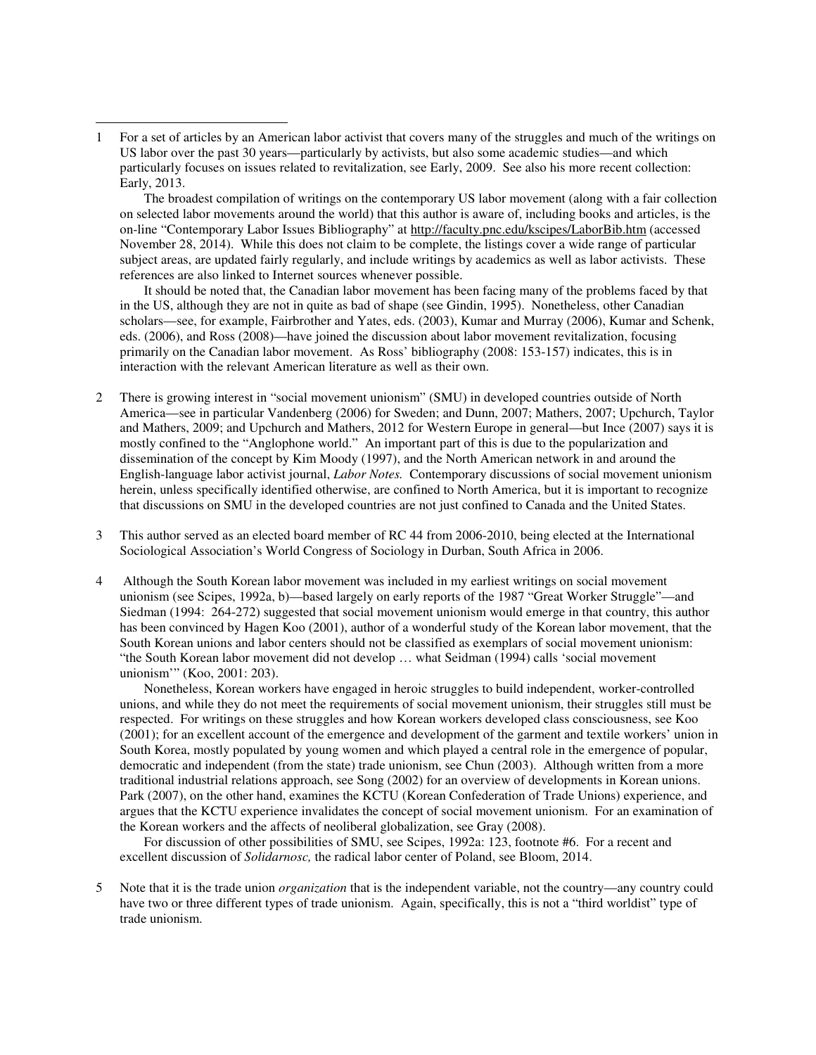1 For a set of articles by an American labor activist that covers many of the struggles and much of the writings on US labor over the past 30 years—particularly by activists, but also some academic studies—and which particularly focuses on issues related to revitalization, see Early, 2009. See also his more recent collection: Early, 2013.

The broadest compilation of writings on the contemporary US labor movement (along with a fair collection on selected labor movements around the world) that this author is aware of, including books and articles, is the on-line "Contemporary Labor Issues Bibliography" at http://faculty.pnc.edu/kscipes/LaborBib.htm (accessed November 28, 2014). While this does not claim to be complete, the listings cover a wide range of particular subject areas, are updated fairly regularly, and include writings by academics as well as labor activists. These references are also linked to Internet sources whenever possible.

It should be noted that, the Canadian labor movement has been facing many of the problems faced by that in the US, although they are not in quite as bad of shape (see Gindin, 1995). Nonetheless, other Canadian scholars—see, for example, Fairbrother and Yates, eds. (2003), Kumar and Murray (2006), Kumar and Schenk, eds. (2006), and Ross (2008)—have joined the discussion about labor movement revitalization, focusing primarily on the Canadian labor movement. As Ross' bibliography (2008: 153-157) indicates, this is in interaction with the relevant American literature as well as their own.

2 There is growing interest in "social movement unionism" (SMU) in developed countries outside of North America—see in particular Vandenberg (2006) for Sweden; and Dunn, 2007; Mathers, 2007; Upchurch, Taylor and Mathers, 2009; and Upchurch and Mathers, 2012 for Western Europe in general—but Ince (2007) says it is mostly confined to the "Anglophone world." An important part of this is due to the popularization and dissemination of the concept by Kim Moody (1997), and the North American network in and around the English-language labor activist journal, *Labor Notes.* Contemporary discussions of social movement unionism herein, unless specifically identified otherwise, are confined to North America, but it is important to recognize that discussions on SMU in the developed countries are not just confined to Canada and the United States.

3 This author served as an elected board member of RC 44 from 2006-2010, being elected at the International Sociological Association's World Congress of Sociology in Durban, South Africa in 2006.

4 Although the South Korean labor movement was included in my earliest writings on social movement unionism (see Scipes, 1992a, b)—based largely on early reports of the 1987 "Great Worker Struggle"—and Siedman (1994: 264-272) suggested that social movement unionism would emerge in that country, this author has been convinced by Hagen Koo (2001), author of a wonderful study of the Korean labor movement, that the South Korean unions and labor centers should not be classified as exemplars of social movement unionism: "the South Korean labor movement did not develop … what Seidman (1994) calls 'social movement unionism'" (Koo, 2001: 203).

Nonetheless, Korean workers have engaged in heroic struggles to build independent, worker-controlled unions, and while they do not meet the requirements of social movement unionism, their struggles still must be respected. For writings on these struggles and how Korean workers developed class consciousness, see Koo (2001); for an excellent account of the emergence and development of the garment and textile workers' union in South Korea, mostly populated by young women and which played a central role in the emergence of popular, democratic and independent (from the state) trade unionism, see Chun (2003). Although written from a more traditional industrial relations approach, see Song (2002) for an overview of developments in Korean unions. Park (2007), on the other hand, examines the KCTU (Korean Confederation of Trade Unions) experience, and argues that the KCTU experience invalidates the concept of social movement unionism. For an examination of the Korean workers and the affects of neoliberal globalization, see Gray (2008).

For discussion of other possibilities of SMU, see Scipes, 1992a: 123, footnote #6. For a recent and excellent discussion of *Solidarnosc,* the radical labor center of Poland, see Bloom, 2014.

5 Note that it is the trade union *organization* that is the independent variable, not the country—any country could have two or three different types of trade unionism. Again, specifically, this is not a "third worldist" type of trade unionism.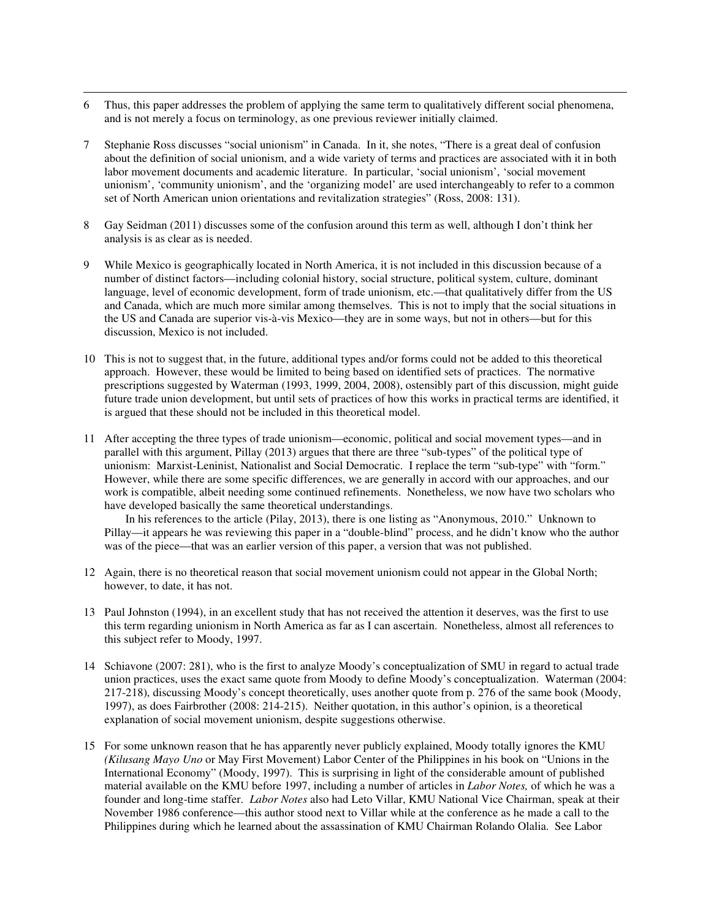6 Thus, this paper addresses the problem of applying the same term to qualitatively different social phenomena, and is not merely a focus on terminology, as one previous reviewer initially claimed.

7 Stephanie Ross discusses "social unionism" in Canada. In it, she notes, "There is a great deal of confusion about the definition of social unionism, and a wide variety of terms and practices are associated with it in both labor movement documents and academic literature. In particular, 'social unionism', 'social movement unionism', 'community unionism', and the 'organizing model' are used interchangeably to refer to a common set of North American union orientations and revitalization strategies" (Ross, 2008: 131).

8 Gay Seidman (2011) discusses some of the confusion around this term as well, although I don't think her analysis is as clear as is needed.

9 While Mexico is geographically located in North America, it is not included in this discussion because of a number of distinct factors—including colonial history, social structure, political system, culture, dominant language, level of economic development, form of trade unionism, etc.—that qualitatively differ from the US and Canada, which are much more similar among themselves. This is not to imply that the social situations in the US and Canada are superior vis-à-vis Mexico—they are in some ways, but not in others—but for this discussion, Mexico is not included.

10 This is not to suggest that, in the future, additional types and/or forms could not be added to this theoretical approach. However, these would be limited to being based on identified sets of practices. The normative prescriptions suggested by Waterman (1993, 1999, 2004, 2008), ostensibly part of this discussion, might guide future trade union development, but until sets of practices of how this works in practical terms are identified, it is argued that these should not be included in this theoretical model.

11 After accepting the three types of trade unionism—economic, political and social movement types—and in parallel with this argument, Pillay (2013) argues that there are three "sub-types" of the political type of unionism: Marxist-Leninist, Nationalist and Social Democratic. I replace the term "sub-type" with "form." However, while there are some specific differences, we are generally in accord with our approaches, and our work is compatible, albeit needing some continued refinements. Nonetheless, we now have two scholars who have developed basically the same theoretical understandings.

In his references to the article (Pilay, 2013), there is one listing as "Anonymous, 2010." Unknown to Pillay—it appears he was reviewing this paper in a "double-blind" process, and he didn't know who the author was of the piece—that was an earlier version of this paper, a version that was not published.

12 Again, there is no theoretical reason that social movement unionism could not appear in the Global North; however, to date, it has not.

13 Paul Johnston (1994), in an excellent study that has not received the attention it deserves, was the first to use this term regarding unionism in North America as far as I can ascertain. Nonetheless, almost all references to this subject refer to Moody, 1997.

14 Schiavone (2007: 281), who is the first to analyze Moody's conceptualization of SMU in regard to actual trade union practices, uses the exact same quote from Moody to define Moody's conceptualization. Waterman (2004: 217-218), discussing Moody's concept theoretically, uses another quote from p. 276 of the same book (Moody, 1997), as does Fairbrother (2008: 214-215). Neither quotation, in this author's opinion, is a theoretical explanation of social movement unionism, despite suggestions otherwise.

15 For some unknown reason that he has apparently never publicly explained, Moody totally ignores the KMU (*Kilusang Mayo Uno* or May First Movement) Labor Center of the Philippines in his book on "Unions in the International Economy" (Moody, 1997). This is surprising in light of the considerable amount of published material available on the KMU before 1997, including a number of articles in *Labor Notes,* of which he was a founder and long-time staffer. *Labor Notes* also had Leto Villar, KMU National Vice Chairman, speak at their November 1986 conference—this author stood next to Villar while at the conference as he made a call to the Philippines during which he learned about the assassination of KMU Chairman Rolando Olalia. See Labor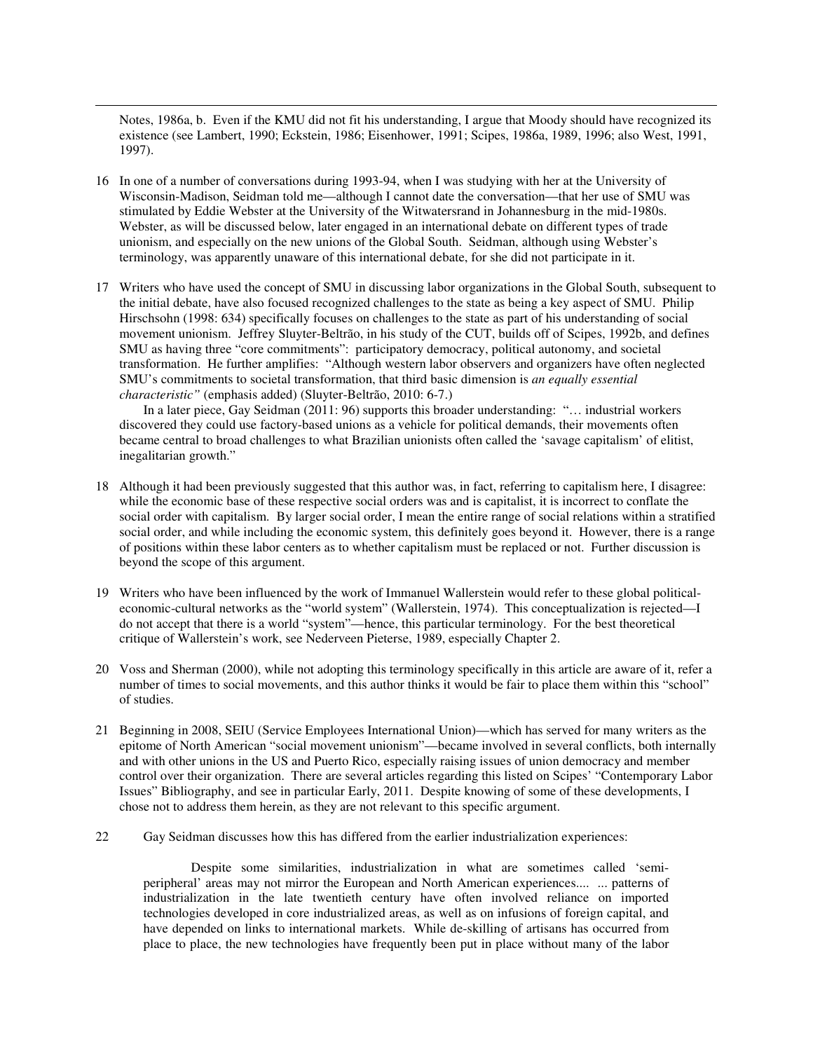Notes, 1986a, b. Even if the KMU did not fit his understanding, I argue that Moody should have recognized its existence (see Lambert, 1990; Eckstein, 1986; Eisenhower, 1991; Scipes, 1986a, 1989, 1996; also West, 1991, 1997).

16 In one of a number of conversations during 1993-94, when I was studying with her at the University of Wisconsin-Madison, Seidman told me—although I cannot date the conversation—that her use of SMU was stimulated by Eddie Webster at the University of the Witwatersrand in Johannesburg in the mid-1980s. Webster, as will be discussed below, later engaged in an international debate on different types of trade unionism, and especially on the new unions of the Global South. Seidman, although using Webster's terminology, was apparently unaware of this international debate, for she did not participate in it.

17 Writers who have used the concept of SMU in discussing labor organizations in the Global South, subsequent to the initial debate, have also focused recognized challenges to the state as being a key aspect of SMU. Philip Hirschsohn (1998: 634) specifically focuses on challenges to the state as part of his understanding of social movement unionism. Jeffrey Sluyter-Beltrão, in his study of the CUT, builds off of Scipes, 1992b, and defines SMU as having three "core commitments": participatory democracy, political autonomy, and societal transformation. He further amplifies: "Although western labor observers and organizers have often neglected SMU's commitments to societal transformation, that third basic dimension is *an equally essential characteristic"* (emphasis added) (Sluyter-Beltrão, 2010: 6-7.)

In a later piece, Gay Seidman (2011: 96) supports this broader understanding: "… industrial workers discovered they could use factory-based unions as a vehicle for political demands, their movements often became central to broad challenges to what Brazilian unionists often called the 'savage capitalism' of elitist, inegalitarian growth."

18 Although it had been previously suggested that this author was, in fact, referring to capitalism here, I disagree: while the economic base of these respective social orders was and is capitalist, it is incorrect to conflate the social order with capitalism. By larger social order, I mean the entire range of social relations within a stratified social order, and while including the economic system, this definitely goes beyond it. However, there is a range of positions within these labor centers as to whether capitalism must be replaced or not. Further discussion is beyond the scope of this argument.

19 Writers who have been influenced by the work of Immanuel Wallerstein would refer to these global political-economic-cultural networks as the "world system" (Wallerstein, 1974). This conceptualization is rejected—I do not accept that there is a world "system"—hence, this particular terminology. For the best theoretical critique of Wallerstein's work, see Nederveen Pieterse, 1989, especially Chapter 2.

20 Voss and Sherman (2000), while not adopting this terminology specifically in this article are aware of it, refer a number of times to social movements, and this author thinks it would be fair to place them within this "school" of studies.

21 Beginning in 2008, SEIU (Service Employees International Union)—which has served for many writers as the epitome of North American "social movement unionism"—became involved in several conflicts, both internally and with other unions in the US and Puerto Rico, especially raising issues of union democracy and member control over their organization. There are several articles regarding this listed on Scipes' "Contemporary Labor Issues" Bibliography, and see in particular Early, 2011. Despite knowing of some of these developments, I chose not to address them herein, as they are not relevant to this specific argument.

22 Gay Seidman discusses how this has differed from the earlier industrialization experiences:

> Despite some similarities, industrialization in what are sometimes called 'semi-peripheral' areas may not mirror the European and North American experiences.... ... patterns of industrialization in the late twentieth century have often involved reliance on imported technologies developed in core industrialized areas, as well as on infusions of foreign capital, and have depended on links to international markets. While de-skilling of artisans has occurred from place to place, the new technologies have frequently been put in place without many of the labor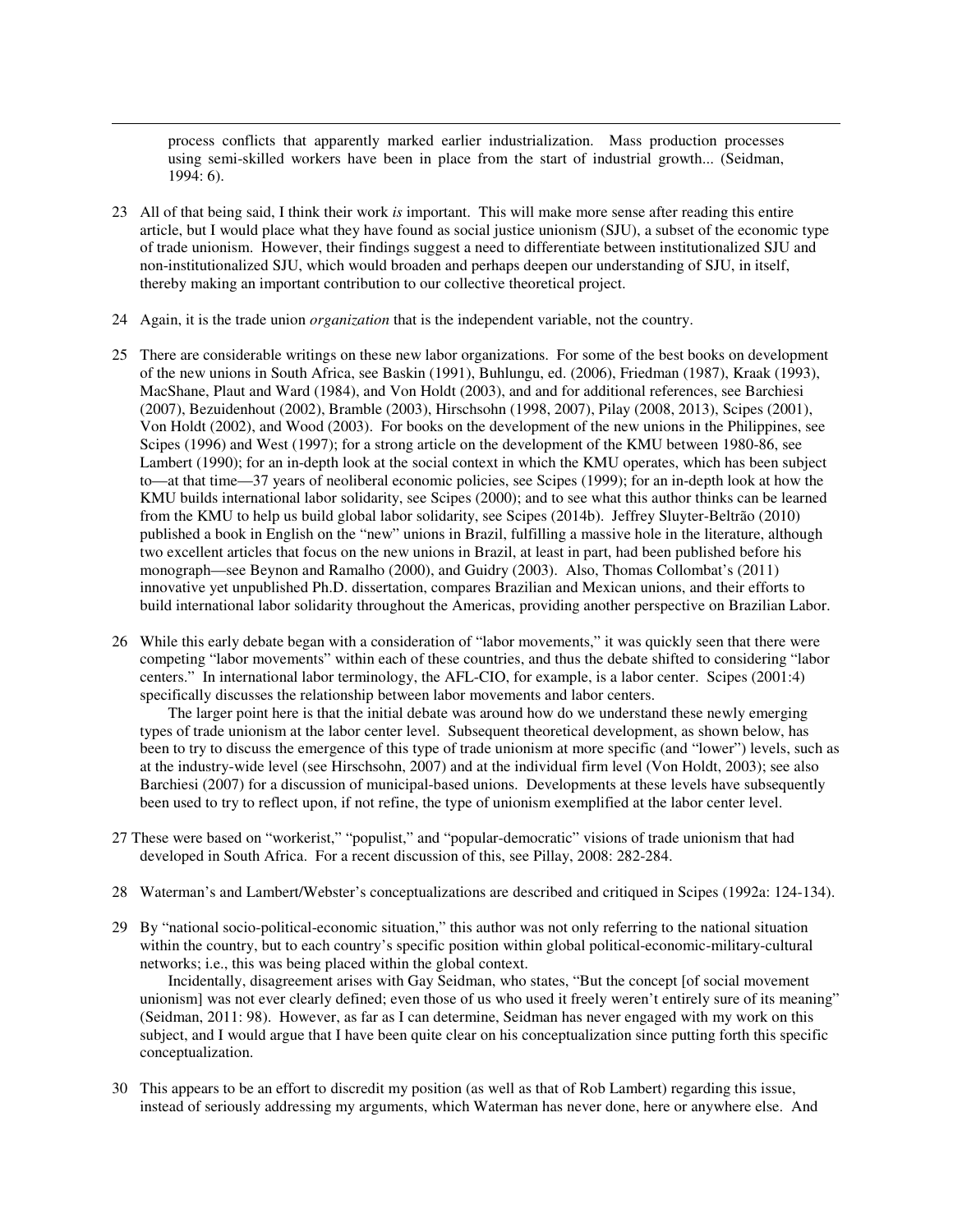process conflicts that apparently marked earlier industrialization. Mass production processes using semi-skilled workers have been in place from the start of industrial growth... (Seidman, 1994: 6).

23 All of that being said, I think their work *is* important. This will make more sense after reading this entire article, but I would place what they have found as social justice unionism (SJU), a subset of the economic type of trade unionism. However, their findings suggest a need to differentiate between institutionalized SJU and non-institutionalized SJU, which would broaden and perhaps deepen our understanding of SJU, in itself, thereby making an important contribution to our collective theoretical project.

24 Again, it is the trade union *organization* that is the independent variable, not the country.

25 There are considerable writings on these new labor organizations. For some of the best books on development of the new unions in South Africa, see Baskin (1991), Buhlungu, ed. (2006), Friedman (1987), Kraak (1993), MacShane, Plaut and Ward (1984), and Von Holdt (2003), and and for additional references, see Barchiesi (2007), Bezuidenhout (2002), Bramble (2003), Hirschsohn (1998, 2007), Pilay (2008, 2013), Scipes (2001), Von Holdt (2002), and Wood (2003). For books on the development of the new unions in the Philippines, see Scipes (1996) and West (1997); for a strong article on the development of the KMU between 1980-86, see Lambert (1990); for an in-depth look at the social context in which the KMU operates, which has been subject to—at that time—37 years of neoliberal economic policies, see Scipes (1999); for an in-depth look at how the KMU builds international labor solidarity, see Scipes (2000); and to see what this author thinks can be learned from the KMU to help us build global labor solidarity, see Scipes (2014b). Jeffrey Sluyter-Beltrão (2010) published a book in English on the "new" unions in Brazil, fulfilling a massive hole in the literature, although two excellent articles that focus on the new unions in Brazil, at least in part, had been published before his monograph—see Beynon and Ramalho (2000), and Guidry (2003). Also, Thomas Collombat's (2011) innovative yet unpublished Ph.D. dissertation, compares Brazilian and Mexican unions, and their efforts to build international labor solidarity throughout the Americas, providing another perspective on Brazilian Labor.

26 While this early debate began with a consideration of "labor movements," it was quickly seen that there were competing "labor movements" within each of these countries, and thus the debate shifted to considering "labor centers." In international labor terminology, the AFL-CIO, for example, is a labor center. Scipes (2001:4) specifically discusses the relationship between labor movements and labor centers.

The larger point here is that the initial debate was around how do we understand these newly emerging types of trade unionism at the labor center level. Subsequent theoretical development, as shown below, has been to try to discuss the emergence of this type of trade unionism at more specific (and "lower") levels, such as at the industry-wide level (see Hirschsohn, 2007) and at the individual firm level (Von Holdt, 2003); see also Barchiesi (2007) for a discussion of municipal-based unions. Developments at these levels have subsequently been used to try to reflect upon, if not refine, the type of unionism exemplified at the labor center level.

27 These were based on "workerist," "populist," and "popular-democratic" visions of trade unionism that had developed in South Africa. For a recent discussion of this, see Pillay, 2008: 282-284.

28 Waterman's and Lambert/Webster's conceptualizations are described and critiqued in Scipes (1992a: 124-134).

29 By "national socio-political-economic situation," this author was not only referring to the national situation within the country, but to each country's specific position within global political-economic-military-cultural networks; i.e., this was being placed within the global context.

Incidentally, disagreement arises with Gay Seidman, who states, "But the concept [of social movement unionism] was not ever clearly defined; even those of us who used it freely weren't entirely sure of its meaning" (Seidman, 2011: 98). However, as far as I can determine, Seidman has never engaged with my work on this subject, and I would argue that I have been quite clear on his conceptualization since putting forth this specific conceptualization.

30 This appears to be an effort to discredit my position (as well as that of Rob Lambert) regarding this issue, instead of seriously addressing my arguments, which Waterman has never done, here or anywhere else. And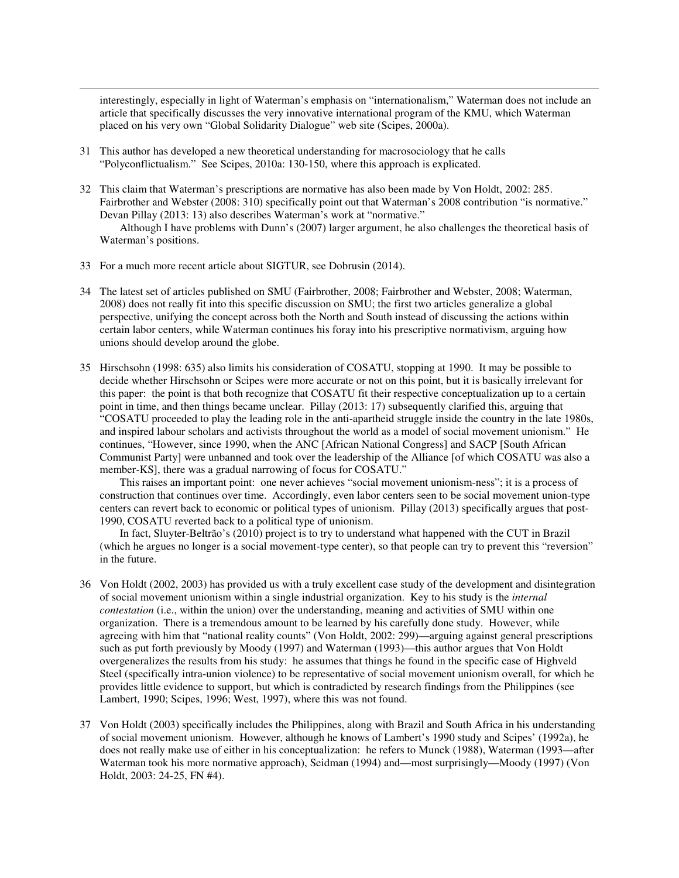interestingly, especially in light of Waterman's emphasis on "internationalism," Waterman does not include an article that specifically discusses the very innovative international program of the KMU, which Waterman placed on his very own "Global Solidarity Dialogue" web site (Scipes, 2000a).

31 This author has developed a new theoretical understanding for macrosociology that he calls "Polyconflictualism." See Scipes, 2010a: 130-150, where this approach is explicated.

32 This claim that Waterman's prescriptions are normative has also been made by Von Holdt, 2002: 285. Fairbrother and Webster (2008: 310) specifically point out that Waterman's 2008 contribution "is normative." Devan Pillay (2013: 13) also describes Waterman's work at "normative."

Although I have problems with Dunn's (2007) larger argument, he also challenges the theoretical basis of Waterman's positions.

33 For a much more recent article about SIGTUR, see Dobrusin (2014).

34 The latest set of articles published on SMU (Fairbrother, 2008; Fairbrother and Webster, 2008; Waterman, 2008) does not really fit into this specific discussion on SMU; the first two articles generalize a global perspective, unifying the concept across both the North and South instead of discussing the actions within certain labor centers, while Waterman continues his foray into his prescriptive normativism, arguing how unions should develop around the globe.

35 Hirschsohn (1998: 635) also limits his consideration of COSATU, stopping at 1990. It may be possible to decide whether Hirschsohn or Scipes were more accurate or not on this point, but it is basically irrelevant for this paper: the point is that both recognize that COSATU fit their respective conceptualization up to a certain point in time, and then things became unclear. Pillay (2013: 17) subsequently clarified this, arguing that "COSATU proceeded to play the leading role in the anti-apartheid struggle inside the country in the late 1980s, and inspired labour scholars and activists throughout the world as a model of social movement unionism." He continues, "However, since 1990, when the ANC [African National Congress] and SACP [South African Communist Party] were unbanned and took over the leadership of the Alliance [of which COSATU was also a member-KS], there was a gradual narrowing of focus for COSATU."

This raises an important point: one never achieves "social movement unionism-ness"; it is a process of construction that continues over time. Accordingly, even labor centers seen to be social movement union-type centers can revert back to economic or political types of unionism. Pillay (2013) specifically argues that post-1990, COSATU reverted back to a political type of unionism.

In fact, Sluyter-Beltrão's (2010) project is to try to understand what happened with the CUT in Brazil (which he argues no longer is a social movement-type center), so that people can try to prevent this "reversion" in the future.

36 Von Holdt (2002, 2003) has provided us with a truly excellent case study of the development and disintegration of social movement unionism within a single industrial organization. Key to his study is the *internal contestation* (i.e., within the union) over the understanding, meaning and activities of SMU within one organization. There is a tremendous amount to be learned by his carefully done study. However, while agreeing with him that "national reality counts" (Von Holdt, 2002: 299)—arguing against general prescriptions such as put forth previously by Moody (1997) and Waterman (1993)—this author argues that Von Holdt overgeneralizes the results from his study: he assumes that things he found in the specific case of Highveld Steel (specifically intra-union violence) to be representative of social movement unionism overall, for which he provides little evidence to support, but which is contradicted by research findings from the Philippines (see Lambert, 1990; Scipes, 1996; West, 1997), where this was not found.

37 Von Holdt (2003) specifically includes the Philippines, along with Brazil and South Africa in his understanding of social movement unionism. However, although he knows of Lambert's 1990 study and Scipes' (1992a), he does not really make use of either in his conceptualization: he refers to Munck (1988), Waterman (1993—after Waterman took his more normative approach), Seidman (1994) and—most surprisingly—Moody (1997) (Von Holdt, 2003: 24-25, FN #4).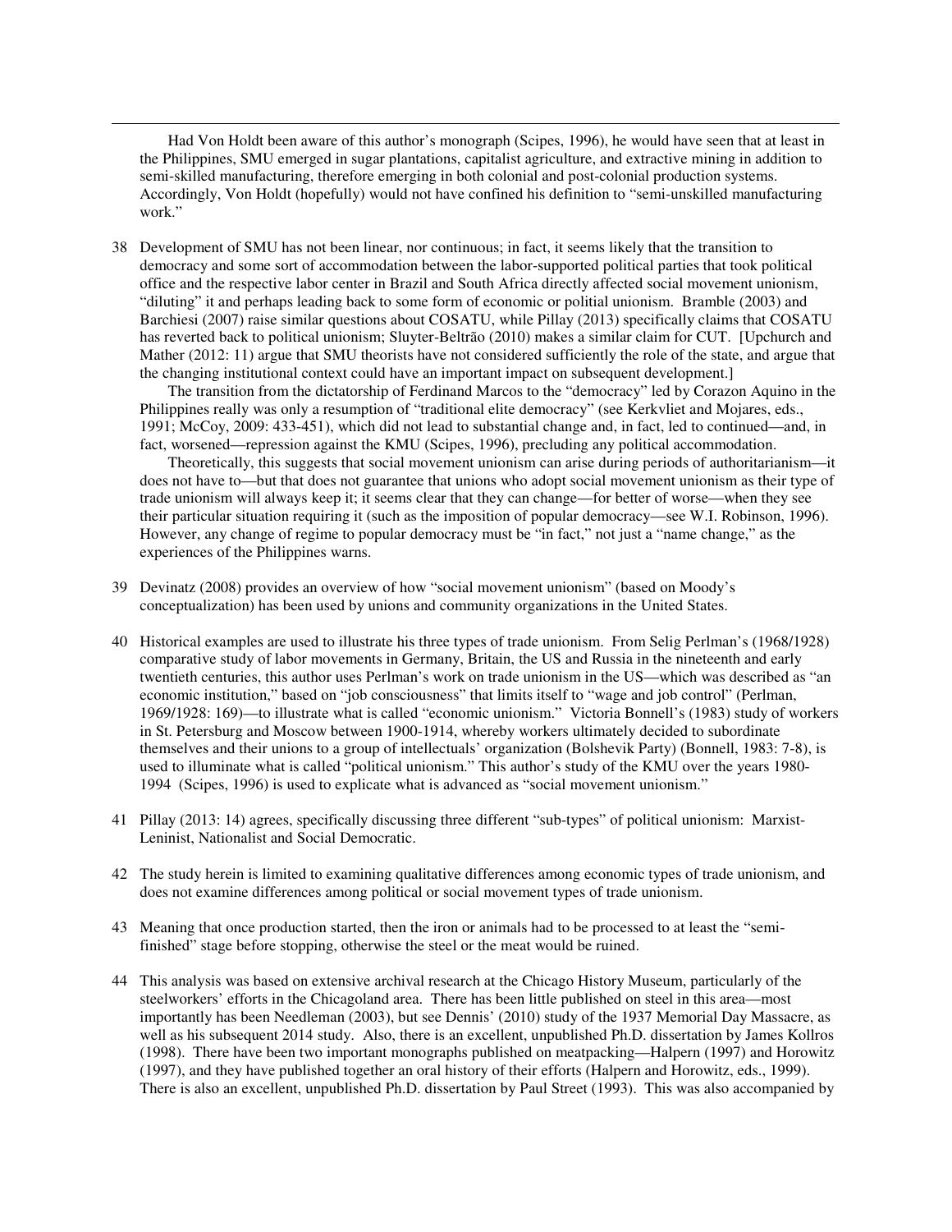Had Von Holdt been aware of this author's monograph (Scipes, 1996), he would have seen that at least in the Philippines, SMU emerged in sugar plantations, capitalist agriculture, and extractive mining in addition to semi-skilled manufacturing, therefore emerging in both colonial and post-colonial production systems. Accordingly, Von Holdt (hopefully) would not have confined his definition to "semi-unskilled manufacturing work."

38 Development of SMU has not been linear, nor continuous; in fact, it seems likely that the transition to democracy and some sort of accommodation between the labor-supported political parties that took political office and the respective labor center in Brazil and South Africa directly affected social movement unionism, "diluting" it and perhaps leading back to some form of economic or politial unionism. Bramble (2003) and Barchiesi (2007) raise similar questions about COSATU, while Pillay (2013) specifically claims that COSATU has reverted back to political unionism; Sluyter-Beltrão (2010) makes a similar claim for CUT. [Upchurch and Mather (2012: 11) argue that SMU theorists have not considered sufficiently the role of the state, and argue that the changing institutional context could have an important impact on subsequent development.]

The transition from the dictatorship of Ferdinand Marcos to the "democracy" led by Corazon Aquino in the Philippines really was only a resumption of "traditional elite democracy" (see Kerkvliet and Mojares, eds., 1991; McCoy, 2009: 433-451), which did not lead to substantial change and, in fact, led to continued—and, in fact, worsened—repression against the KMU (Scipes, 1996), precluding any political accommodation.

Theoretically, this suggests that social movement unionism can arise during periods of authoritarianism—it does not have to—but that does not guarantee that unions who adopt social movement unionism as their type of trade unionism will always keep it; it seems clear that they can change—for better of worse—when they see their particular situation requiring it (such as the imposition of popular democracy—see W.I. Robinson, 1996). However, any change of regime to popular democracy must be "in fact," not just a "name change," as the experiences of the Philippines warns.

39 Devinatz (2008) provides an overview of how "social movement unionism" (based on Moody's conceptualization) has been used by unions and community organizations in the United States.

40 Historical examples are used to illustrate his three types of trade unionism. From Selig Perlman's (1968/1928) comparative study of labor movements in Germany, Britain, the US and Russia in the nineteenth and early twentieth centuries, this author uses Perlman's work on trade unionism in the US—which was described as "an economic institution," based on "job consciousness" that limits itself to "wage and job control" (Perlman, 1969/1928: 169)—to illustrate what is called "economic unionism." Victoria Bonnell's (1983) study of workers in St. Petersburg and Moscow between 1900-1914, whereby workers ultimately decided to subordinate themselves and their unions to a group of intellectuals' organization (Bolshevik Party) (Bonnell, 1983: 7-8), is used to illuminate what is called "political unionism." This author's study of the KMU over the years 1980-1994 (Scipes, 1996) is used to explicate what is advanced as "social movement unionism."

41 Pillay (2013: 14) agrees, specifically discussing three different "sub-types" of political unionism: Marxist-Leninist, Nationalist and Social Democratic.

42 The study herein is limited to examining qualitative differences among economic types of trade unionism, and does not examine differences among political or social movement types of trade unionism.

43 Meaning that once production started, then the iron or animals had to be processed to at least the "semi-finished" stage before stopping, otherwise the steel or the meat would be ruined.

44 This analysis was based on extensive archival research at the Chicago History Museum, particularly of the steelworkers' efforts in the Chicagoland area. There has been little published on steel in this area—most importantly has been Needleman (2003), but see Dennis' (2010) study of the 1937 Memorial Day Massacre, as well as his subsequent 2014 study. Also, there is an excellent, unpublished Ph.D. dissertation by James Kollros (1998). There have been two important monographs published on meatpacking—Halpern (1997) and Horowitz (1997), and they have published together an oral history of their efforts (Halpern and Horowitz, eds., 1999). There is also an excellent, unpublished Ph.D. dissertation by Paul Street (1993). This was also accompanied by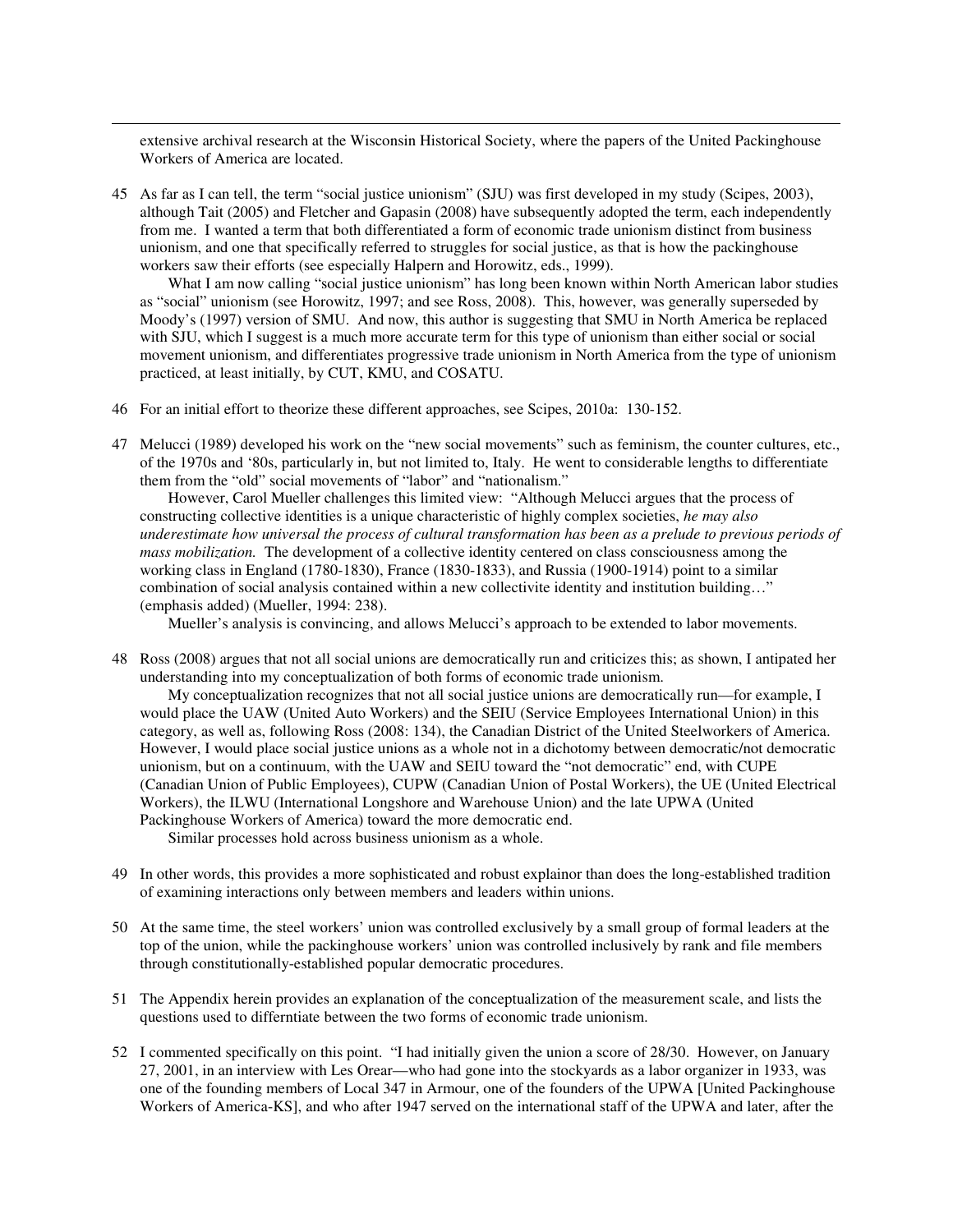extensive archival research at the Wisconsin Historical Society, where the papers of the United Packinghouse Workers of America are located.

45 As far as I can tell, the term "social justice unionism" (SJU) was first developed in my study (Scipes, 2003), although Tait (2005) and Fletcher and Gapasin (2008) have subsequently adopted the term, each independently from me. I wanted a term that both differentiated a form of economic trade unionism distinct from business unionism, and one that specifically referred to struggles for social justice, as that is how the packinghouse workers saw their efforts (see especially Halpern and Horowitz, eds., 1999).

What I am now calling "social justice unionism" has long been known within North American labor studies as "social" unionism (see Horowitz, 1997; and see Ross, 2008). This, however, was generally superseded by Moody's (1997) version of SMU. And now, this author is suggesting that SMU in North America be replaced with SJU, which I suggest is a much more accurate term for this type of unionism than either social or social movement unionism, and differentiates progressive trade unionism in North America from the type of unionism practiced, at least initially, by CUT, KMU, and COSATU.

46 For an initial effort to theorize these different approaches, see Scipes, 2010a: 130-152.

47 Melucci (1989) developed his work on the "new social movements" such as feminism, the counter cultures, etc., of the 1970s and '80s, particularly in, but not limited to, Italy. He went to considerable lengths to differentiate them from the "old" social movements of "labor" and "nationalism."

However, Carol Mueller challenges this limited view: "Although Melucci argues that the process of constructing collective identities is a unique characteristic of highly complex societies, *he may also underestimate how universal the process of cultural transformation has been as a prelude to previous periods of mass mobilization.* The development of a collective identity centered on class consciousness among the working class in England (1780-1830), France (1830-1833), and Russia (1900-1914) point to a similar combination of social analysis contained within a new collectivite identity and institution building…" (emphasis added) (Mueller, 1994: 238).

Mueller's analysis is convincing, and allows Melucci's approach to be extended to labor movements.

48 Ross (2008) argues that not all social unions are democratically run and criticizes this; as shown, I antipated her understanding into my conceptualization of both forms of economic trade unionism.

My conceptualization recognizes that not all social justice unions are democratically run—for example, I would place the UAW (United Auto Workers) and the SEIU (Service Employees International Union) in this category, as well as, following Ross (2008: 134), the Canadian District of the United Steelworkers of America. However, I would place social justice unions as a whole not in a dichotomy between democratic/not democratic unionism, but on a continuum, with the UAW and SEIU toward the "not democratic" end, with CUPE (Canadian Union of Public Employees), CUPW (Canadian Union of Postal Workers), the UE (United Electrical Workers), the ILWU (International Longshore and Warehouse Union) and the late UPWA (United Packinghouse Workers of America) toward the more democratic end.

Similar processes hold across business unionism as a whole.

49 In other words, this provides a more sophisticated and robust explainor than does the long-established tradition of examining interactions only between members and leaders within unions.

50 At the same time, the steel workers' union was controlled exclusively by a small group of formal leaders at the top of the union, while the packinghouse workers' union was controlled inclusively by rank and file members through constitutionally-established popular democratic procedures.

51 The Appendix herein provides an explanation of the conceptualization of the measurement scale, and lists the questions used to differntiate between the two forms of economic trade unionism.

52 I commented specifically on this point. "I had initially given the union a score of 28/30. However, on January 27, 2001, in an interview with Les Orear—who had gone into the stockyards as a labor organizer in 1933, was one of the founding members of Local 347 in Armour, one of the founders of the UPWA [United Packinghouse Workers of America-KS], and who after 1947 served on the international staff of the UPWA and later, after the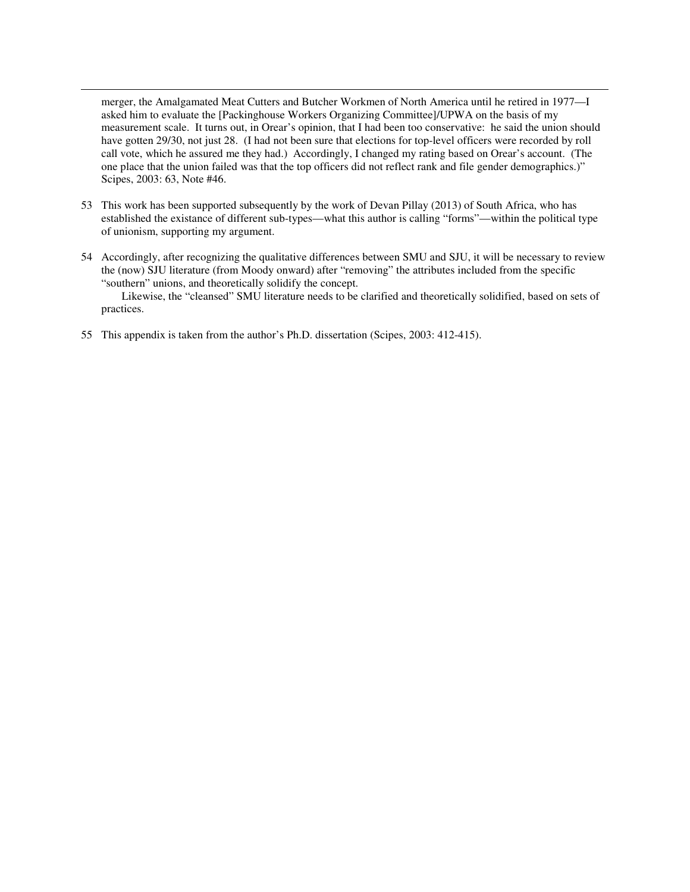merger, the Amalgamated Meat Cutters and Butcher Workmen of North America until he retired in 1977—I asked him to evaluate the [Packinghouse Workers Organizing Committee]/UPWA on the basis of my measurement scale. It turns out, in Orear's opinion, that I had been too conservative: he said the union should have gotten 29/30, not just 28. (I had not been sure that elections for top-level officers were recorded by roll call vote, which he assured me they had.) Accordingly, I changed my rating based on Orear's account. (The one place that the union failed was that the top officers did not reflect rank and file gender demographics.)" Scipes, 2003: 63, Note #46.

53 This work has been supported subsequently by the work of Devan Pillay (2013) of South Africa, who has established the existance of different sub-types—what this author is calling "forms"—within the political type of unionism, supporting my argument.

54 Accordingly, after recognizing the qualitative differences between SMU and SJU, it will be necessary to review the (now) SJU literature (from Moody onward) after "removing" the attributes included from the specific "southern" unions, and theoretically solidify the concept.

Likewise, the "cleansed" SMU literature needs to be clarified and theoretically solidified, based on sets of practices.

55 This appendix is taken from the author's Ph.D. dissertation (Scipes, 2003: 412-415).